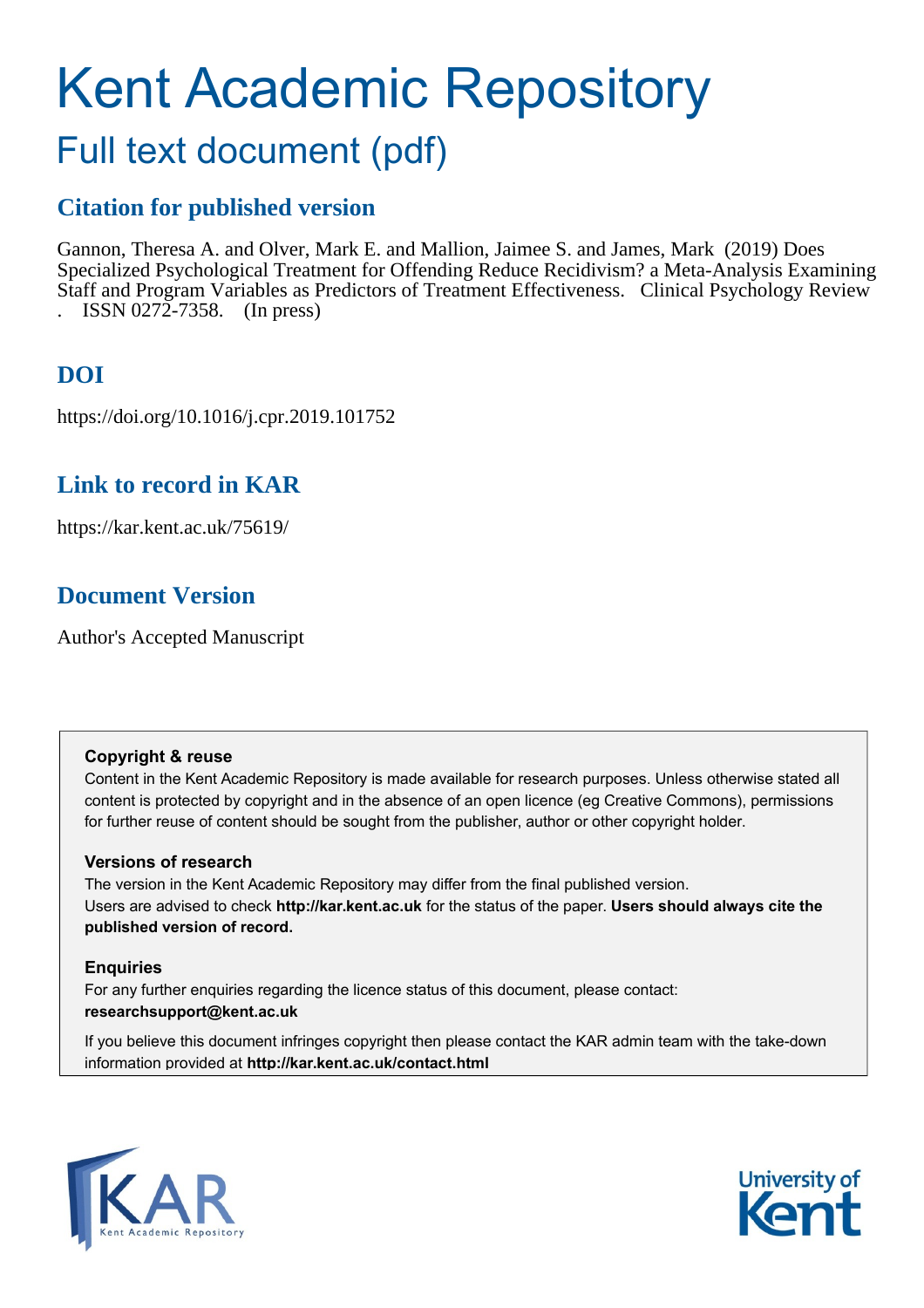# Kent Academic Repository

## Full text document (pdf)

## Citation for published version

Gannon, Theresa A. and Olver, Mark E. and Mallion, Jaimee S. and James, Mark (2019) Does Specialized Psychological Treatment for Offending Reduce Recidivism? a Meta-Analysis Examining Staff and Program Variables as Predictors of Treatment Effectiveness. Clinical Psychology Review . ISSN 0272-7358. (In press)

## DOI

https://doi.org/10.1016/j.cpr.2019.101752

## Link to record in KAR

https://kar.kent.ac.uk/75619/

## Document Version

Author's Accepted Manuscript

**Copyright & reuse**

Content in the Kent Academic Repository is made available for research purposes. Unless otherwise stated all content is protected by copyright and in the absence of an open licence (eg Creative Commons), permissions for further reuse of content should be sought from the publisher, author or other copyright holder.

**Versions of research**

The version in the Kent Academic Repository may differ from the final published version. Users are advised to check **http://kar.kent.ac.uk** for the status of the paper. **Users should always cite the published version of record.**

**Enquiries**

For any further enquiries regarding the licence status of this document, please contact: **researchsupport@kent.ac.uk**

If you believe this document infringes copyright then please contact the KAR admin team with the take-down information provided at **http://kar.kent.ac.uk/contact.html**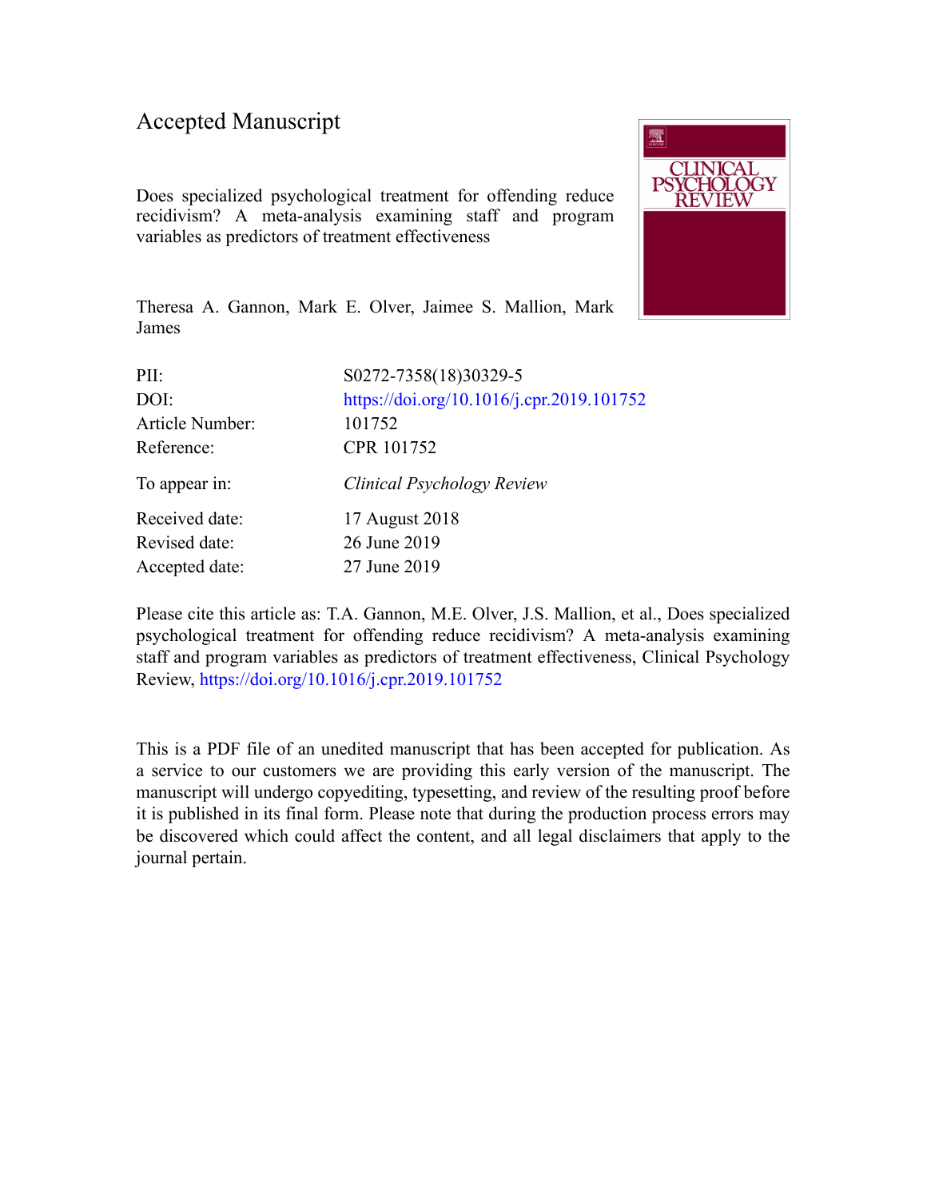# Accepted Manuscript

Does specialized psychological treatment for offending reduce recidivism? A meta-analysis examining staff and program variables as predictors of treatment effectiveness

Theresa A. Gannon, Mark E. Olver, Jaimee S. Mallion, Mark James

| | |
|---|---|
| PII: | S0272-7358(18)30329-5 |
| DOI: | https://doi.org/10.1016/j.cpr.2019.101752 |
| Article Number: | 101752 |
| Reference: | CPR 101752 |
| To appear in: | *Clinical Psychology Review* |
| Received date: | 17 August 2018 |
| Revised date: | 26 June 2019 |
| Accepted date: | 27 June 2019 |

Please cite this article as: T.A. Gannon, M.E. Olver, J.S. Mallion, et al., Does specialized psychological treatment for offending reduce recidivism? A meta-analysis examining staff and program variables as predictors of treatment effectiveness, Clinical Psychology Review, https://doi.org/10.1016/j.cpr.2019.101752

This is a PDF file of an unedited manuscript that has been accepted for publication. As a service to our customers we are providing this early version of the manuscript. The manuscript will undergo copyediting, typesetting, and review of the resulting proof before it is published in its final form. Please note that during the production process errors may be discovered which could affect the content, and all legal disclaimers that apply to the journal pertain.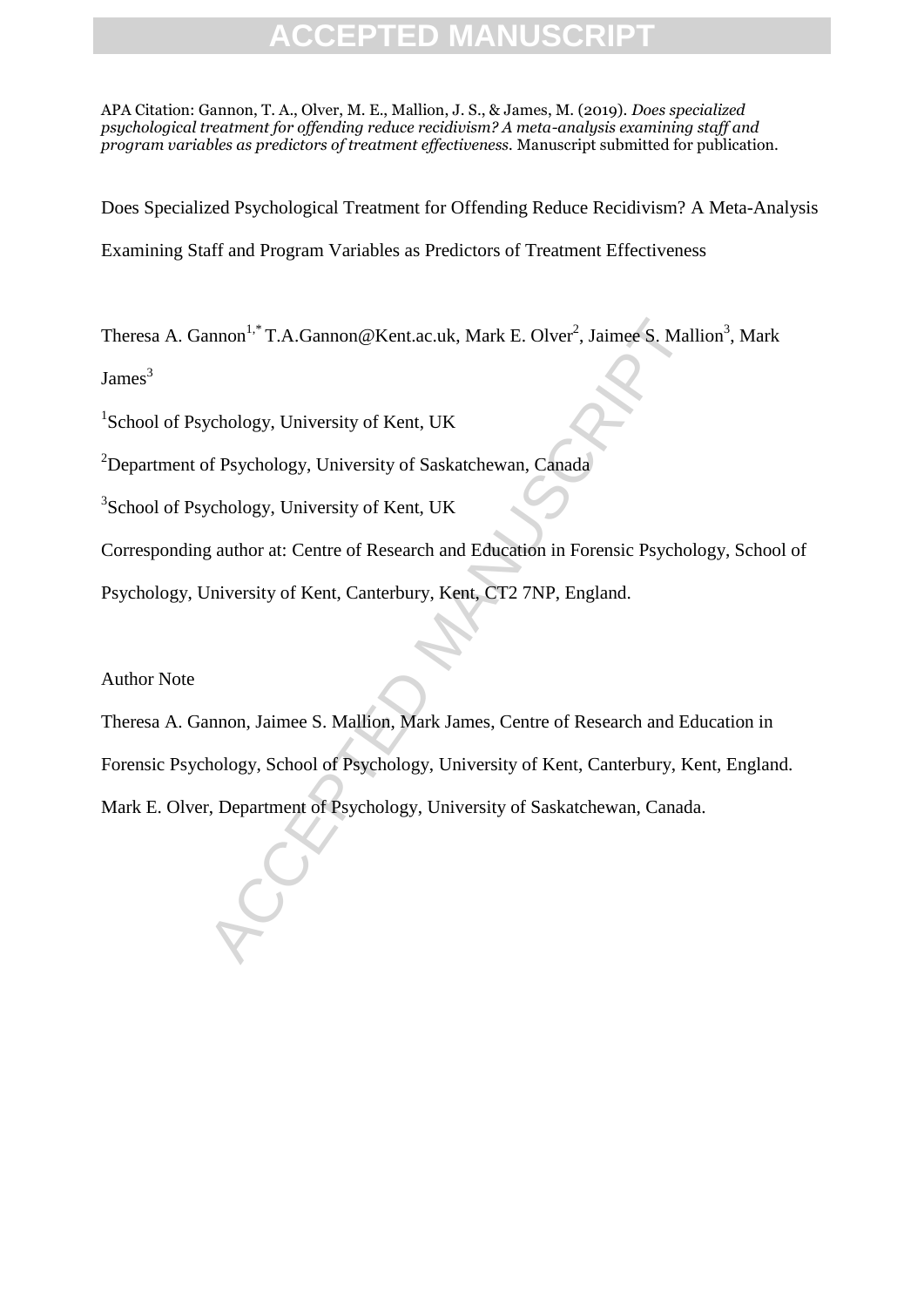APA Citation: Gannon, T. A., Olver, M. E., Mallion, J. S., & James, M. (2019). *Does specialized psychological treatment for offending reduce recidivism? A meta-analysis examining staff and program variables as predictors of treatment effectiveness.* Manuscript submitted for publication.

Does Specialized Psychological Treatment for Offending Reduce Recidivism? A Meta-Analysis Examining Staff and Program Variables as Predictors of Treatment Effectiveness

Theresa A. Gannon[1,*] T.A.Gannon@Kent.ac.uk, Mark E. Olver[2], Jaimee S. Mallion[3], Mark James[3]

[1]School of Psychology, University of Kent, UK

[2]Department of Psychology, University of Saskatchewan, Canada

[3]School of Psychology, University of Kent, UK

Corresponding author at: Centre of Research and Education in Forensic Psychology, School of Psychology, University of Kent, Canterbury, Kent, CT2 7NP, England.

Author Note

Theresa A. Gannon, Jaimee S. Mallion, Mark James, Centre of Research and Education in Forensic Psychology, School of Psychology, University of Kent, Canterbury, Kent, England. Mark E. Olver, Department of Psychology, University of Saskatchewan, Canada.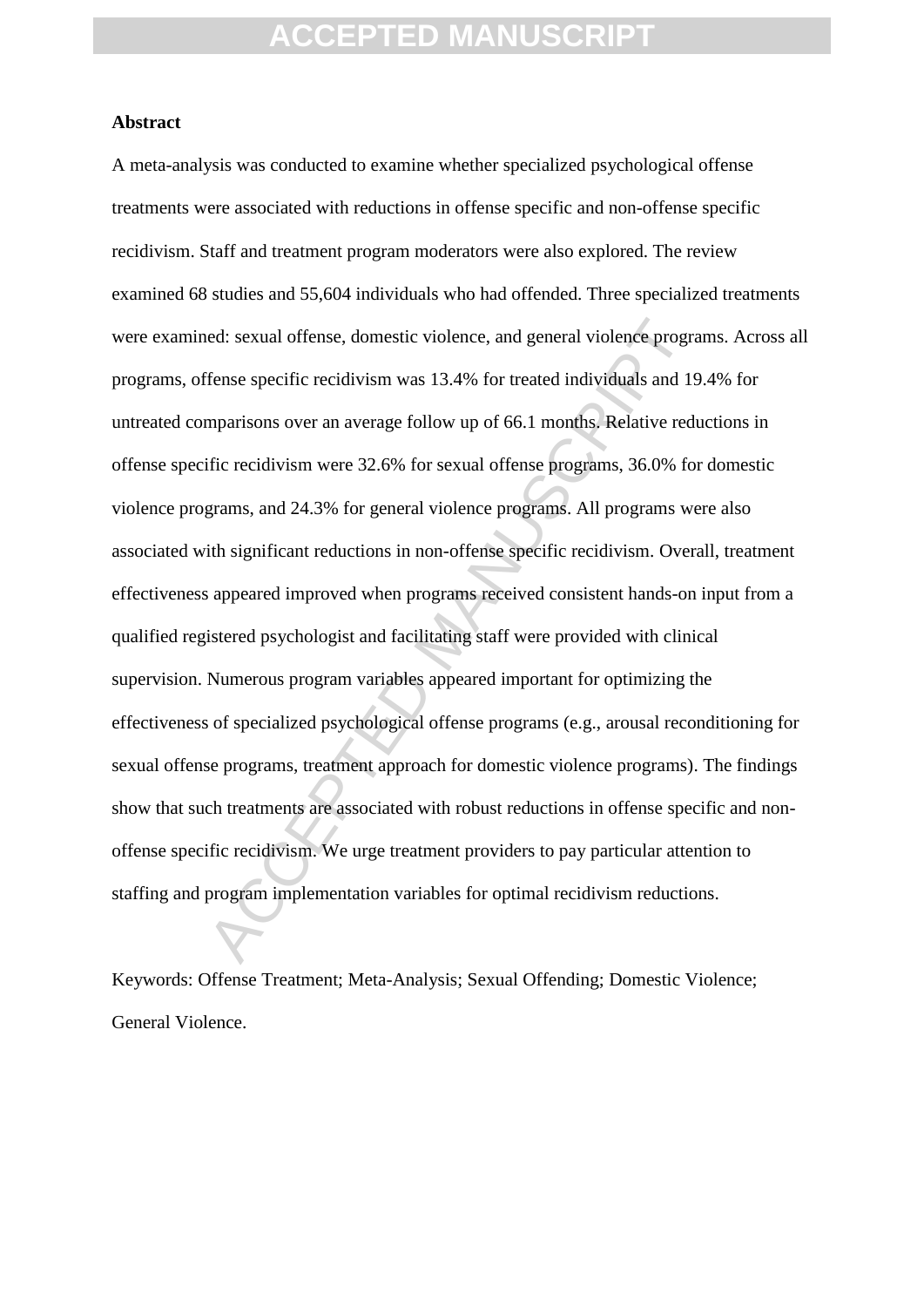**Abstract**

A meta-analysis was conducted to examine whether specialized psychological offense treatments were associated with reductions in offense specific and non-offense specific recidivism. Staff and treatment program moderators were also explored. The review examined 68 studies and 55,604 individuals who had offended. Three specialized treatments were examined: sexual offense, domestic violence, and general violence programs. Across all programs, offense specific recidivism was 13.4% for treated individuals and 19.4% for untreated comparisons over an average follow up of 66.1 months. Relative reductions in offense specific recidivism were 32.6% for sexual offense programs, 36.0% for domestic violence programs, and 24.3% for general violence programs. All programs were also associated with significant reductions in non-offense specific recidivism. Overall, treatment effectiveness appeared improved when programs received consistent hands-on input from a qualified registered psychologist and facilitating staff were provided with clinical supervision. Numerous program variables appeared important for optimizing the effectiveness of specialized psychological offense programs (e.g., arousal reconditioning for sexual offense programs, treatment approach for domestic violence programs). The findings show that such treatments are associated with robust reductions in offense specific and non-offense specific recidivism. We urge treatment providers to pay particular attention to staffing and program implementation variables for optimal recidivism reductions.

Keywords: Offense Treatment; Meta-Analysis; Sexual Offending; Domestic Violence; General Violence.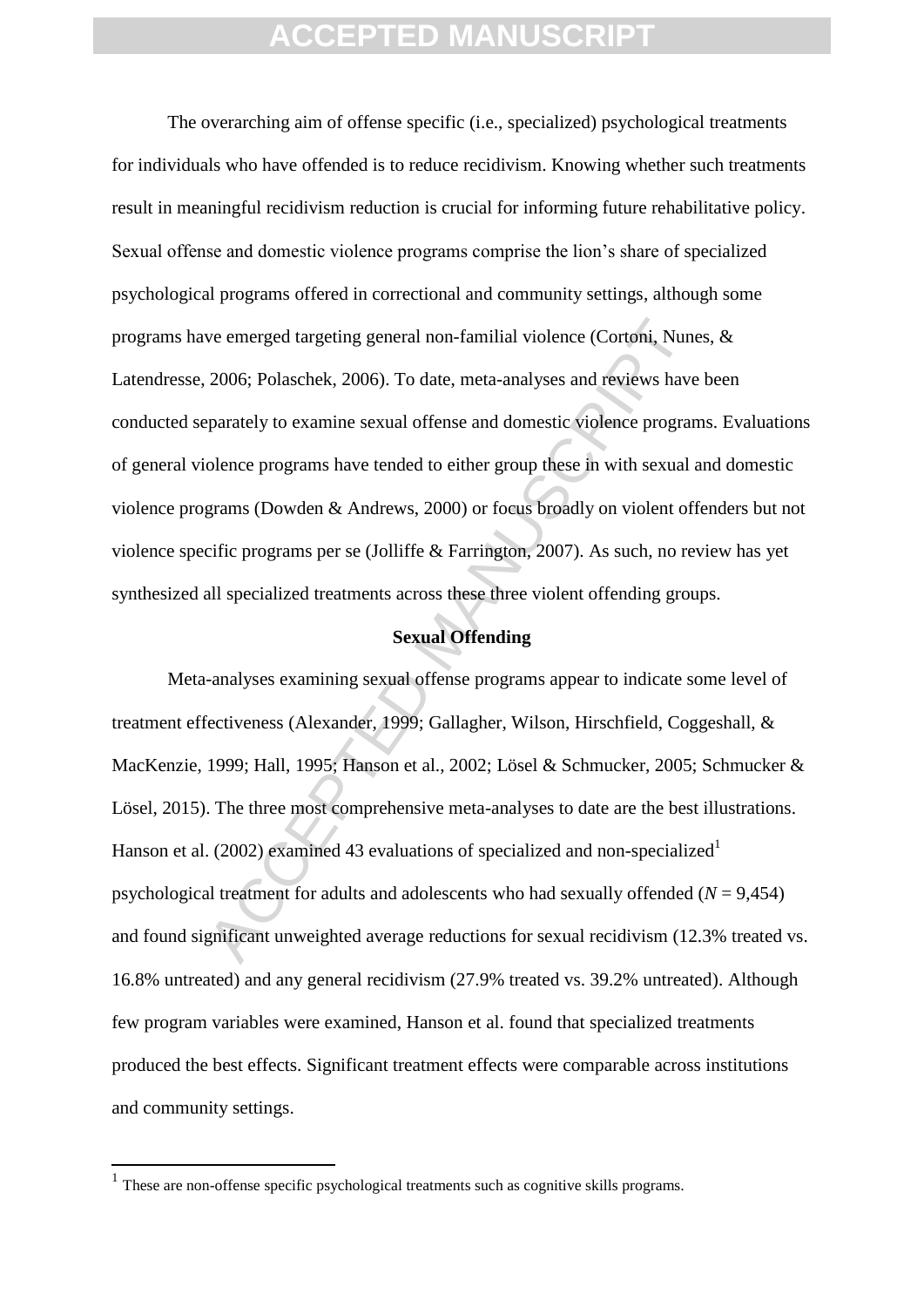The overarching aim of offense specific (i.e., specialized) psychological treatments for individuals who have offended is to reduce recidivism. Knowing whether such treatments result in meaningful recidivism reduction is crucial for informing future rehabilitative policy. Sexual offense and domestic violence programs comprise the lion's share of specialized psychological programs offered in correctional and community settings, although some programs have emerged targeting general non-familial violence (Cortoni, Nunes, & Latendresse, 2006; Polaschek, 2006). To date, meta-analyses and reviews have been conducted separately to examine sexual offense and domestic violence programs. Evaluations of general violence programs have tended to either group these in with sexual and domestic violence programs (Dowden & Andrews, 2000) or focus broadly on violent offenders but not violence specific programs per se (Jolliffe & Farrington, 2007). As such, no review has yet synthesized all specialized treatments across these three violent offending groups.

## Sexual Offending

Meta-analyses examining sexual offense programs appear to indicate some level of treatment effectiveness (Alexander, 1999; Gallagher, Wilson, Hirschfield, Coggeshall, & MacKenzie, 1999; Hall, 1995; Hanson et al., 2002; Lösel & Schmucker, 2005; Schmucker & Lösel, 2015). The three most comprehensive meta-analyses to date are the best illustrations. Hanson et al. (2002) examined 43 evaluations of specialized and non-specialized[1] psychological treatment for adults and adolescents who had sexually offended (*N* = 9,454) and found significant unweighted average reductions for sexual recidivism (12.3% treated vs. 16.8% untreated) and any general recidivism (27.9% treated vs. 39.2% untreated). Although few program variables were examined, Hanson et al. found that specialized treatments produced the best effects. Significant treatment effects were comparable across institutions and community settings.

[1] These are non-offense specific psychological treatments such as cognitive skills programs.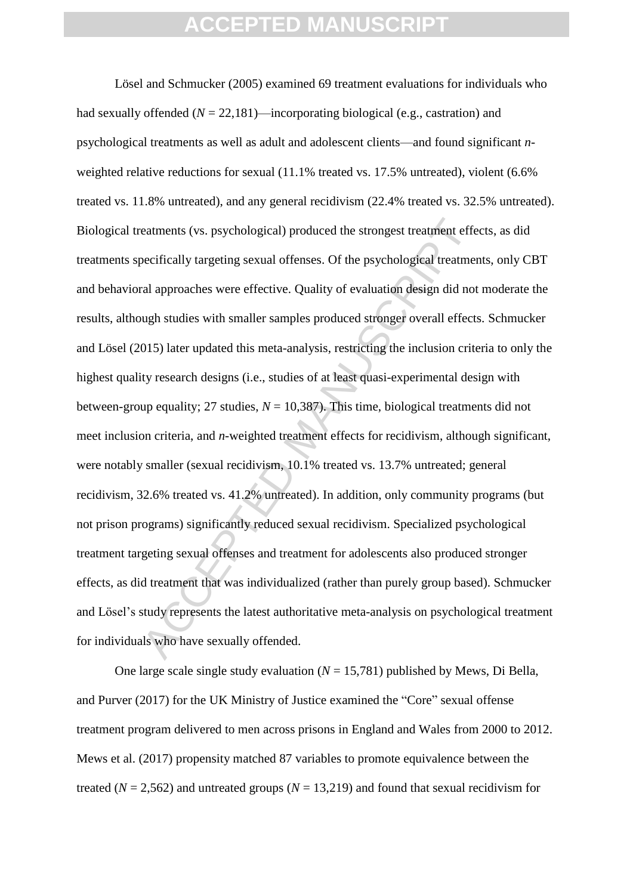Lösel and Schmucker (2005) examined 69 treatment evaluations for individuals who had sexually offended ($N$ = 22,181)—incorporating biological (e.g., castration) and psychological treatments as well as adult and adolescent clients—and found significant *n*-weighted relative reductions for sexual (11.1% treated vs. 17.5% untreated), violent (6.6% treated vs. 11.8% untreated), and any general recidivism (22.4% treated vs. 32.5% untreated). Biological treatments (vs. psychological) produced the strongest treatment effects, as did treatments specifically targeting sexual offenses. Of the psychological treatments, only CBT and behavioral approaches were effective. Quality of evaluation design did not moderate the results, although studies with smaller samples produced stronger overall effects. Schmucker and Lösel (2015) later updated this meta-analysis, restricting the inclusion criteria to only the highest quality research designs (i.e., studies of at least quasi-experimental design with between-group equality; 27 studies, $N$ = 10,387). This time, biological treatments did not meet inclusion criteria, and *n*-weighted treatment effects for recidivism, although significant, were notably smaller (sexual recidivism, 10.1% treated vs. 13.7% untreated; general recidivism, 32.6% treated vs. 41.2% untreated). In addition, only community programs (but not prison programs) significantly reduced sexual recidivism. Specialized psychological treatment targeting sexual offenses and treatment for adolescents also produced stronger effects, as did treatment that was individualized (rather than purely group based). Schmucker and Lösel's study represents the latest authoritative meta-analysis on psychological treatment for individuals who have sexually offended.

One large scale single study evaluation ($N$ = 15,781) published by Mews, Di Bella, and Purver (2017) for the UK Ministry of Justice examined the "Core" sexual offense treatment program delivered to men across prisons in England and Wales from 2000 to 2012. Mews et al. (2017) propensity matched 87 variables to promote equivalence between the treated ($N$ = 2,562) and untreated groups ($N$ = 13,219) and found that sexual recidivism for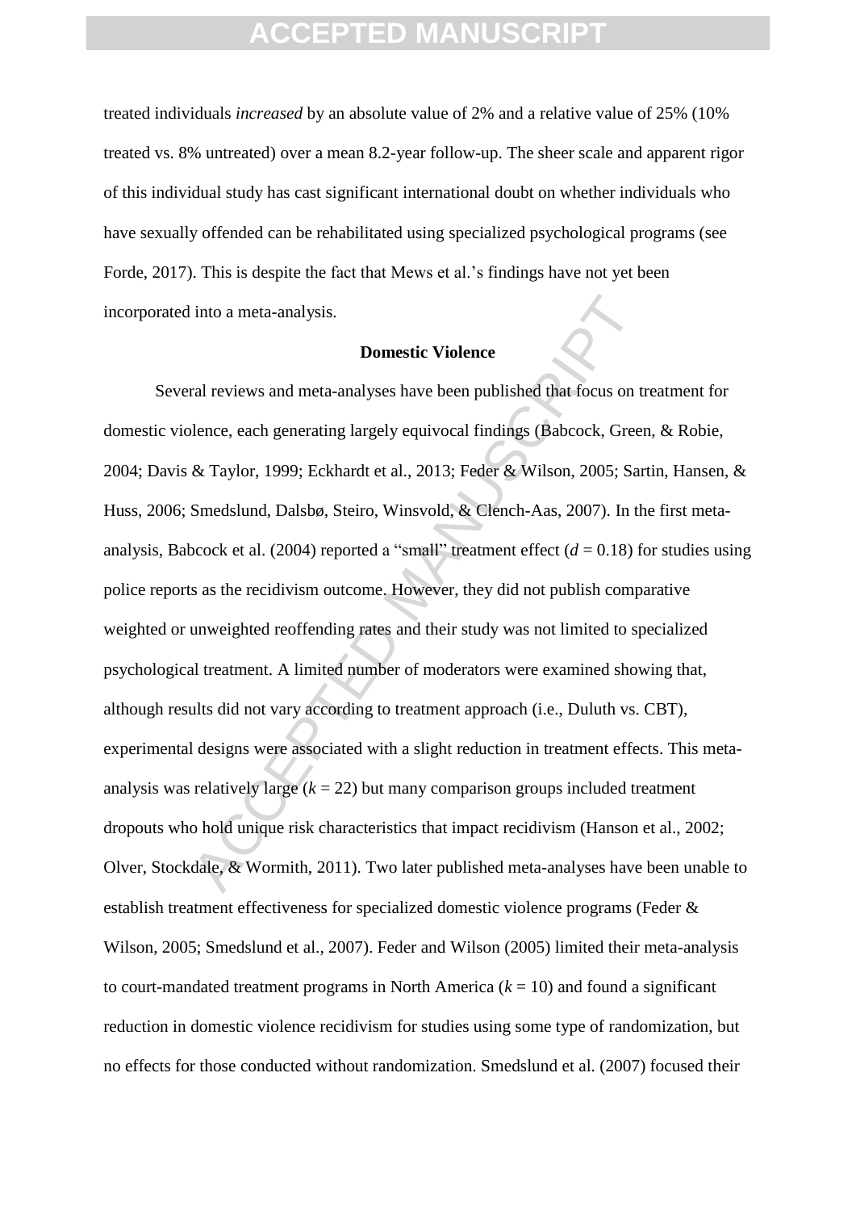treated individuals *increased* by an absolute value of 2% and a relative value of 25% (10% treated vs. 8% untreated) over a mean 8.2-year follow-up. The sheer scale and apparent rigor of this individual study has cast significant international doubt on whether individuals who have sexually offended can be rehabilitated using specialized psychological programs (see Forde, 2017). This is despite the fact that Mews et al.'s findings have not yet been incorporated into a meta-analysis.

### Domestic Violence

Several reviews and meta-analyses have been published that focus on treatment for domestic violence, each generating largely equivocal findings (Babcock, Green, & Robie, 2004; Davis & Taylor, 1999; Eckhardt et al., 2013; Feder & Wilson, 2005; Sartin, Hansen, & Huss, 2006; Smedslund, Dalsbø, Steiro, Winsvold, & Clench-Aas, 2007). In the first meta-analysis, Babcock et al. (2004) reported a "small" treatment effect ($d$ = 0.18) for studies using police reports as the recidivism outcome. However, they did not publish comparative weighted or unweighted reoffending rates and their study was not limited to specialized psychological treatment. A limited number of moderators were examined showing that, although results did not vary according to treatment approach (i.e., Duluth vs. CBT), experimental designs were associated with a slight reduction in treatment effects. This meta-analysis was relatively large ($k$ = 22) but many comparison groups included treatment dropouts who hold unique risk characteristics that impact recidivism (Hanson et al., 2002; Olver, Stockdale, & Wormith, 2011). Two later published meta-analyses have been unable to establish treatment effectiveness for specialized domestic violence programs (Feder & Wilson, 2005; Smedslund et al., 2007). Feder and Wilson (2005) limited their meta-analysis to court-mandated treatment programs in North America ($k$ = 10) and found a significant reduction in domestic violence recidivism for studies using some type of randomization, but no effects for those conducted without randomization. Smedslund et al. (2007) focused their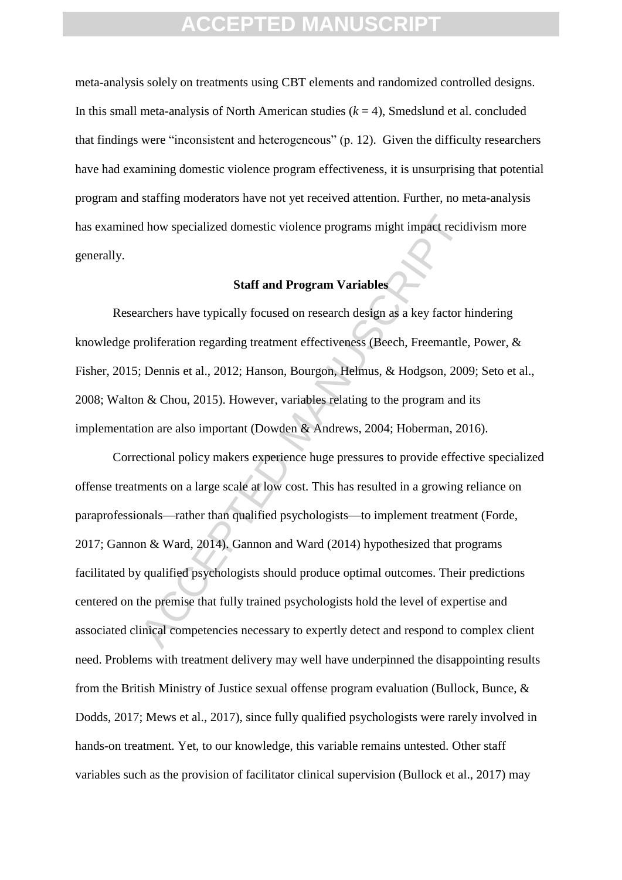meta-analysis solely on treatments using CBT elements and randomized controlled designs. In this small meta-analysis of North American studies ($k = 4$), Smedslund et al. concluded that findings were "inconsistent and heterogeneous" (p. 12). Given the difficulty researchers have had examining domestic violence program effectiveness, it is unsurprising that potential program and staffing moderators have not yet received attention. Further, no meta-analysis has examined how specialized domestic violence programs might impact recidivism more generally.

## Staff and Program Variables

Researchers have typically focused on research design as a key factor hindering knowledge proliferation regarding treatment effectiveness (Beech, Freemantle, Power, & Fisher, 2015; Dennis et al., 2012; Hanson, Bourgon, Helmus, & Hodgson, 2009; Seto et al., 2008; Walton & Chou, 2015). However, variables relating to the program and its implementation are also important (Dowden & Andrews, 2004; Hoberman, 2016).

Correctional policy makers experience huge pressures to provide effective specialized offense treatments on a large scale at low cost. This has resulted in a growing reliance on paraprofessionals—rather than qualified psychologists—to implement treatment (Forde, 2017; Gannon & Ward, 2014). Gannon and Ward (2014) hypothesized that programs facilitated by qualified psychologists should produce optimal outcomes. Their predictions centered on the premise that fully trained psychologists hold the level of expertise and associated clinical competencies necessary to expertly detect and respond to complex client need. Problems with treatment delivery may well have underpinned the disappointing results from the British Ministry of Justice sexual offense program evaluation (Bullock, Bunce, & Dodds, 2017; Mews et al., 2017), since fully qualified psychologists were rarely involved in hands-on treatment. Yet, to our knowledge, this variable remains untested. Other staff variables such as the provision of facilitator clinical supervision (Bullock et al., 2017) may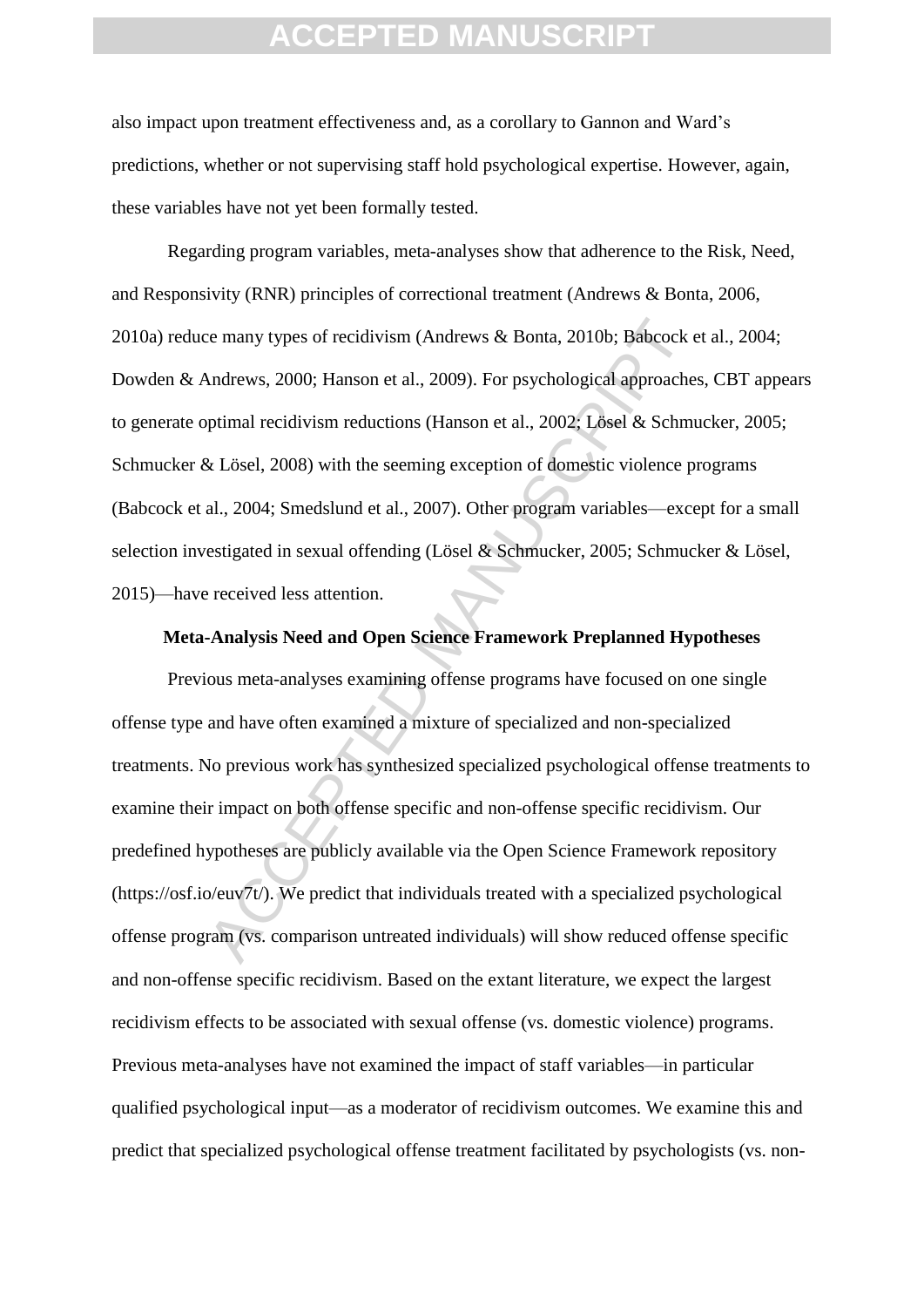also impact upon treatment effectiveness and, as a corollary to Gannon and Ward's predictions, whether or not supervising staff hold psychological expertise. However, again, these variables have not yet been formally tested.

Regarding program variables, meta-analyses show that adherence to the Risk, Need, and Responsivity (RNR) principles of correctional treatment (Andrews & Bonta, 2006, 2010a) reduce many types of recidivism (Andrews & Bonta, 2010b; Babcock et al., 2004; Dowden & Andrews, 2000; Hanson et al., 2009). For psychological approaches, CBT appears to generate optimal recidivism reductions (Hanson et al., 2002; Lösel & Schmucker, 2005; Schmucker & Lösel, 2008) with the seeming exception of domestic violence programs (Babcock et al., 2004; Smedslund et al., 2007). Other program variables—except for a small selection investigated in sexual offending (Lösel & Schmucker, 2005; Schmucker & Lösel, 2015)—have received less attention.

## Meta-Analysis Need and Open Science Framework Preplanned Hypotheses

Previous meta-analyses examining offense programs have focused on one single offense type and have often examined a mixture of specialized and non-specialized treatments. No previous work has synthesized specialized psychological offense treatments to examine their impact on both offense specific and non-offense specific recidivism. Our predefined hypotheses are publicly available via the Open Science Framework repository (https://osf.io/euv7t/). We predict that individuals treated with a specialized psychological offense program (vs. comparison untreated individuals) will show reduced offense specific and non-offense specific recidivism. Based on the extant literature, we expect the largest recidivism effects to be associated with sexual offense (vs. domestic violence) programs. Previous meta-analyses have not examined the impact of staff variables—in particular qualified psychological input—as a moderator of recidivism outcomes. We examine this and predict that specialized psychological offense treatment facilitated by psychologists (vs. non-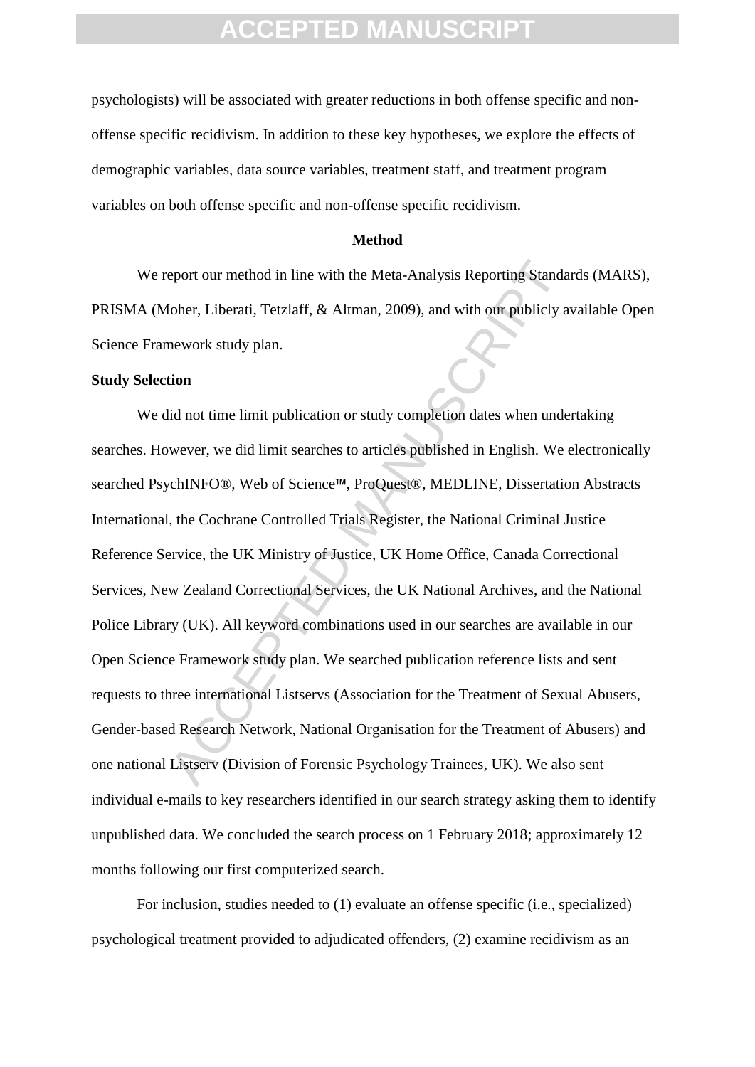psychologists) will be associated with greater reductions in both offense specific and non-offense specific recidivism. In addition to these key hypotheses, we explore the effects of demographic variables, data source variables, treatment staff, and treatment program variables on both offense specific and non-offense specific recidivism.

## Method

We report our method in line with the Meta-Analysis Reporting Standards (MARS), PRISMA (Moher, Liberati, Tetzlaff, & Altman, 2009), and with our publicly available Open Science Framework study plan.

### Study Selection

We did not time limit publication or study completion dates when undertaking searches. However, we did limit searches to articles published in English. We electronically searched PsychINFO®, Web of Science™, ProQuest®, MEDLINE, Dissertation Abstracts International, the Cochrane Controlled Trials Register, the National Criminal Justice Reference Service, the UK Ministry of Justice, UK Home Office, Canada Correctional Services, New Zealand Correctional Services, the UK National Archives, and the National Police Library (UK). All keyword combinations used in our searches are available in our Open Science Framework study plan. We searched publication reference lists and sent requests to three international Listservs (Association for the Treatment of Sexual Abusers, Gender-based Research Network, National Organisation for the Treatment of Abusers) and one national Listserv (Division of Forensic Psychology Trainees, UK). We also sent individual e-mails to key researchers identified in our search strategy asking them to identify unpublished data. We concluded the search process on 1 February 2018; approximately 12 months following our first computerized search.

For inclusion, studies needed to (1) evaluate an offense specific (i.e., specialized) psychological treatment provided to adjudicated offenders, (2) examine recidivism as an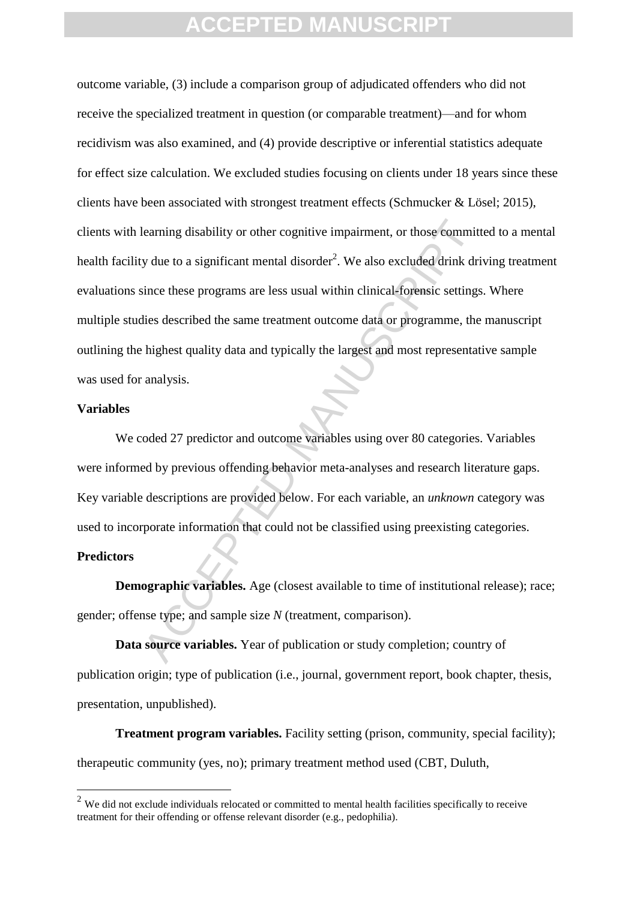outcome variable, (3) include a comparison group of adjudicated offenders who did not receive the specialized treatment in question (or comparable treatment)—and for whom recidivism was also examined, and (4) provide descriptive or inferential statistics adequate for effect size calculation. We excluded studies focusing on clients under 18 years since these clients have been associated with strongest treatment effects (Schmucker & Lösel; 2015), clients with learning disability or other cognitive impairment, or those committed to a mental health facility due to a significant mental disorder[2]. We also excluded drink driving treatment evaluations since these programs are less usual within clinical-forensic settings. Where multiple studies described the same treatment outcome data or programme, the manuscript outlining the highest quality data and typically the largest and most representative sample was used for analysis.

**Variables**

We coded 27 predictor and outcome variables using over 80 categories. Variables were informed by previous offending behavior meta-analyses and research literature gaps. Key variable descriptions are provided below. For each variable, an *unknown* category was used to incorporate information that could not be classified using preexisting categories.

**Predictors**

**Demographic variables.** Age (closest available to time of institutional release); race; gender; offense type; and sample size *N* (treatment, comparison).

**Data source variables.** Year of publication or study completion; country of publication origin; type of publication (i.e., journal, government report, book chapter, thesis, presentation, unpublished).

**Treatment program variables.** Facility setting (prison, community, special facility); therapeutic community (yes, no); primary treatment method used (CBT, Duluth,

[2] We did not exclude individuals relocated or committed to mental health facilities specifically to receive treatment for their offending or offense relevant disorder (e.g., pedophilia).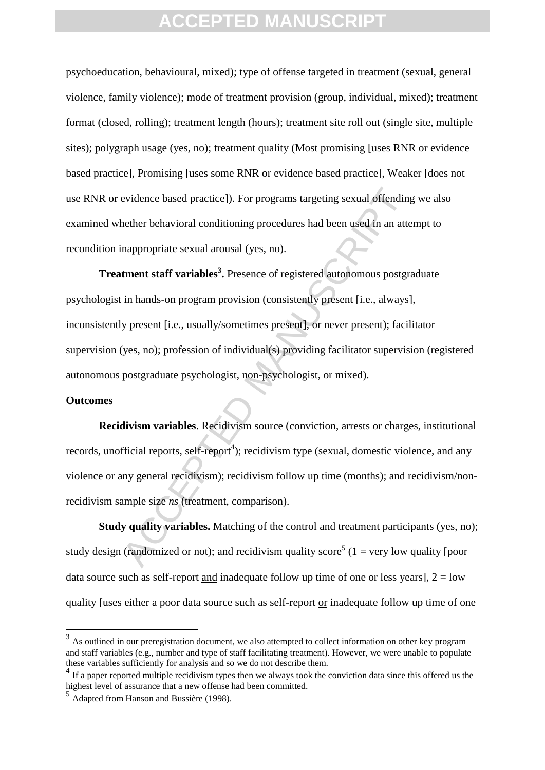psychoeducation, behavioural, mixed); type of offense targeted in treatment (sexual, general violence, family violence); mode of treatment provision (group, individual, mixed); treatment format (closed, rolling); treatment length (hours); treatment site roll out (single site, multiple sites); polygraph usage (yes, no); treatment quality (Most promising [uses RNR or evidence based practice], Promising [uses some RNR or evidence based practice], Weaker [does not use RNR or evidence based practice]). For programs targeting sexual offending we also examined whether behavioral conditioning procedures had been used in an attempt to recondition inappropriate sexual arousal (yes, no).

**Treatment staff variables[3].** Presence of registered autonomous postgraduate psychologist in hands-on program provision (consistently present [i.e., always], inconsistently present [i.e., usually/sometimes present], or never present); facilitator supervision (yes, no); profession of individual(s) providing facilitator supervision (registered autonomous postgraduate psychologist, non-psychologist, or mixed).

**Outcomes**

**Recidivism variables**. Recidivism source (conviction, arrests or charges, institutional records, unofficial reports, self-report[4]); recidivism type (sexual, domestic violence, and any violence or any general recidivism); recidivism follow up time (months); and recidivism/non-recidivism sample size *ns* (treatment, comparison).

**Study quality variables.** Matching of the control and treatment participants (yes, no); study design (randomized or not); and recidivism quality score[5] (1 = very low quality [poor data source such as self-report <u>and</u> inadequate follow up time of one or less years], 2 = low quality [uses either a poor data source such as self-report <u>or</u> inadequate follow up time of one

---

[3] As outlined in our preregistration document, we also attempted to collect information on other key program and staff variables (e.g., number and type of staff facilitating treatment). However, we were unable to populate these variables sufficiently for analysis and so we do not describe them.

[4] If a paper reported multiple recidivism types then we always took the conviction data since this offered us the highest level of assurance that a new offense had been committed.

[5] Adapted from Hanson and Bussière (1998).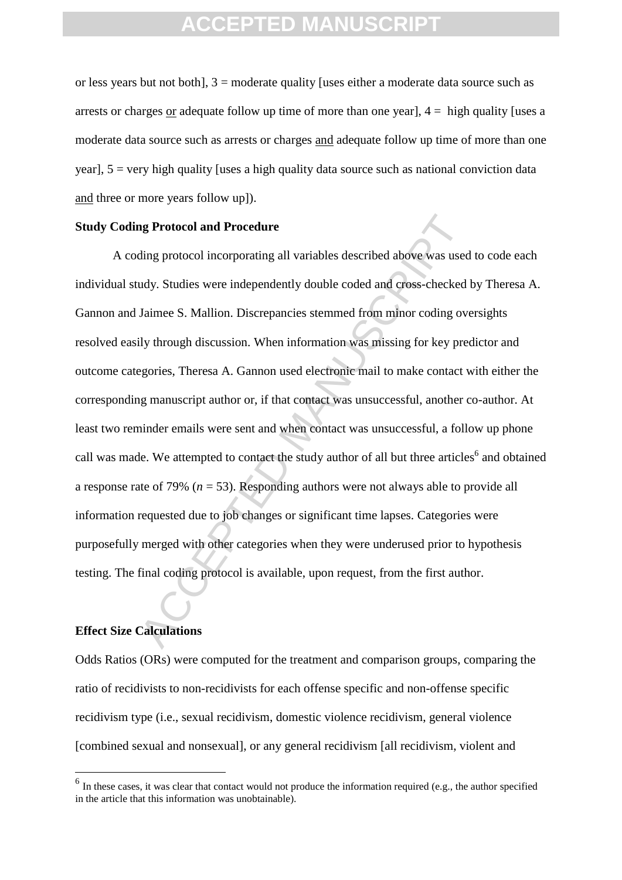or less years but not both], 3 = moderate quality [uses either a moderate data source such as arrests or charges or adequate follow up time of more than one year], 4 = high quality [uses a moderate data source such as arrests or charges and adequate follow up time of more than one year], 5 = very high quality [uses a high quality data source such as national conviction data and three or more years follow up]).

**Study Coding Protocol and Procedure**

A coding protocol incorporating all variables described above was used to code each individual study. Studies were independently double coded and cross-checked by Theresa A. Gannon and Jaimee S. Mallion. Discrepancies stemmed from minor coding oversights resolved easily through discussion. When information was missing for key predictor and outcome categories, Theresa A. Gannon used electronic mail to make contact with either the corresponding manuscript author or, if that contact was unsuccessful, another co-author. At least two reminder emails were sent and when contact was unsuccessful, a follow up phone call was made. We attempted to contact the study author of all but three articles[6] and obtained a response rate of 79% ($n$ = 53). Responding authors were not always able to provide all information requested due to job changes or significant time lapses. Categories were purposefully merged with other categories when they were underused prior to hypothesis testing. The final coding protocol is available, upon request, from the first author.

**Effect Size Calculations**

Odds Ratios (ORs) were computed for the treatment and comparison groups, comparing the ratio of recidivists to non-recidivists for each offense specific and non-offense specific recidivism type (i.e., sexual recidivism, domestic violence recidivism, general violence [combined sexual and nonsexual], or any general recidivism [all recidivism, violent and

[6] In these cases, it was clear that contact would not produce the information required (e.g., the author specified in the article that this information was unobtainable).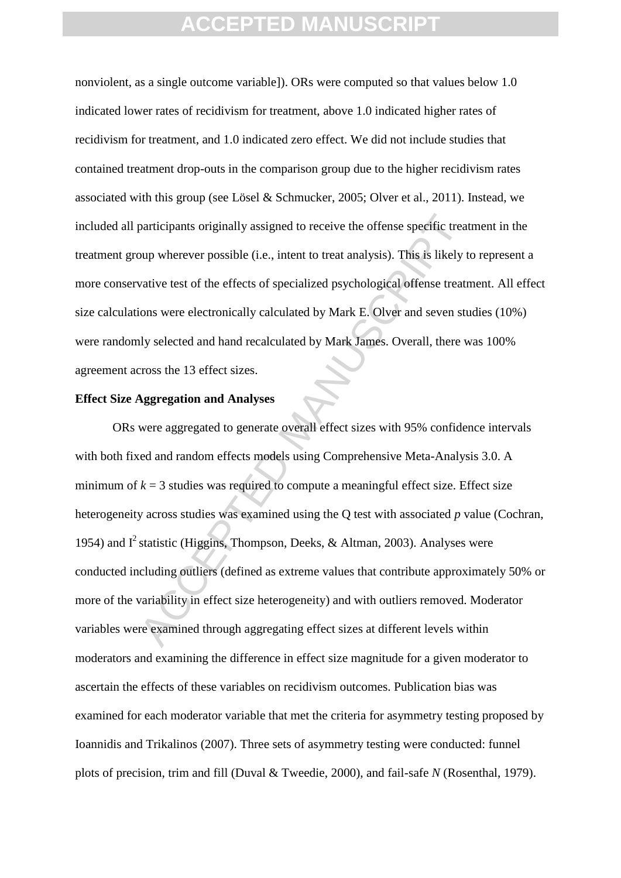nonviolent, as a single outcome variable]). ORs were computed so that values below 1.0 indicated lower rates of recidivism for treatment, above 1.0 indicated higher rates of recidivism for treatment, and 1.0 indicated zero effect. We did not include studies that contained treatment drop-outs in the comparison group due to the higher recidivism rates associated with this group (see Lösel & Schmucker, 2005; Olver et al., 2011). Instead, we included all participants originally assigned to receive the offense specific treatment in the treatment group wherever possible (i.e., intent to treat analysis). This is likely to represent a more conservative test of the effects of specialized psychological offense treatment. All effect size calculations were electronically calculated by Mark E. Olver and seven studies (10%) were randomly selected and hand recalculated by Mark James. Overall, there was 100% agreement across the 13 effect sizes.

**Effect Size Aggregation and Analyses**

ORs were aggregated to generate overall effect sizes with 95% confidence intervals with both fixed and random effects models using Comprehensive Meta-Analysis 3.0. A minimum of $k = 3$ studies was required to compute a meaningful effect size. Effect size heterogeneity across studies was examined using the Q test with associated $p$ value (Cochran, 1954) and $I^2$ statistic (Higgins, Thompson, Deeks, & Altman, 2003). Analyses were conducted including outliers (defined as extreme values that contribute approximately 50% or more of the variability in effect size heterogeneity) and with outliers removed. Moderator variables were examined through aggregating effect sizes at different levels within moderators and examining the difference in effect size magnitude for a given moderator to ascertain the effects of these variables on recidivism outcomes. Publication bias was examined for each moderator variable that met the criteria for asymmetry testing proposed by Ioannidis and Trikalinos (2007). Three sets of asymmetry testing were conducted: funnel plots of precision, trim and fill (Duval & Tweedie, 2000), and fail-safe *N* (Rosenthal, 1979).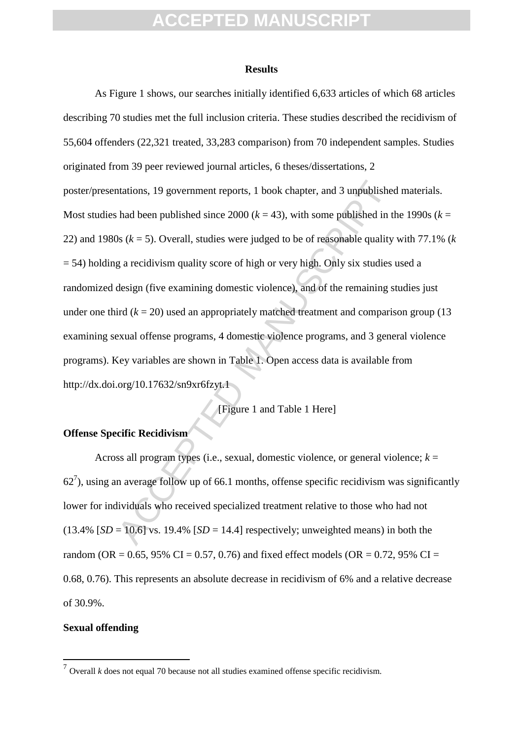## Results

As Figure 1 shows, our searches initially identified 6,633 articles of which 68 articles describing 70 studies met the full inclusion criteria. These studies described the recidivism of 55,604 offenders (22,321 treated, 33,283 comparison) from 70 independent samples. Studies originated from 39 peer reviewed journal articles, 6 theses/dissertations, 2 poster/presentations, 19 government reports, 1 book chapter, and 3 unpublished materials. Most studies had been published since 2000 ($k$ = 43), with some published in the 1990s ($k$ = 22) and 1980s ($k$ = 5). Overall, studies were judged to be of reasonable quality with 77.1% ($k$ = 54) holding a recidivism quality score of high or very high. Only six studies used a randomized design (five examining domestic violence), and of the remaining studies just under one third ($k$ = 20) used an appropriately matched treatment and comparison group (13 examining sexual offense programs, 4 domestic violence programs, and 3 general violence programs). Key variables are shown in Table 1. Open access data is available from http://dx.doi.org/10.17632/sn9xr6fzyt.1

[Figure 1 and Table 1 Here]

### Offense Specific Recidivism

Across all program types (i.e., sexual, domestic violence, or general violence; $k$ = 62[7]), using an average follow up of 66.1 months, offense specific recidivism was significantly lower for individuals who received specialized treatment relative to those who had not (13.4% [$SD$ = 10.6] vs. 19.4% [$SD$ = 14.4] respectively; unweighted means) in both the random (OR = 0.65, 95% CI = 0.57, 0.76) and fixed effect models (OR = 0.72, 95% CI = 0.68, 0.76). This represents an absolute decrease in recidivism of 6% and a relative decrease of 30.9%.

### Sexual offending

[7] Overall $k$ does not equal 70 because not all studies examined offense specific recidivism.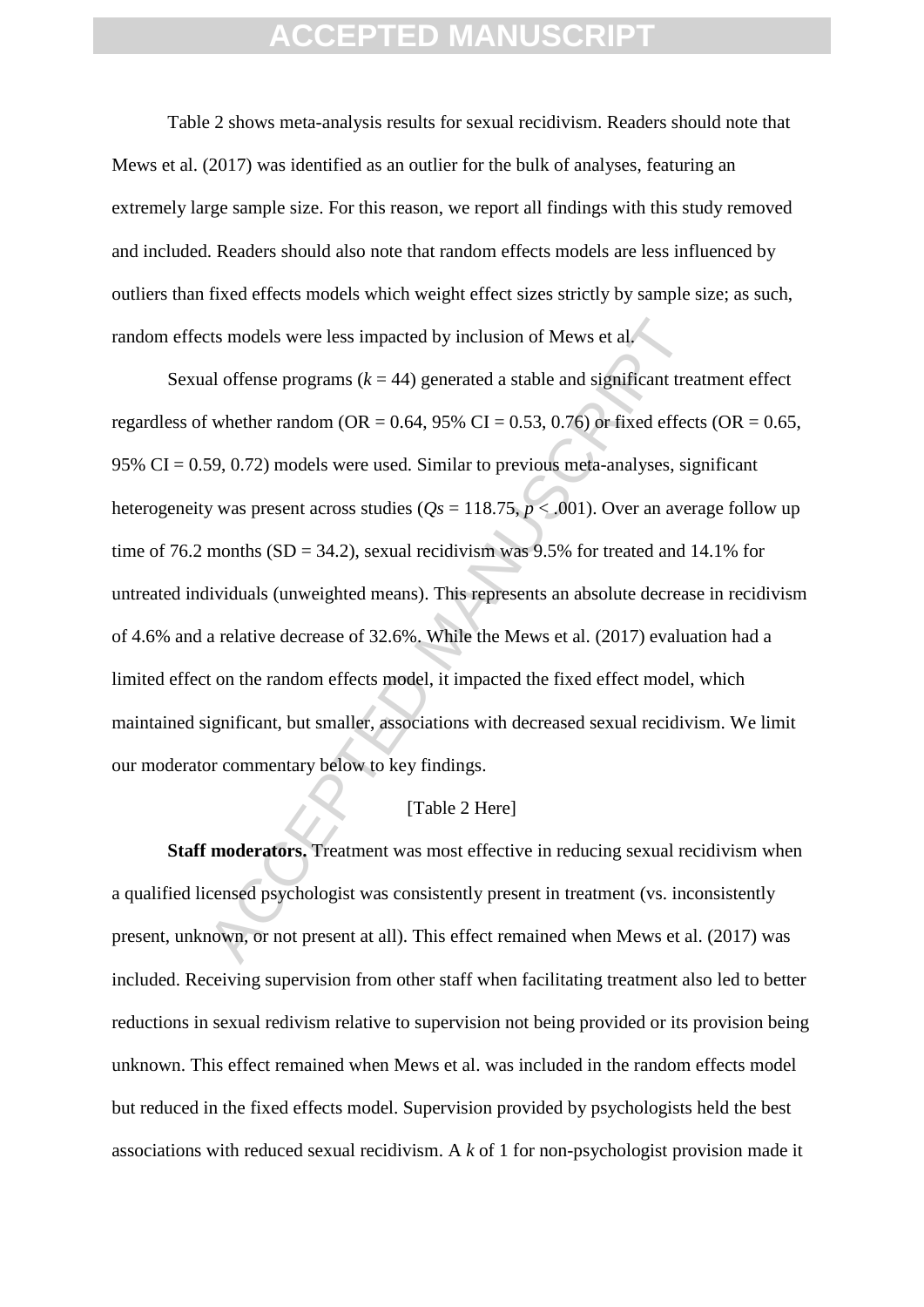Table 2 shows meta-analysis results for sexual recidivism. Readers should note that Mews et al. (2017) was identified as an outlier for the bulk of analyses, featuring an extremely large sample size. For this reason, we report all findings with this study removed and included. Readers should also note that random effects models are less influenced by outliers than fixed effects models which weight effect sizes strictly by sample size; as such, random effects models were less impacted by inclusion of Mews et al.

Sexual offense programs ($k$ = 44) generated a stable and significant treatment effect regardless of whether random (OR = 0.64, 95% CI = 0.53, 0.76) or fixed effects (OR = 0.65, 95% CI = 0.59, 0.72) models were used. Similar to previous meta-analyses, significant heterogeneity was present across studies ($Qs$ = 118.75, $p < .001$). Over an average follow up time of 76.2 months (SD = 34.2), sexual recidivism was 9.5% for treated and 14.1% for untreated individuals (unweighted means). This represents an absolute decrease in recidivism of 4.6% and a relative decrease of 32.6%. While the Mews et al. (2017) evaluation had a limited effect on the random effects model, it impacted the fixed effect model, which maintained significant, but smaller, associations with decreased sexual recidivism. We limit our moderator commentary below to key findings.

[Table 2 Here]

**Staff moderators.** Treatment was most effective in reducing sexual recidivism when a qualified licensed psychologist was consistently present in treatment (vs. inconsistently present, unknown, or not present at all). This effect remained when Mews et al. (2017) was included. Receiving supervision from other staff when facilitating treatment also led to better reductions in sexual redivism relative to supervision not being provided or its provision being unknown. This effect remained when Mews et al. was included in the random effects model but reduced in the fixed effects model. Supervision provided by psychologists held the best associations with reduced sexual recidivism. A $k$ of 1 for non-psychologist provision made it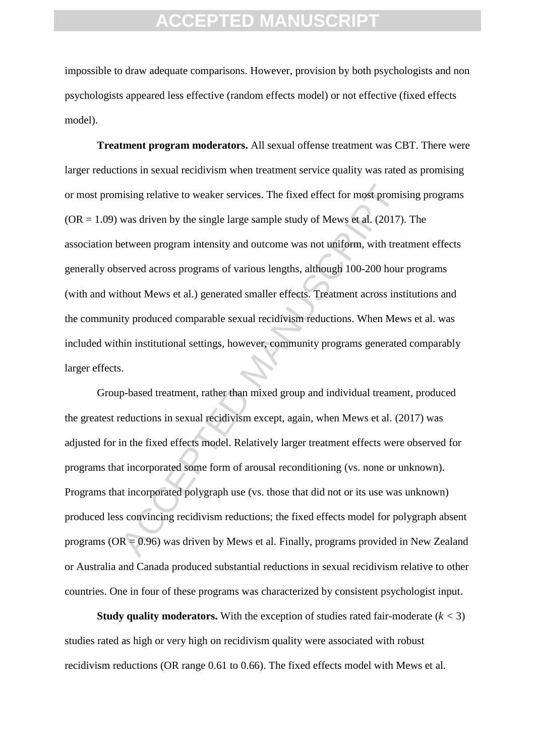impossible to draw adequate comparisons. However, provision by both psychologists and non psychologists appeared less effective (random effects model) or not effective (fixed effects model).

**Treatment program moderators.** All sexual offense treatment was CBT. There were larger reductions in sexual recidivism when treatment service quality was rated as promising or most promising relative to weaker services. The fixed effect for most promising programs (OR = 1.09) was driven by the single large sample study of Mews et al. (2017). The association between program intensity and outcome was not uniform, with treatment effects generally observed across programs of various lengths, although 100-200 hour programs (with and without Mews et al.) generated smaller effects. Treatment across institutions and the community produced comparable sexual recidivism reductions. When Mews et al. was included within institutional settings, however, community programs generated comparably larger effects.

Group-based treatment, rather than mixed group and individual treament, produced the greatest reductions in sexual recidivism except, again, when Mews et al. (2017) was adjusted for in the fixed effects model. Relatively larger treatment effects were observed for programs that incorporated some form of arousal reconditioning (vs. none or unknown). Programs that incorporated polygraph use (vs. those that did not or its use was unknown) produced less convincing recidivism reductions; the fixed effects model for polygraph absent programs (OR = 0.96) was driven by Mews et al. Finally, programs provided in New Zealand or Australia and Canada produced substantial reductions in sexual recidivism relative to other countries. One in four of these programs was characterized by consistent psychologist input.

**Study quality moderators.** With the exception of studies rated fair-moderate ($k < 3$) studies rated as high or very high on recidivism quality were associated with robust recidivism reductions (OR range 0.61 to 0.66). The fixed effects model with Mews et al.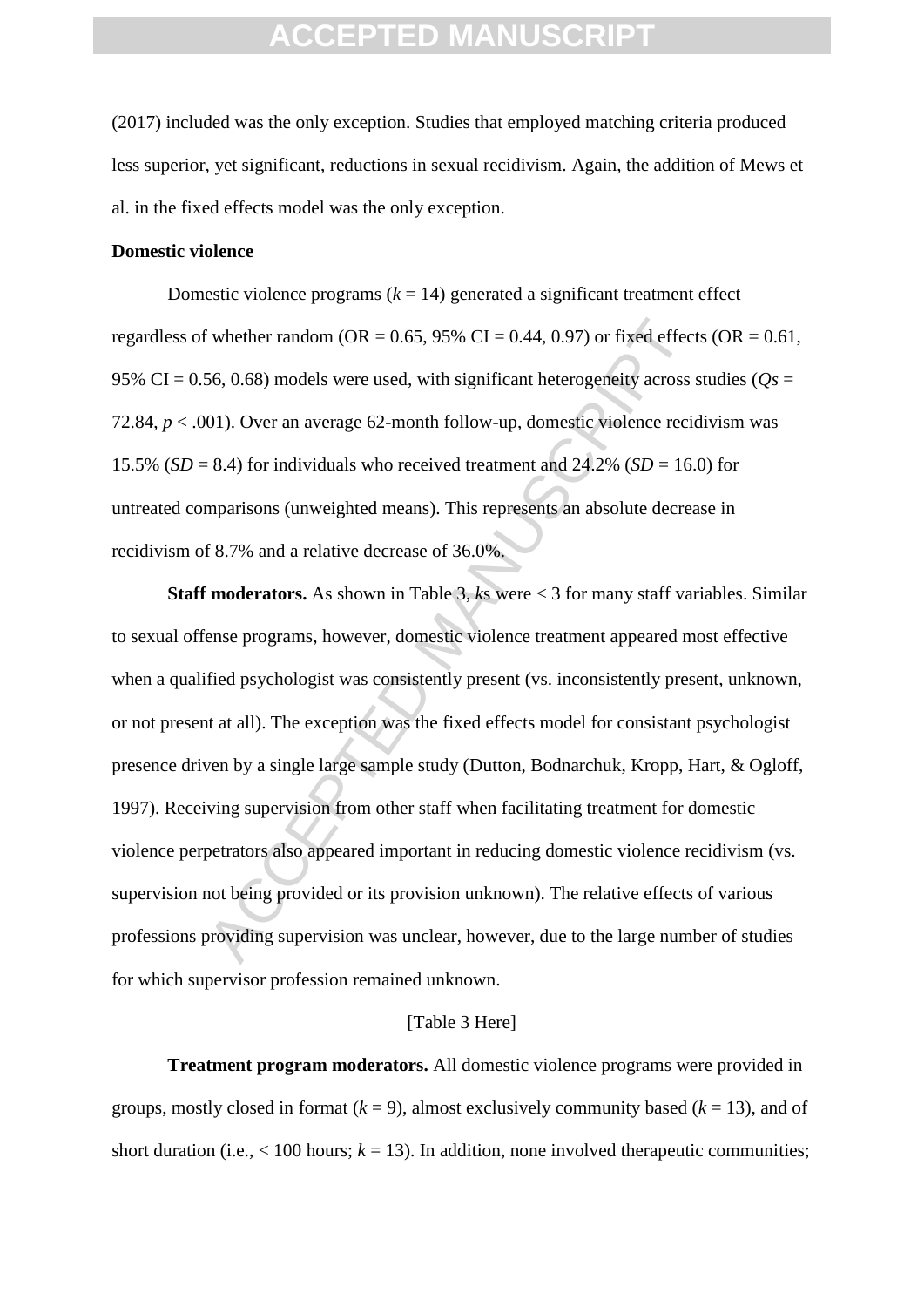(2017) included was the only exception. Studies that employed matching criteria produced less superior, yet significant, reductions in sexual recidivism. Again, the addition of Mews et al. in the fixed effects model was the only exception.

**Domestic violence**

Domestic violence programs ($k = 14$) generated a significant treatment effect regardless of whether random (OR = 0.65, 95% CI = 0.44, 0.97) or fixed effects (OR = 0.61, 95% CI = 0.56, 0.68) models were used, with significant heterogeneity across studies ($Qs = 72.84$, $p < .001$). Over an average 62-month follow-up, domestic violence recidivism was 15.5% ($SD = 8.4$) for individuals who received treatment and 24.2% ($SD = 16.0$) for untreated comparisons (unweighted means). This represents an absolute decrease in recidivism of 8.7% and a relative decrease of 36.0%.

**Staff moderators.** As shown in Table 3, *k*s were < 3 for many staff variables. Similar to sexual offense programs, however, domestic violence treatment appeared most effective when a qualified psychologist was consistently present (vs. inconsistently present, unknown, or not present at all). The exception was the fixed effects model for consistant psychologist presence driven by a single large sample study (Dutton, Bodnarchuk, Kropp, Hart, & Ogloff, 1997). Receiving supervision from other staff when facilitating treatment for domestic violence perpetrators also appeared important in reducing domestic violence recidivism (vs. supervision not being provided or its provision unknown). The relative effects of various professions providing supervision was unclear, however, due to the large number of studies for which supervisor profession remained unknown.

[Table 3 Here]

**Treatment program moderators.** All domestic violence programs were provided in groups, mostly closed in format ($k = 9$), almost exclusively community based ($k = 13$), and of short duration (i.e., < 100 hours; $k = 13$). In addition, none involved therapeutic communities;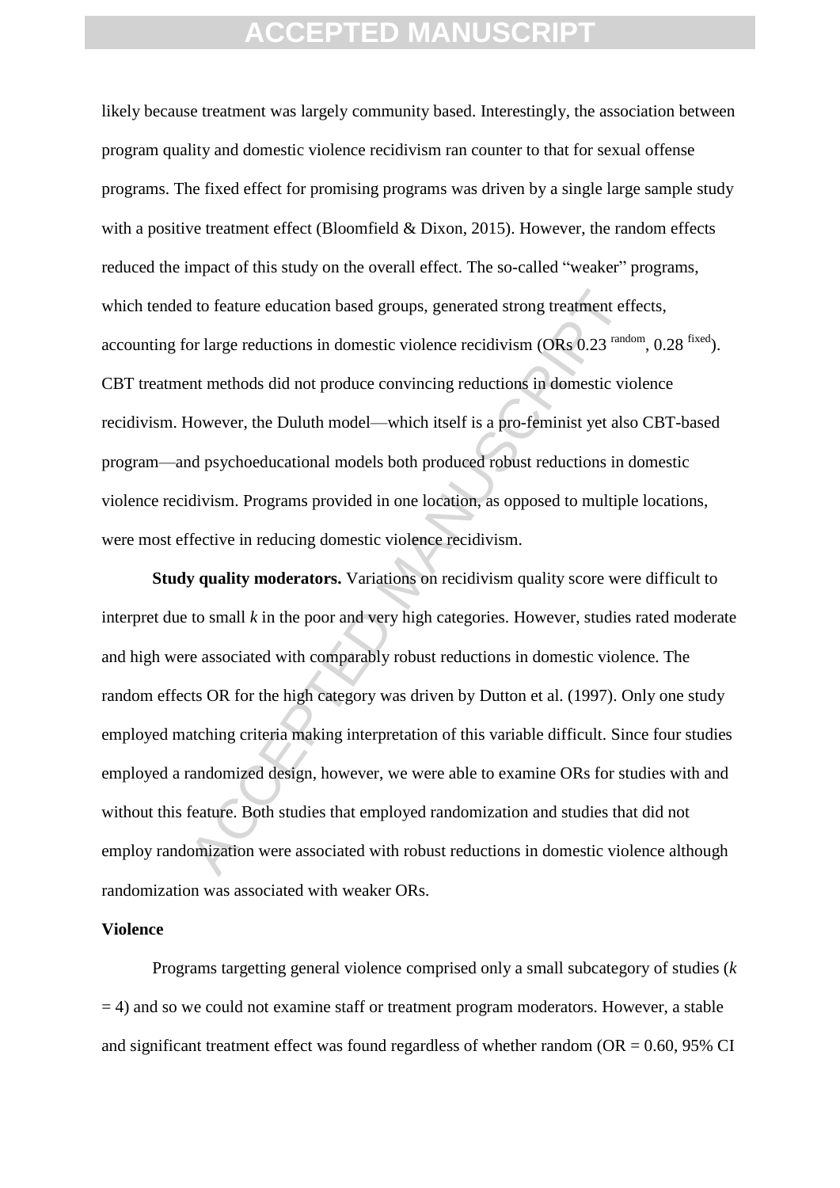likely because treatment was largely community based. Interestingly, the association between program quality and domestic violence recidivism ran counter to that for sexual offense programs. The fixed effect for promising programs was driven by a single large sample study with a positive treatment effect (Bloomfield & Dixon, 2015). However, the random effects reduced the impact of this study on the overall effect. The so-called "weaker" programs, which tended to feature education based groups, generated strong treatment effects, accounting for large reductions in domestic violence recidivism (ORs 0.23 $^{random}$, 0.28 $^{fixed}$). CBT treatment methods did not produce convincing reductions in domestic violence recidivism. However, the Duluth model—which itself is a pro-feminist yet also CBT-based program—and psychoeducational models both produced robust reductions in domestic violence recidivism. Programs provided in one location, as opposed to multiple locations, were most effective in reducing domestic violence recidivism.

**Study quality moderators.** Variations on recidivism quality score were difficult to interpret due to small *k* in the poor and very high categories. However, studies rated moderate and high were associated with comparably robust reductions in domestic violence. The random effects OR for the high category was driven by Dutton et al. (1997). Only one study employed matching criteria making interpretation of this variable difficult. Since four studies employed a randomized design, however, we were able to examine ORs for studies with and without this feature. Both studies that employed randomization and studies that did not employ randomization were associated with robust reductions in domestic violence although randomization was associated with weaker ORs.

### Violence

Programs targetting general violence comprised only a small subcategory of studies ($k = 4$) and so we could not examine staff or treatment program moderators. However, a stable and significant treatment effect was found regardless of whether random (OR = 0.60, 95% CI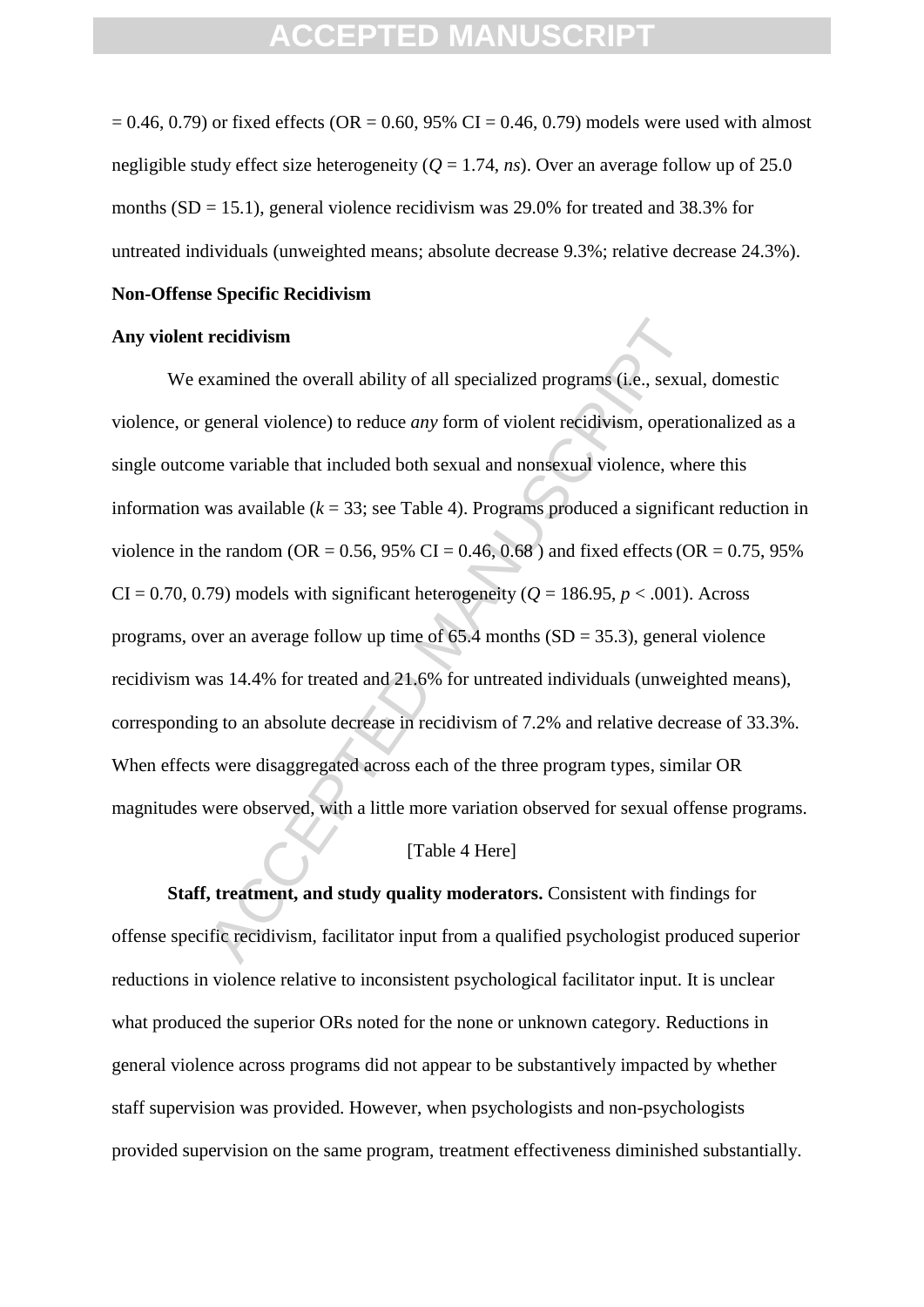= 0.46, 0.79) or fixed effects (OR = 0.60, 95% CI = 0.46, 0.79) models were used with almost negligible study effect size heterogeneity ($Q$ = 1.74, *ns*). Over an average follow up of 25.0 months (SD = 15.1), general violence recidivism was 29.0% for treated and 38.3% for untreated individuals (unweighted means; absolute decrease 9.3%; relative decrease 24.3%).

**Non-Offense Specific Recidivism**

**Any violent recidivism**

We examined the overall ability of all specialized programs (i.e., sexual, domestic violence, or general violence) to reduce *any* form of violent recidivism, operationalized as a single outcome variable that included both sexual and nonsexual violence, where this information was available ($k$ = 33; see Table 4). Programs produced a significant reduction in violence in the random (OR = 0.56, 95% CI = 0.46, 0.68 ) and fixed effects (OR = 0.75, 95% CI = 0.70, 0.79) models with significant heterogeneity ($Q$ = 186.95, $p < .001$). Across programs, over an average follow up time of 65.4 months (SD = 35.3), general violence recidivism was 14.4% for treated and 21.6% for untreated individuals (unweighted means), corresponding to an absolute decrease in recidivism of 7.2% and relative decrease of 33.3%. When effects were disaggregated across each of the three program types, similar OR magnitudes were observed, with a little more variation observed for sexual offense programs.

[Table 4 Here]

**Staff, treatment, and study quality moderators.** Consistent with findings for offense specific recidivism, facilitator input from a qualified psychologist produced superior reductions in violence relative to inconsistent psychological facilitator input. It is unclear what produced the superior ORs noted for the none or unknown category. Reductions in general violence across programs did not appear to be substantively impacted by whether staff supervision was provided. However, when psychologists and non-psychologists provided supervision on the same program, treatment effectiveness diminished substantially.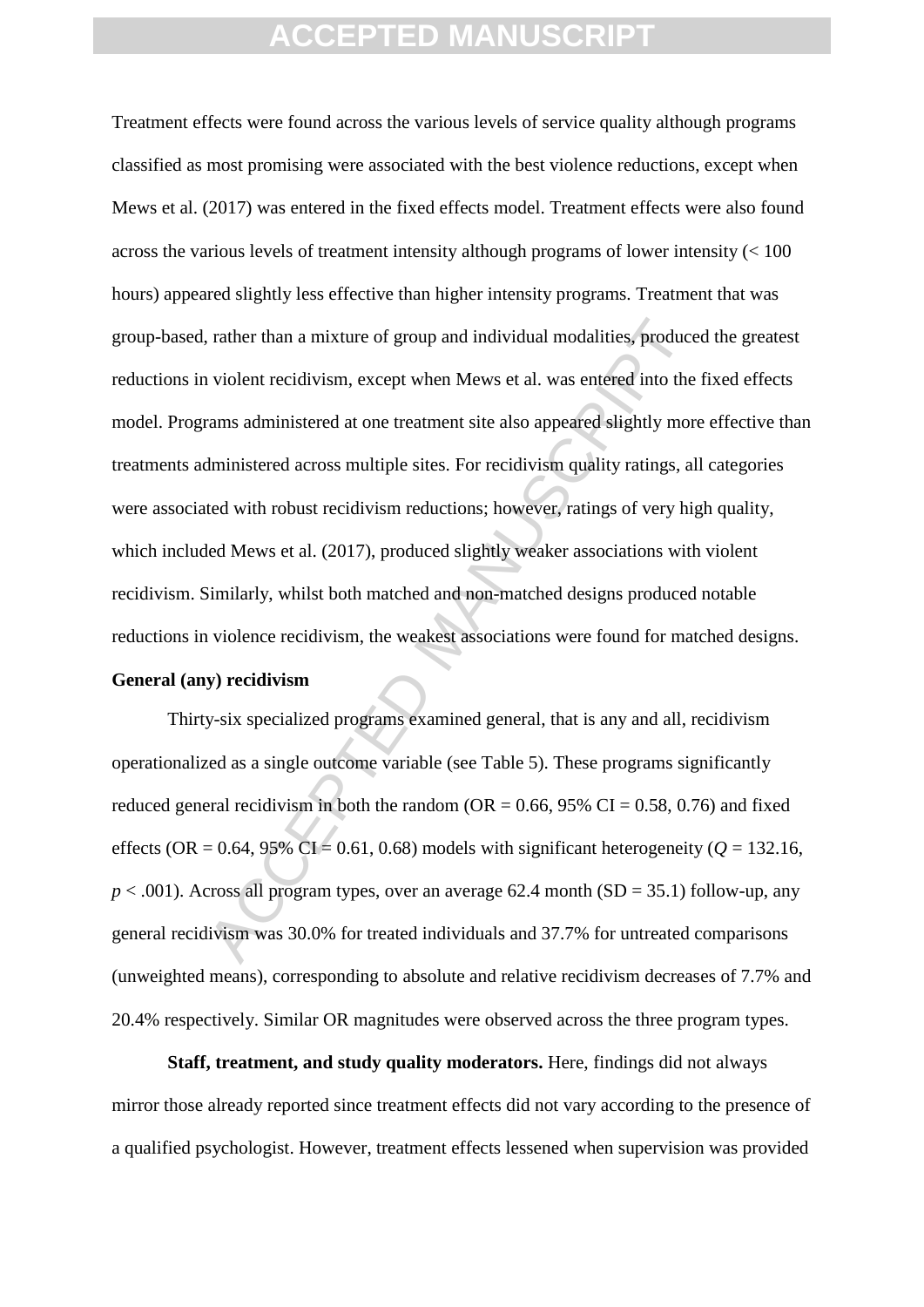Treatment effects were found across the various levels of service quality although programs classified as most promising were associated with the best violence reductions, except when Mews et al. (2017) was entered in the fixed effects model. Treatment effects were also found across the various levels of treatment intensity although programs of lower intensity (< 100 hours) appeared slightly less effective than higher intensity programs. Treatment that was group-based, rather than a mixture of group and individual modalities, produced the greatest reductions in violent recidivism, except when Mews et al. was entered into the fixed effects model. Programs administered at one treatment site also appeared slightly more effective than treatments administered across multiple sites. For recidivism quality ratings, all categories were associated with robust recidivism reductions; however, ratings of very high quality, which included Mews et al. (2017), produced slightly weaker associations with violent recidivism. Similarly, whilst both matched and non-matched designs produced notable reductions in violence recidivism, the weakest associations were found for matched designs.

**General (any) recidivism**

Thirty-six specialized programs examined general, that is any and all, recidivism operationalized as a single outcome variable (see Table 5). These programs significantly reduced general recidivism in both the random (OR = 0.66, 95% CI = 0.58, 0.76) and fixed effects (OR = 0.64, 95% CI = 0.61, 0.68) models with significant heterogeneity ($Q$ = 132.16, $p < .001$). Across all program types, over an average 62.4 month (SD = 35.1) follow-up, any general recidivism was 30.0% for treated individuals and 37.7% for untreated comparisons (unweighted means), corresponding to absolute and relative recidivism decreases of 7.7% and 20.4% respectively. Similar OR magnitudes were observed across the three program types.

**Staff, treatment, and study quality moderators.** Here, findings did not always mirror those already reported since treatment effects did not vary according to the presence of a qualified psychologist. However, treatment effects lessened when supervision was provided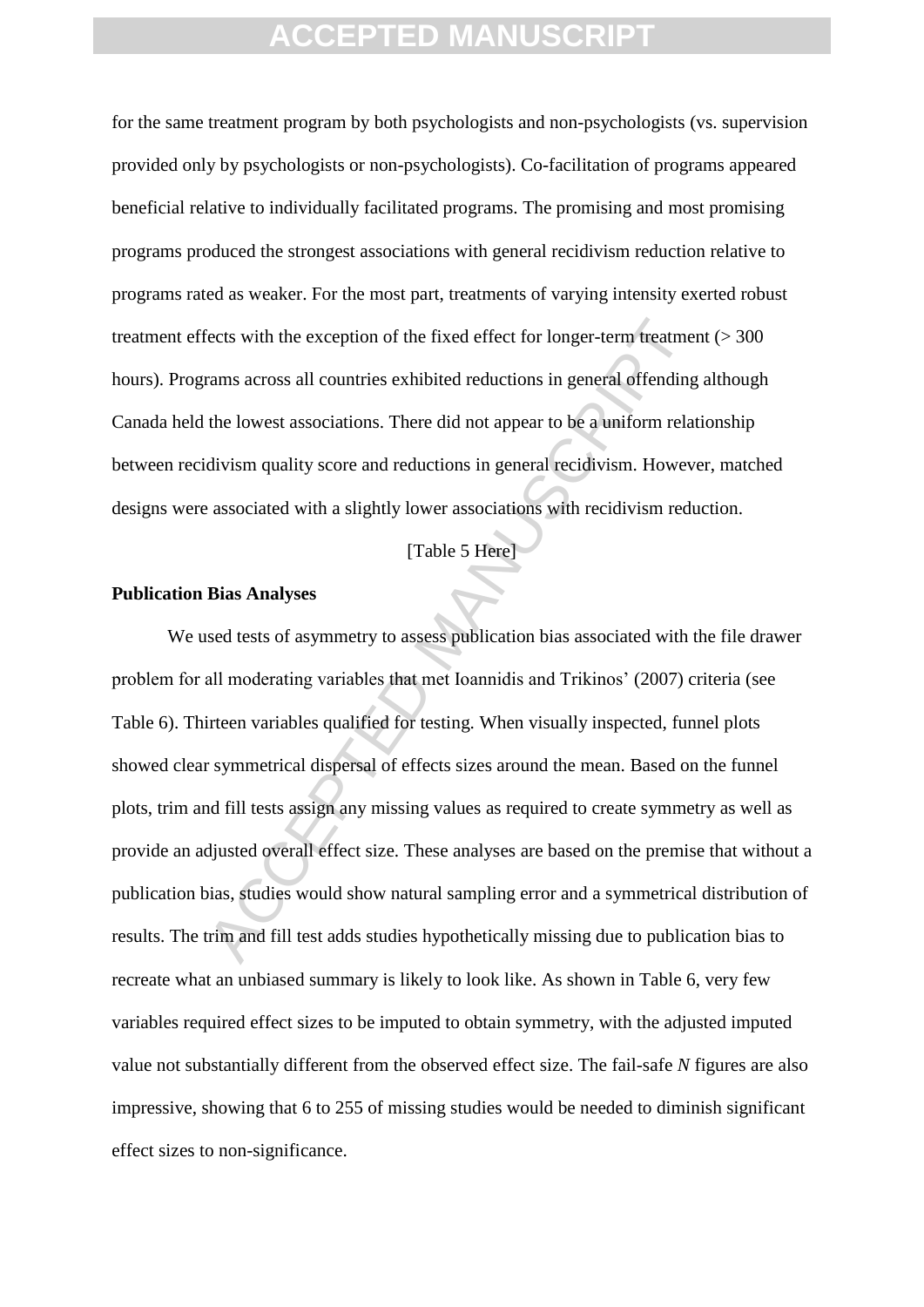for the same treatment program by both psychologists and non-psychologists (vs. supervision provided only by psychologists or non-psychologists). Co-facilitation of programs appeared beneficial relative to individually facilitated programs. The promising and most promising programs produced the strongest associations with general recidivism reduction relative to programs rated as weaker. For the most part, treatments of varying intensity exerted robust treatment effects with the exception of the fixed effect for longer-term treatment (> 300 hours). Programs across all countries exhibited reductions in general offending although Canada held the lowest associations. There did not appear to be a uniform relationship between recidivism quality score and reductions in general recidivism. However, matched designs were associated with a slightly lower associations with recidivism reduction.

[Table 5 Here]

**Publication Bias Analyses**

We used tests of asymmetry to assess publication bias associated with the file drawer problem for all moderating variables that met Ioannidis and Trikinos' (2007) criteria (see Table 6). Thirteen variables qualified for testing. When visually inspected, funnel plots showed clear symmetrical dispersal of effects sizes around the mean. Based on the funnel plots, trim and fill tests assign any missing values as required to create symmetry as well as provide an adjusted overall effect size. These analyses are based on the premise that without a publication bias, studies would show natural sampling error and a symmetrical distribution of results. The trim and fill test adds studies hypothetically missing due to publication bias to recreate what an unbiased summary is likely to look like. As shown in Table 6, very few variables required effect sizes to be imputed to obtain symmetry, with the adjusted imputed value not substantially different from the observed effect size. The fail-safe *N* figures are also impressive, showing that 6 to 255 of missing studies would be needed to diminish significant effect sizes to non-significance.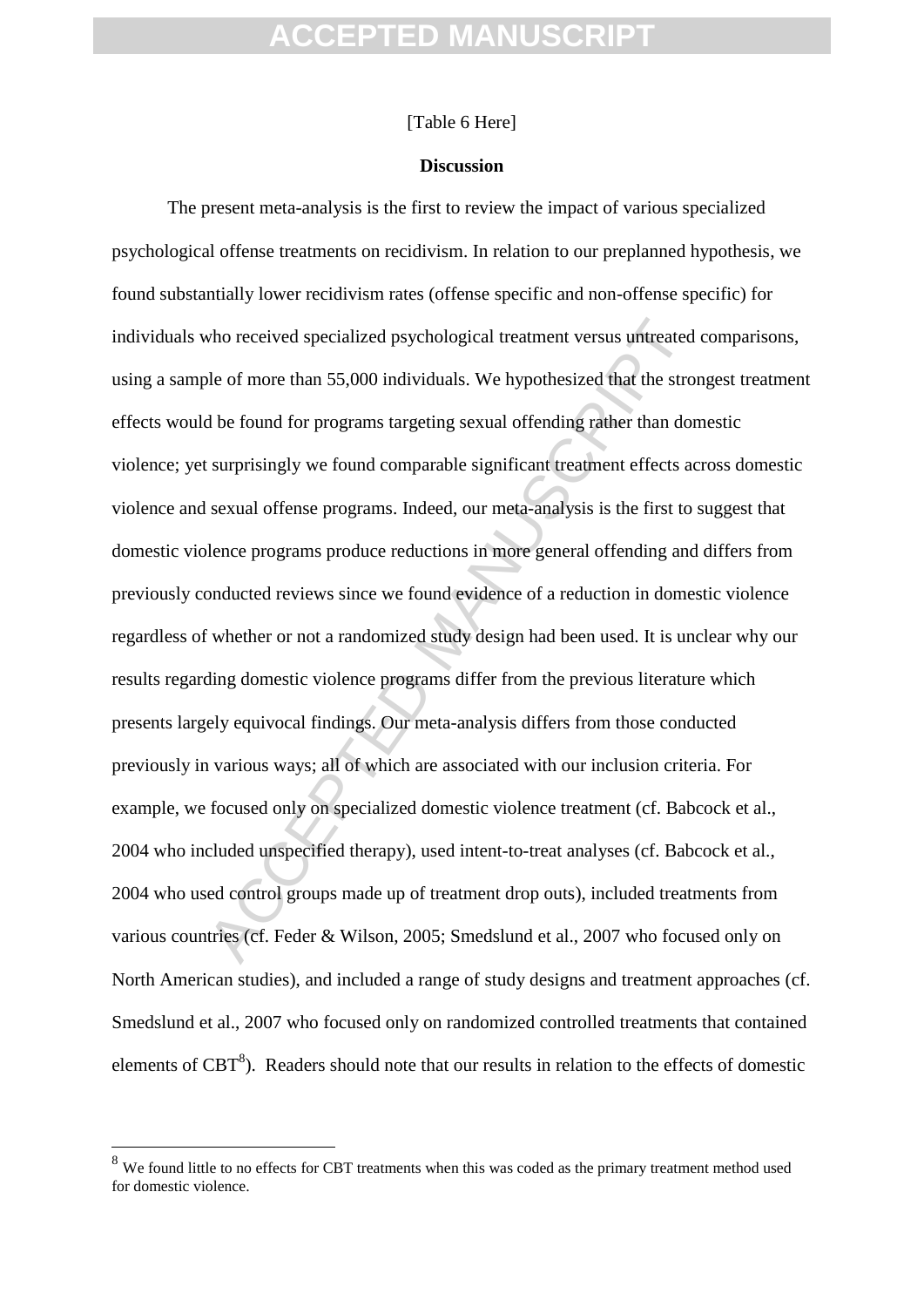[Table 6 Here]

## Discussion

The present meta-analysis is the first to review the impact of various specialized psychological offense treatments on recidivism. In relation to our preplanned hypothesis, we found substantially lower recidivism rates (offense specific and non-offense specific) for individuals who received specialized psychological treatment versus untreated comparisons, using a sample of more than 55,000 individuals. We hypothesized that the strongest treatment effects would be found for programs targeting sexual offending rather than domestic violence; yet surprisingly we found comparable significant treatment effects across domestic violence and sexual offense programs. Indeed, our meta-analysis is the first to suggest that domestic violence programs produce reductions in more general offending and differs from previously conducted reviews since we found evidence of a reduction in domestic violence regardless of whether or not a randomized study design had been used. It is unclear why our results regarding domestic violence programs differ from the previous literature which presents largely equivocal findings. Our meta-analysis differs from those conducted previously in various ways; all of which are associated with our inclusion criteria. For example, we focused only on specialized domestic violence treatment (cf. Babcock et al., 2004 who included unspecified therapy), used intent-to-treat analyses (cf. Babcock et al., 2004 who used control groups made up of treatment drop outs), included treatments from various countries (cf. Feder & Wilson, 2005; Smedslund et al., 2007 who focused only on North American studies), and included a range of study designs and treatment approaches (cf. Smedslund et al., 2007 who focused only on randomized controlled treatments that contained elements of CBT[8]). Readers should note that our results in relation to the effects of domestic

[8] We found little to no effects for CBT treatments when this was coded as the primary treatment method used for domestic violence.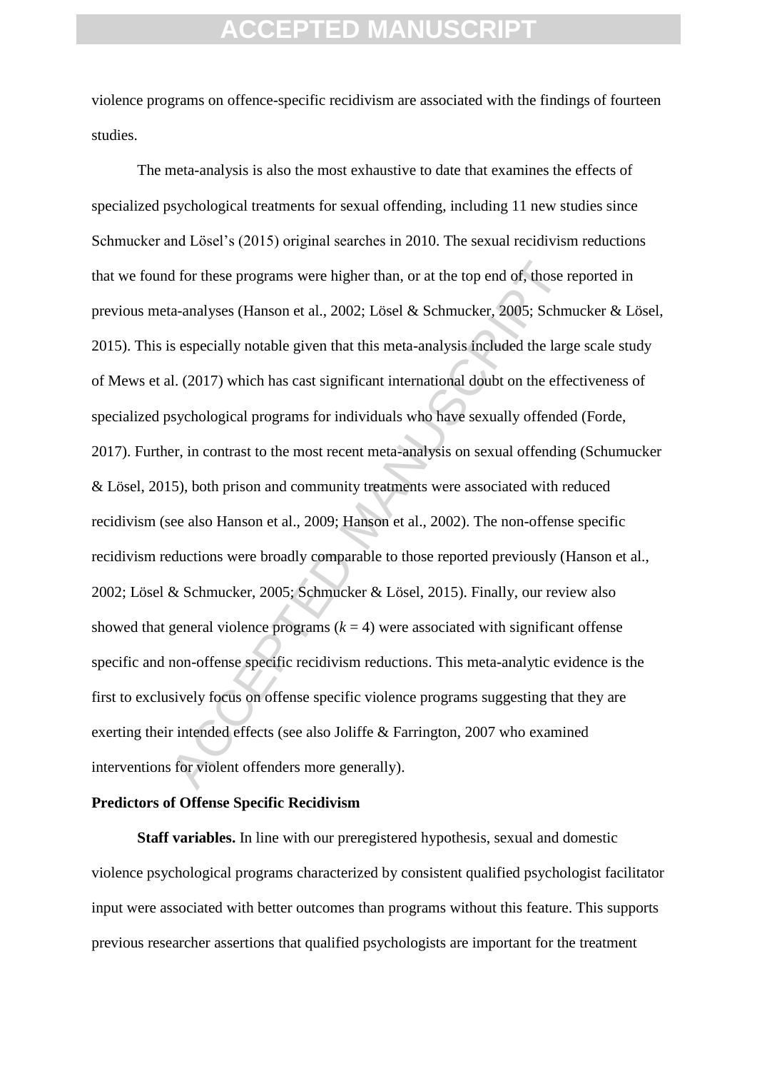violence programs on offence-specific recidivism are associated with the findings of fourteen studies.

The meta-analysis is also the most exhaustive to date that examines the effects of specialized psychological treatments for sexual offending, including 11 new studies since Schmucker and Lösel's (2015) original searches in 2010. The sexual recidivism reductions that we found for these programs were higher than, or at the top end of, those reported in previous meta-analyses (Hanson et al., 2002; Lösel & Schmucker, 2005; Schmucker & Lösel, 2015). This is especially notable given that this meta-analysis included the large scale study of Mews et al. (2017) which has cast significant international doubt on the effectiveness of specialized psychological programs for individuals who have sexually offended (Forde, 2017). Further, in contrast to the most recent meta-analysis on sexual offending (Schumucker & Lösel, 2015), both prison and community treatments were associated with reduced recidivism (see also Hanson et al., 2009; Hanson et al., 2002). The non-offense specific recidivism reductions were broadly comparable to those reported previously (Hanson et al., 2002; Lösel & Schmucker, 2005; Schmucker & Lösel, 2015). Finally, our review also showed that general violence programs ($k = 4$) were associated with significant offense specific and non-offense specific recidivism reductions. This meta-analytic evidence is the first to exclusively focus on offense specific violence programs suggesting that they are exerting their intended effects (see also Joliffe & Farrington, 2007 who examined interventions for violent offenders more generally).

**Predictors of Offense Specific Recidivism**

**Staff variables.** In line with our preregistered hypothesis, sexual and domestic violence psychological programs characterized by consistent qualified psychologist facilitator input were associated with better outcomes than programs without this feature. This supports previous researcher assertions that qualified psychologists are important for the treatment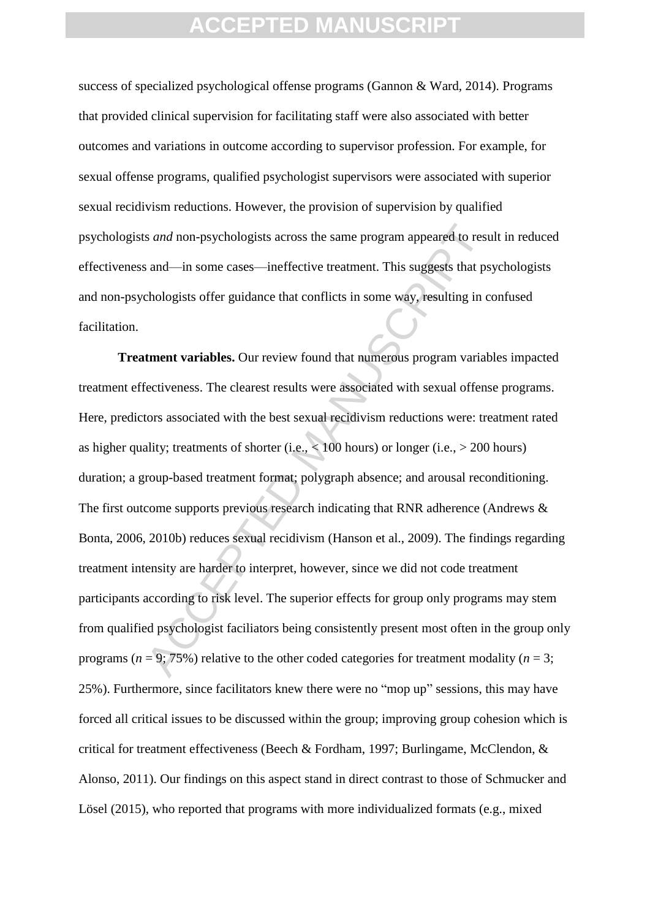success of specialized psychological offense programs (Gannon & Ward, 2014). Programs that provided clinical supervision for facilitating staff were also associated with better outcomes and variations in outcome according to supervisor profession. For example, for sexual offense programs, qualified psychologist supervisors were associated with superior sexual recidivism reductions. However, the provision of supervision by qualified psychologists *and* non-psychologists across the same program appeared to result in reduced effectiveness and—in some cases—ineffective treatment. This suggests that psychologists and non-psychologists offer guidance that conflicts in some way, resulting in confused facilitation.

**Treatment variables.** Our review found that numerous program variables impacted treatment effectiveness. The clearest results were associated with sexual offense programs. Here, predictors associated with the best sexual recidivism reductions were: treatment rated as higher quality; treatments of shorter (i.e., < 100 hours) or longer (i.e., > 200 hours) duration; a group-based treatment format; polygraph absence; and arousal reconditioning. The first outcome supports previous research indicating that RNR adherence (Andrews & Bonta, 2006, 2010b) reduces sexual recidivism (Hanson et al., 2009). The findings regarding treatment intensity are harder to interpret, however, since we did not code treatment participants according to risk level. The superior effects for group only programs may stem from qualified psychologist faciliators being consistently present most often in the group only programs ($n = 9$; 75%) relative to the other coded categories for treatment modality ($n = 3$; 25%). Furthermore, since facilitators knew there were no "mop up" sessions, this may have forced all critical issues to be discussed within the group; improving group cohesion which is critical for treatment effectiveness (Beech & Fordham, 1997; Burlingame, McClendon, & Alonso, 2011). Our findings on this aspect stand in direct contrast to those of Schmucker and Lösel (2015), who reported that programs with more individualized formats (e.g., mixed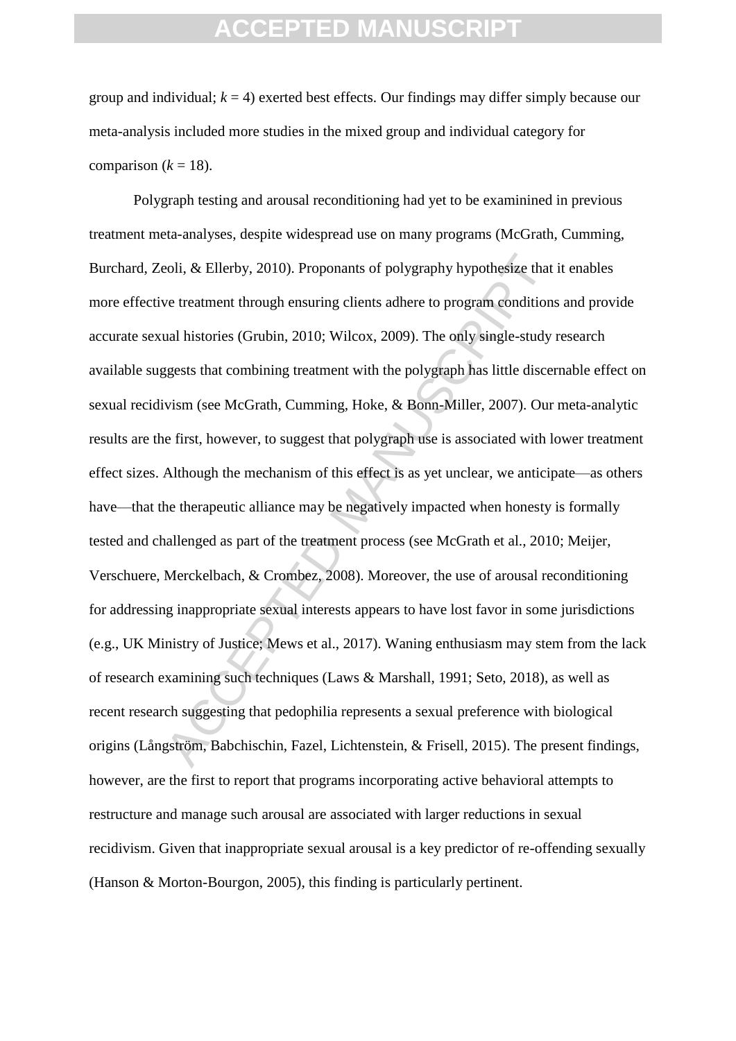group and individual; $k = 4$) exerted best effects. Our findings may differ simply because our meta-analysis included more studies in the mixed group and individual category for comparison ($k = 18$).

Polygraph testing and arousal reconditioning had yet to be examinined in previous treatment meta-analyses, despite widespread use on many programs (McGrath, Cumming, Burchard, Zeoli, & Ellerby, 2010). Proponants of polygraphy hypothesize that it enables more effective treatment through ensuring clients adhere to program conditions and provide accurate sexual histories (Grubin, 2010; Wilcox, 2009). The only single-study research available suggests that combining treatment with the polygraph has little discernable effect on sexual recidivism (see McGrath, Cumming, Hoke, & Bonn-Miller, 2007). Our meta-analytic results are the first, however, to suggest that polygraph use is associated with lower treatment effect sizes. Although the mechanism of this effect is as yet unclear, we anticipate—as others have—that the therapeutic alliance may be negatively impacted when honesty is formally tested and challenged as part of the treatment process (see McGrath et al., 2010; Meijer, Verschuere, Merckelbach, & Crombez, 2008). Moreover, the use of arousal reconditioning for addressing inappropriate sexual interests appears to have lost favor in some jurisdictions (e.g., UK Ministry of Justice; Mews et al., 2017). Waning enthusiasm may stem from the lack of research examining such techniques (Laws & Marshall, 1991; Seto, 2018), as well as recent research suggesting that pedophilia represents a sexual preference with biological origins (Långström, Babchischin, Fazel, Lichtenstein, & Frisell, 2015). The present findings, however, are the first to report that programs incorporating active behavioral attempts to restructure and manage such arousal are associated with larger reductions in sexual recidivism. Given that inappropriate sexual arousal is a key predictor of re-offending sexually (Hanson & Morton-Bourgon, 2005), this finding is particularly pertinent.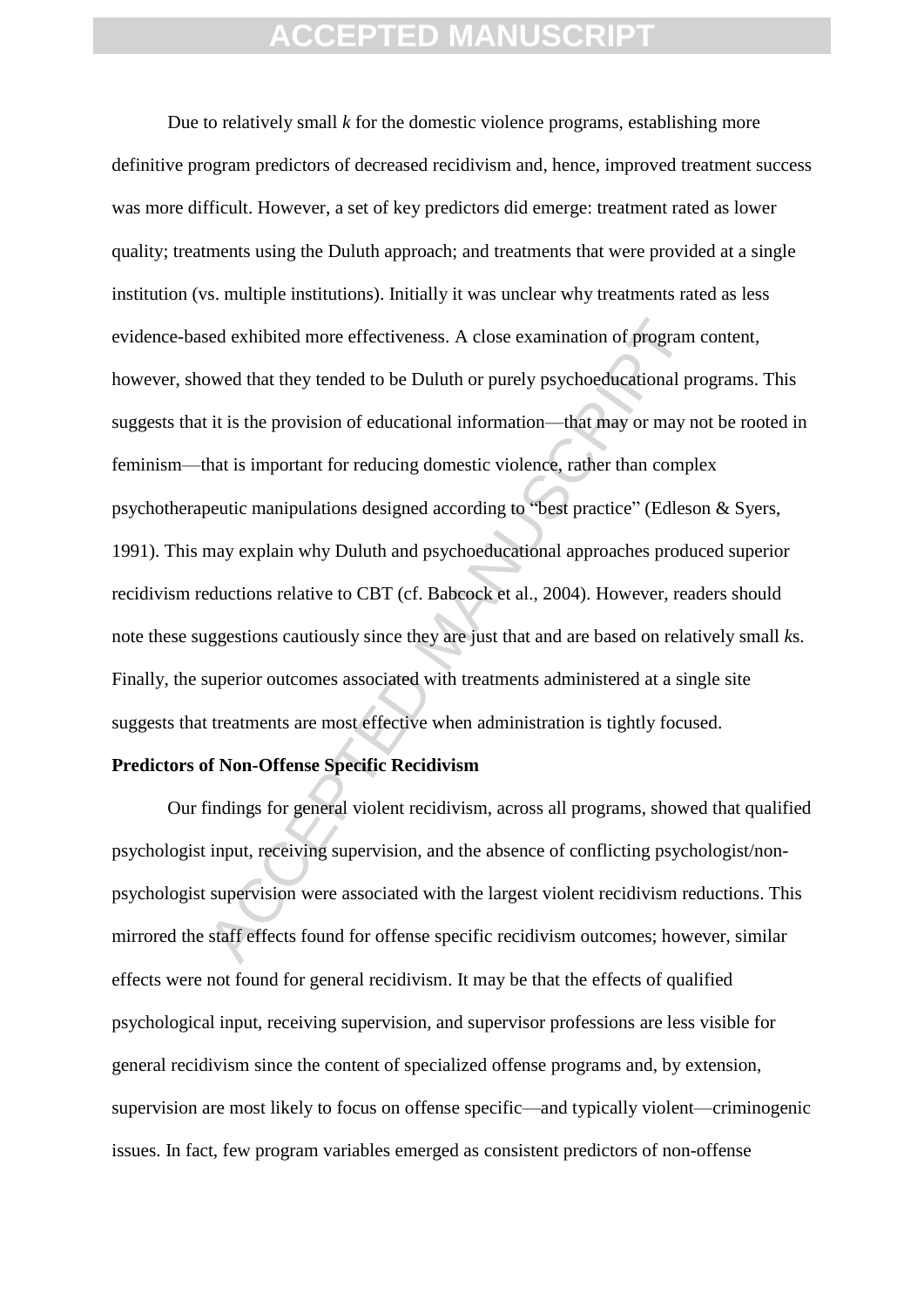Due to relatively small *k* for the domestic violence programs, establishing more definitive program predictors of decreased recidivism and, hence, improved treatment success was more difficult. However, a set of key predictors did emerge: treatment rated as lower quality; treatments using the Duluth approach; and treatments that were provided at a single institution (vs. multiple institutions). Initially it was unclear why treatments rated as less evidence-based exhibited more effectiveness. A close examination of program content, however, showed that they tended to be Duluth or purely psychoeducational programs. This suggests that it is the provision of educational information—that may or may not be rooted in feminism—that is important for reducing domestic violence, rather than complex psychotherapeutic manipulations designed according to "best practice" (Edleson & Syers, 1991). This may explain why Duluth and psychoeducational approaches produced superior recidivism reductions relative to CBT (cf. Babcock et al., 2004). However, readers should note these suggestions cautiously since they are just that and are based on relatively small *k*s. Finally, the superior outcomes associated with treatments administered at a single site suggests that treatments are most effective when administration is tightly focused.

**Predictors of Non-Offense Specific Recidivism**

Our findings for general violent recidivism, across all programs, showed that qualified psychologist input, receiving supervision, and the absence of conflicting psychologist/non-psychologist supervision were associated with the largest violent recidivism reductions. This mirrored the staff effects found for offense specific recidivism outcomes; however, similar effects were not found for general recidivism. It may be that the effects of qualified psychological input, receiving supervision, and supervisor professions are less visible for general recidivism since the content of specialized offense programs and, by extension, supervision are most likely to focus on offense specific—and typically violent—criminogenic issues. In fact, few program variables emerged as consistent predictors of non-offense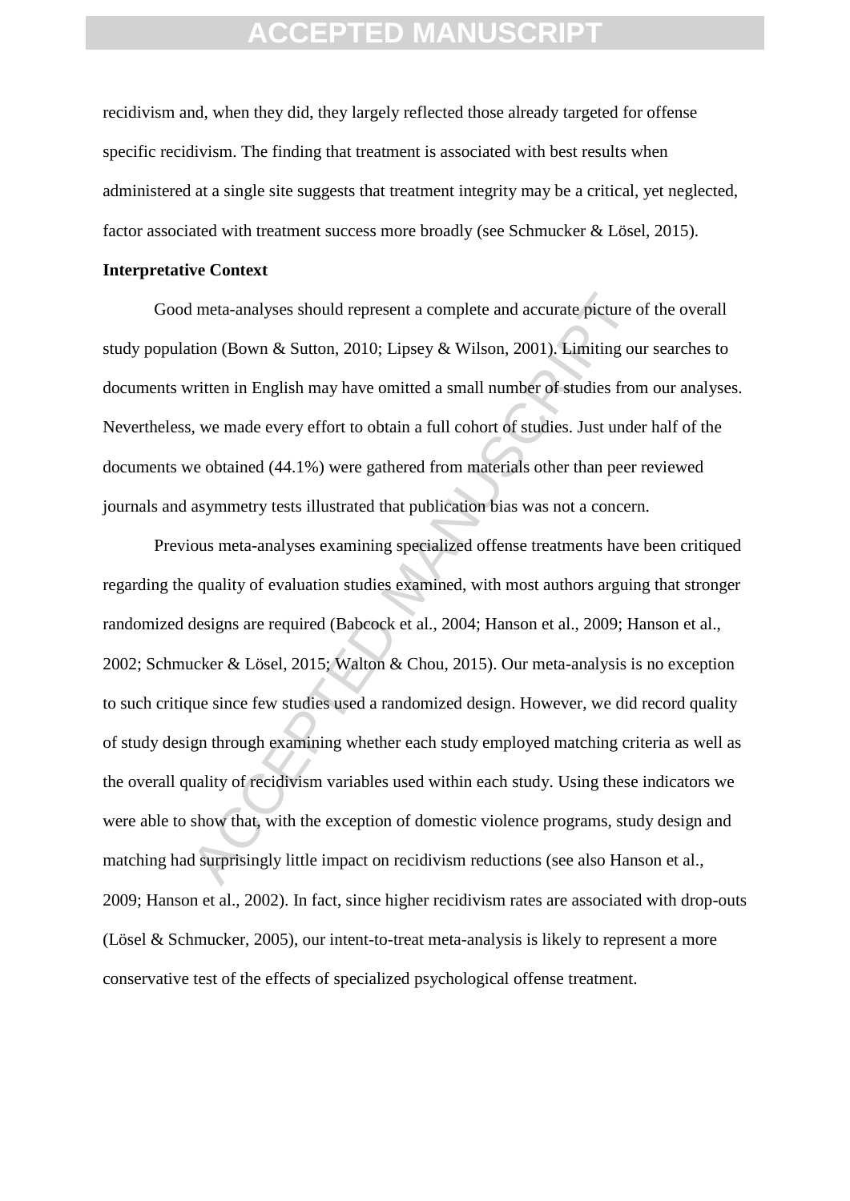recidivism and, when they did, they largely reflected those already targeted for offense specific recidivism. The finding that treatment is associated with best results when administered at a single site suggests that treatment integrity may be a critical, yet neglected, factor associated with treatment success more broadly (see Schmucker & Lösel, 2015).

**Interpretative Context**

Good meta-analyses should represent a complete and accurate picture of the overall study population (Bown & Sutton, 2010; Lipsey & Wilson, 2001). Limiting our searches to documents written in English may have omitted a small number of studies from our analyses. Nevertheless, we made every effort to obtain a full cohort of studies. Just under half of the documents we obtained (44.1%) were gathered from materials other than peer reviewed journals and asymmetry tests illustrated that publication bias was not a concern.

Previous meta-analyses examining specialized offense treatments have been critiqued regarding the quality of evaluation studies examined, with most authors arguing that stronger randomized designs are required (Babcock et al., 2004; Hanson et al., 2009; Hanson et al., 2002; Schmucker & Lösel, 2015; Walton & Chou, 2015). Our meta-analysis is no exception to such critique since few studies used a randomized design. However, we did record quality of study design through examining whether each study employed matching criteria as well as the overall quality of recidivism variables used within each study. Using these indicators we were able to show that, with the exception of domestic violence programs, study design and matching had surprisingly little impact on recidivism reductions (see also Hanson et al., 2009; Hanson et al., 2002). In fact, since higher recidivism rates are associated with drop-outs (Lösel & Schmucker, 2005), our intent-to-treat meta-analysis is likely to represent a more conservative test of the effects of specialized psychological offense treatment.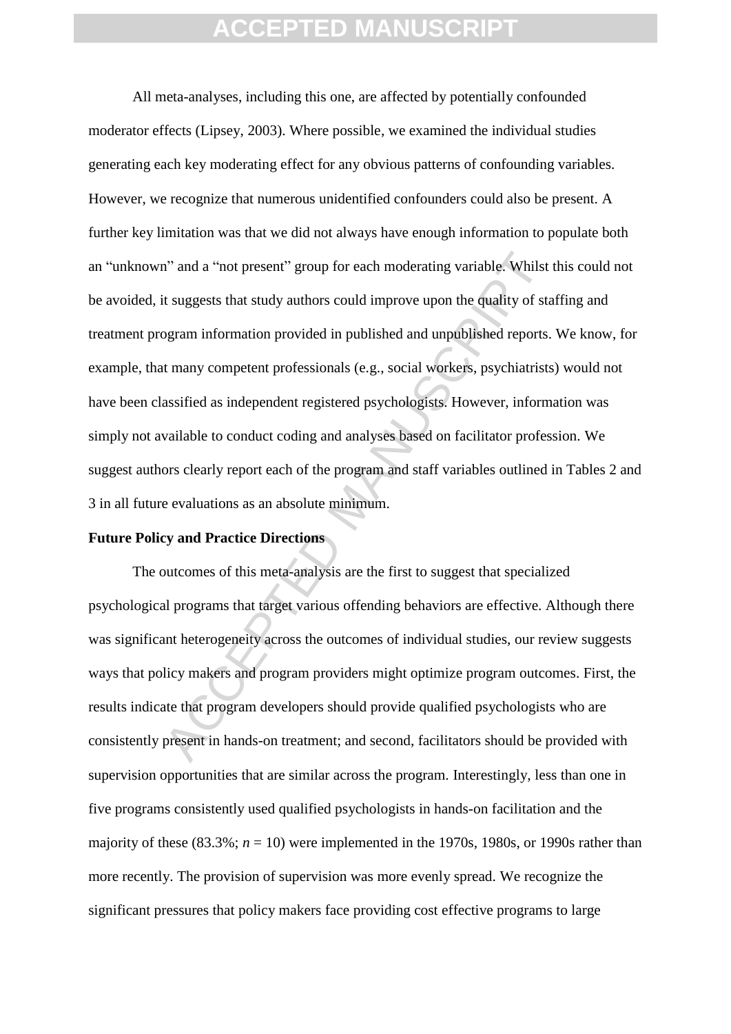All meta-analyses, including this one, are affected by potentially confounded moderator effects (Lipsey, 2003). Where possible, we examined the individual studies generating each key moderating effect for any obvious patterns of confounding variables. However, we recognize that numerous unidentified confounders could also be present. A further key limitation was that we did not always have enough information to populate both an "unknown" and a "not present" group for each moderating variable. Whilst this could not be avoided, it suggests that study authors could improve upon the quality of staffing and treatment program information provided in published and unpublished reports. We know, for example, that many competent professionals (e.g., social workers, psychiatrists) would not have been classified as independent registered psychologists. However, information was simply not available to conduct coding and analyses based on facilitator profession. We suggest authors clearly report each of the program and staff variables outlined in Tables 2 and 3 in all future evaluations as an absolute minimum.

**Future Policy and Practice Directions**

The outcomes of this meta-analysis are the first to suggest that specialized psychological programs that target various offending behaviors are effective. Although there was significant heterogeneity across the outcomes of individual studies, our review suggests ways that policy makers and program providers might optimize program outcomes. First, the results indicate that program developers should provide qualified psychologists who are consistently present in hands-on treatment; and second, facilitators should be provided with supervision opportunities that are similar across the program. Interestingly, less than one in five programs consistently used qualified psychologists in hands-on facilitation and the majority of these (83.3%; $n$ = 10) were implemented in the 1970s, 1980s, or 1990s rather than more recently. The provision of supervision was more evenly spread. We recognize the significant pressures that policy makers face providing cost effective programs to large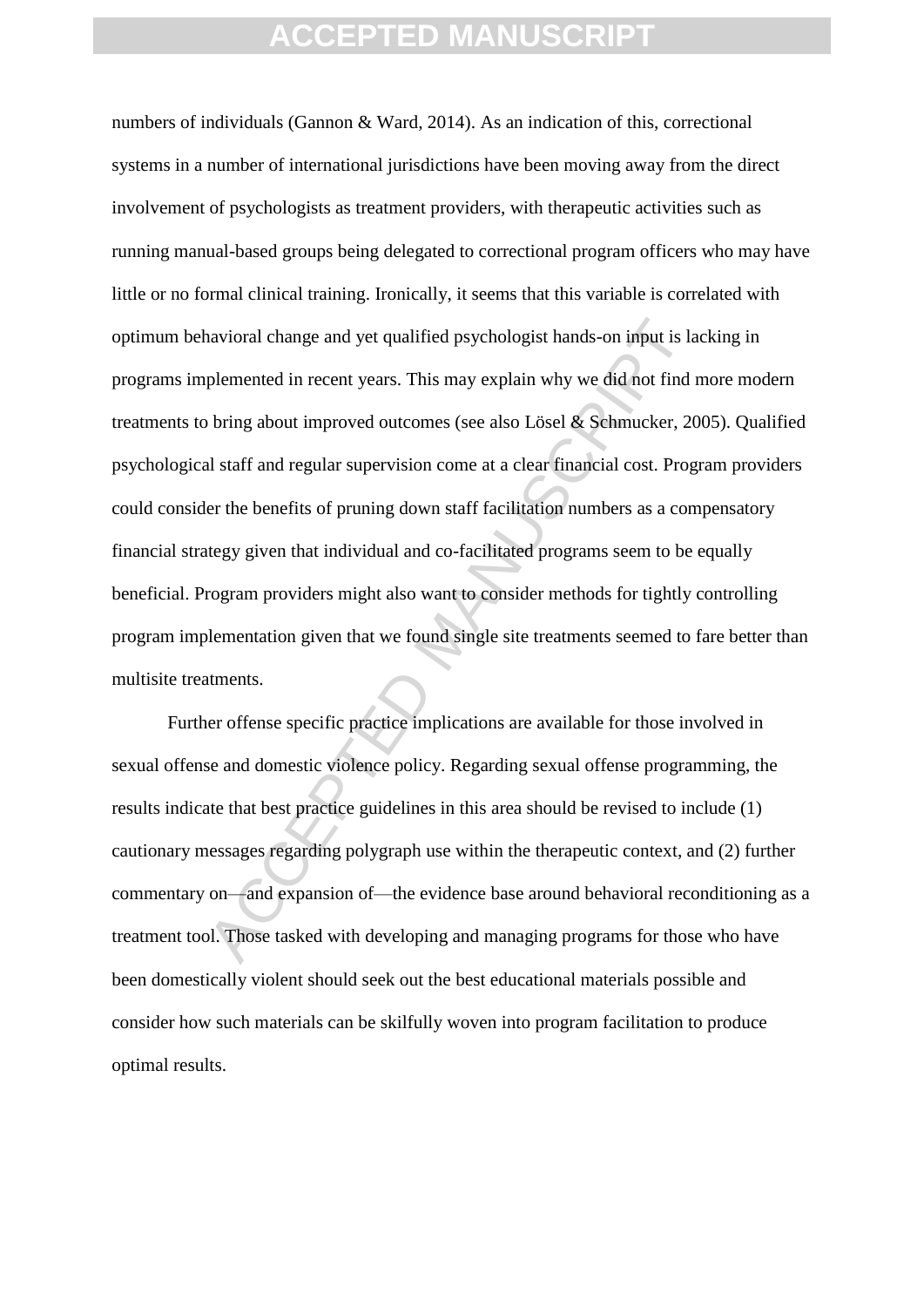numbers of individuals (Gannon & Ward, 2014). As an indication of this, correctional systems in a number of international jurisdictions have been moving away from the direct involvement of psychologists as treatment providers, with therapeutic activities such as running manual-based groups being delegated to correctional program officers who may have little or no formal clinical training. Ironically, it seems that this variable is correlated with optimum behavioral change and yet qualified psychologist hands-on input is lacking in programs implemented in recent years. This may explain why we did not find more modern treatments to bring about improved outcomes (see also Lösel & Schmucker, 2005). Qualified psychological staff and regular supervision come at a clear financial cost. Program providers could consider the benefits of pruning down staff facilitation numbers as a compensatory financial strategy given that individual and co-facilitated programs seem to be equally beneficial. Program providers might also want to consider methods for tightly controlling program implementation given that we found single site treatments seemed to fare better than multisite treatments.

Further offense specific practice implications are available for those involved in sexual offense and domestic violence policy. Regarding sexual offense programming, the results indicate that best practice guidelines in this area should be revised to include (1) cautionary messages regarding polygraph use within the therapeutic context, and (2) further commentary on—and expansion of—the evidence base around behavioral reconditioning as a treatment tool. Those tasked with developing and managing programs for those who have been domestically violent should seek out the best educational materials possible and consider how such materials can be skilfully woven into program facilitation to produce optimal results.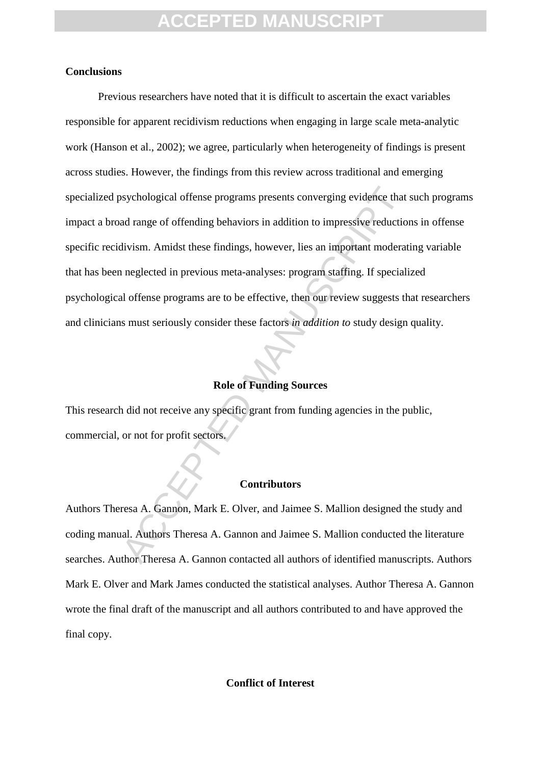**Conclusions**

Previous researchers have noted that it is difficult to ascertain the exact variables responsible for apparent recidivism reductions when engaging in large scale meta-analytic work (Hanson et al., 2002); we agree, particularly when heterogeneity of findings is present across studies. However, the findings from this review across traditional and emerging specialized psychological offense programs presents converging evidence that such programs impact a broad range of offending behaviors in addition to impressive reductions in offense specific recidivism. Amidst these findings, however, lies an important moderating variable that has been neglected in previous meta-analyses: program staffing. If specialized psychological offense programs are to be effective, then our review suggests that researchers and clinicians must seriously consider these factors *in addition to* study design quality.

**Role of Funding Sources**

This research did not receive any specific grant from funding agencies in the public, commercial, or not for profit sectors.

**Contributors**

Authors Theresa A. Gannon, Mark E. Olver, and Jaimee S. Mallion designed the study and coding manual. Authors Theresa A. Gannon and Jaimee S. Mallion conducted the literature searches. Author Theresa A. Gannon contacted all authors of identified manuscripts. Authors Mark E. Olver and Mark James conducted the statistical analyses. Author Theresa A. Gannon wrote the final draft of the manuscript and all authors contributed to and have approved the final copy.

**Conflict of Interest**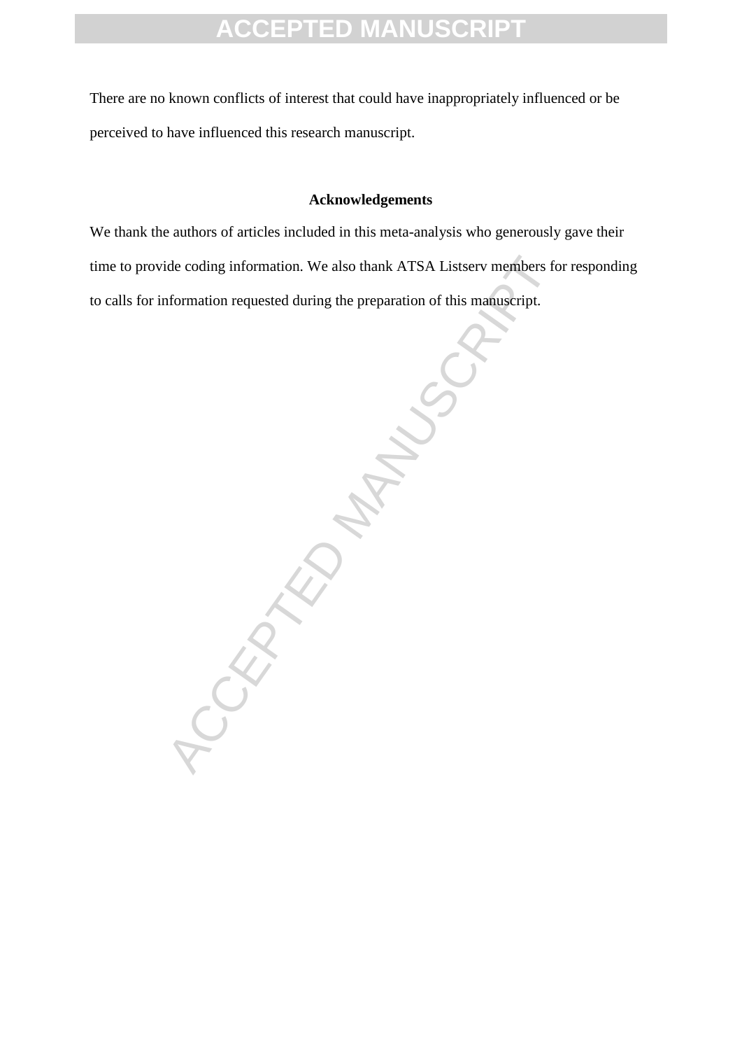There are no known conflicts of interest that could have inappropriately influenced or be perceived to have influenced this research manuscript.

## Acknowledgements

We thank the authors of articles included in this meta-analysis who generously gave their time to provide coding information. We also thank ATSA Listserv members for responding to calls for information requested during the preparation of this manuscript.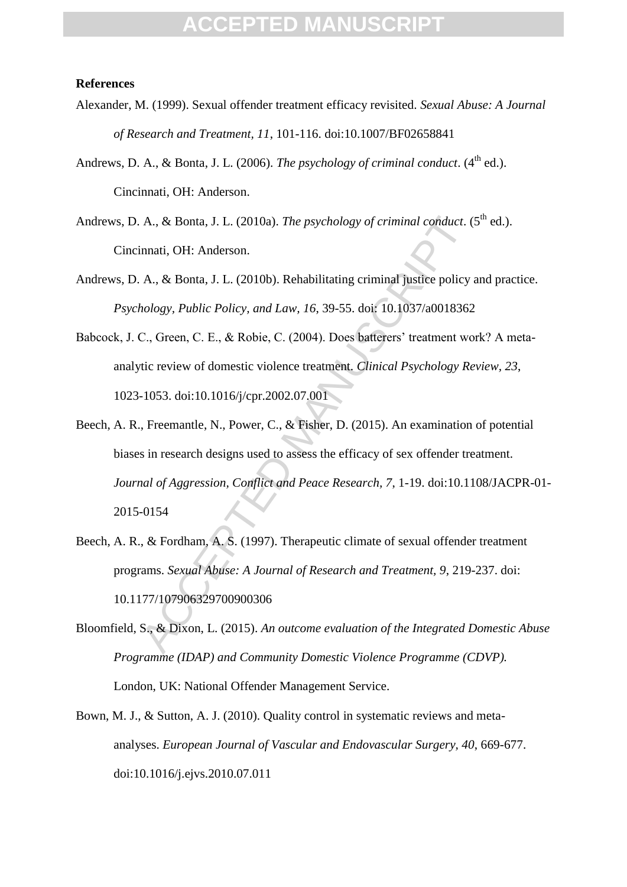**References**

Alexander, M. (1999). Sexual offender treatment efficacy revisited. *Sexual Abuse: A Journal of Research and Treatment, 11*, 101-116. doi:10.1007/BF02658841

Andrews, D. A., & Bonta, J. L. (2006). *The psychology of criminal conduct*. (4th ed.). Cincinnati, OH: Anderson.

Andrews, D. A., & Bonta, J. L. (2010a). *The psychology of criminal conduct*. (5th ed.). Cincinnati, OH: Anderson.

Andrews, D. A., & Bonta, J. L. (2010b). Rehabilitating criminal justice policy and practice. *Psychology, Public Policy, and Law, 16*, 39-55. doi: 10.1037/a0018362

Babcock, J. C., Green, C. E., & Robie, C. (2004). Does batterers' treatment work? A meta-analytic review of domestic violence treatment. *Clinical Psychology Review, 23*, 1023-1053. doi:10.1016/j/cpr.2002.07.001

Beech, A. R., Freemantle, N., Power, C., & Fisher, D. (2015). An examination of potential biases in research designs used to assess the efficacy of sex offender treatment. *Journal of Aggression, Conflict and Peace Research, 7*, 1-19. doi:10.1108/JACPR-01-2015-0154

Beech, A. R., & Fordham, A. S. (1997). Therapeutic climate of sexual offender treatment programs. *Sexual Abuse: A Journal of Research and Treatment, 9*, 219-237. doi: 10.1177/107906329700900306

Bloomfield, S., & Dixon, L. (2015). *An outcome evaluation of the Integrated Domestic Abuse Programme (IDAP) and Community Domestic Violence Programme (CDVP).* London, UK: National Offender Management Service.

Bown, M. J., & Sutton, A. J. (2010). Quality control in systematic reviews and meta-analyses. *European Journal of Vascular and Endovascular Surgery, 40*, 669-677. doi:10.1016/j.ejvs.2010.07.011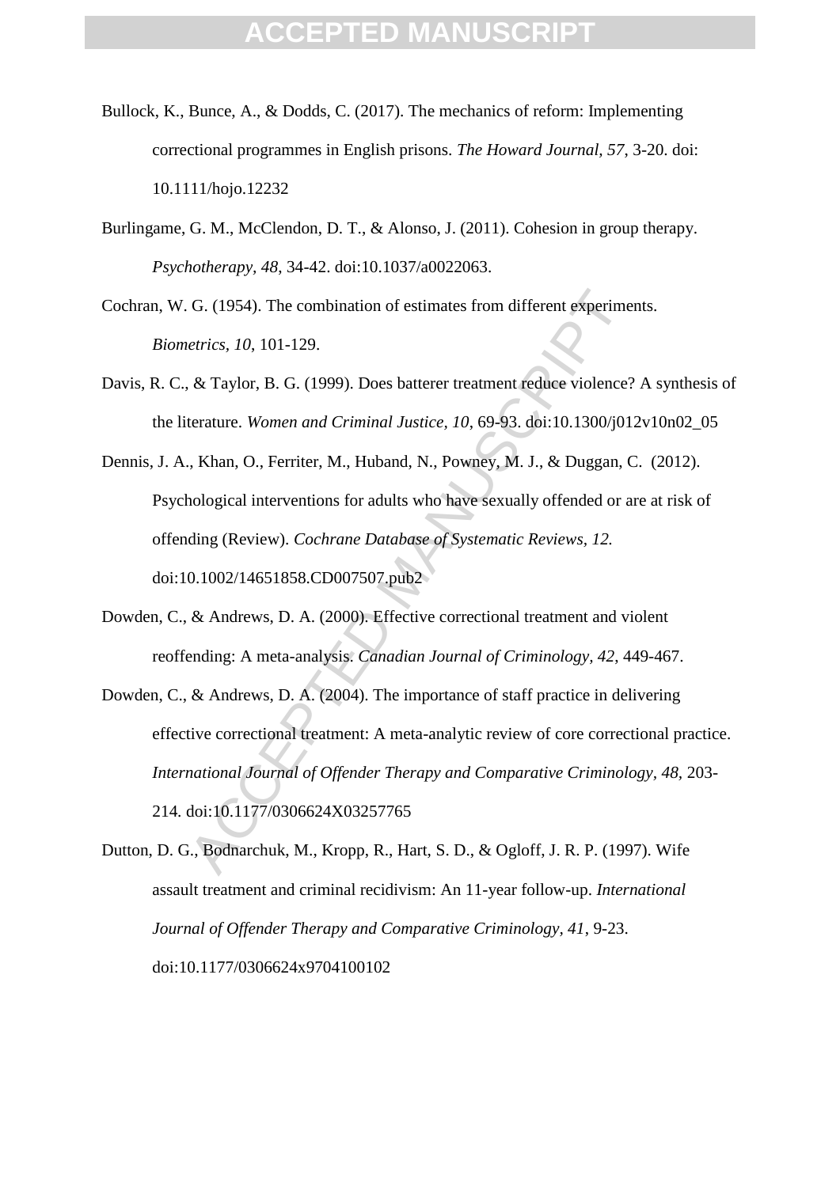Bullock, K., Bunce, A., & Dodds, C. (2017). The mechanics of reform: Implementing correctional programmes in English prisons. *The Howard Journal, 57*, 3-20. doi: 10.1111/hojo.12232

Burlingame, G. M., McClendon, D. T., & Alonso, J. (2011). Cohesion in group therapy. *Psychotherapy*, *48*, 34-42. doi:10.1037/a0022063.

Cochran, W. G. (1954). The combination of estimates from different experiments. *Biometrics*, *10*, 101-129.

Davis, R. C., & Taylor, B. G. (1999). Does batterer treatment reduce violence? A synthesis of the literature. *Women and Criminal Justice, 10*, 69-93. doi:10.1300/j012v10n02_05

Dennis, J. A., Khan, O., Ferriter, M., Huband, N., Powney, M. J., & Duggan, C. (2012). Psychological interventions for adults who have sexually offended or are at risk of offending (Review). *Cochrane Database of Systematic Reviews*, *12.* doi:10.1002/14651858.CD007507.pub2

Dowden, C., & Andrews, D. A. (2000). Effective correctional treatment and violent reoffending: A meta-analysis. *Canadian Journal of Criminology, 42*, 449-467.

Dowden, C., & Andrews, D. A. (2004). The importance of staff practice in delivering effective correctional treatment: A meta-analytic review of core correctional practice. *International Journal of Offender Therapy and Comparative Criminology, 48*, 203-214. doi:10.1177/0306624X03257765

Dutton, D. G., Bodnarchuk, M., Kropp, R., Hart, S. D., & Ogloff, J. R. P. (1997). Wife assault treatment and criminal recidivism: An 11-year follow-up. *International Journal of Offender Therapy and Comparative Criminology, 41*, 9-23. doi:10.1177/0306624x9704100102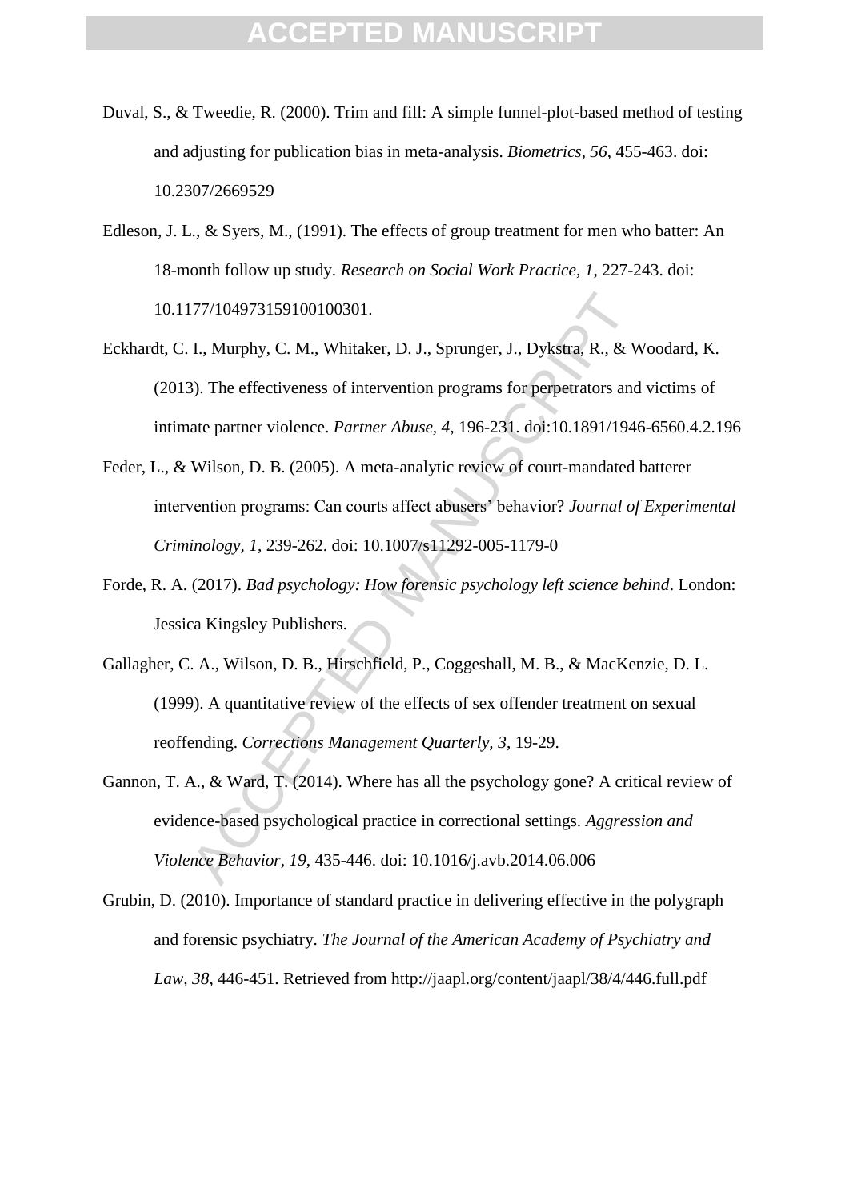Duval, S., & Tweedie, R. (2000). Trim and fill: A simple funnel-plot-based method of testing and adjusting for publication bias in meta-analysis. *Biometrics, 56*, 455-463. doi: 10.2307/2669529

Edleson, J. L., & Syers, M., (1991). The effects of group treatment for men who batter: An 18-month follow up study. *Research on Social Work Practice, 1*, 227-243. doi: 10.1177/104973159100100301.

Eckhardt, C. I., Murphy, C. M., Whitaker, D. J., Sprunger, J., Dykstra, R., & Woodard, K. (2013). The effectiveness of intervention programs for perpetrators and victims of intimate partner violence. *Partner Abuse, 4*, 196-231. doi:10.1891/1946-6560.4.2.196

Feder, L., & Wilson, D. B. (2005). A meta-analytic review of court-mandated batterer intervention programs: Can courts affect abusers' behavior? *Journal of Experimental Criminology, 1*, 239-262. doi: 10.1007/s11292-005-1179-0

Forde, R. A. (2017). *Bad psychology: How forensic psychology left science behind*. London: Jessica Kingsley Publishers.

Gallagher, C. A., Wilson, D. B., Hirschfield, P., Coggeshall, M. B., & MacKenzie, D. L. (1999). A quantitative review of the effects of sex offender treatment on sexual reoffending. *Corrections Management Quarterly, 3*, 19-29.

Gannon, T. A., & Ward, T. (2014). Where has all the psychology gone? A critical review of evidence-based psychological practice in correctional settings. *Aggression and Violence Behavior, 19*, 435-446. doi: 10.1016/j.avb.2014.06.006

Grubin, D. (2010). Importance of standard practice in delivering effective in the polygraph and forensic psychiatry. *The Journal of the American Academy of Psychiatry and Law, 38*, 446-451. Retrieved from http://jaapl.org/content/jaapl/38/4/446.full.pdf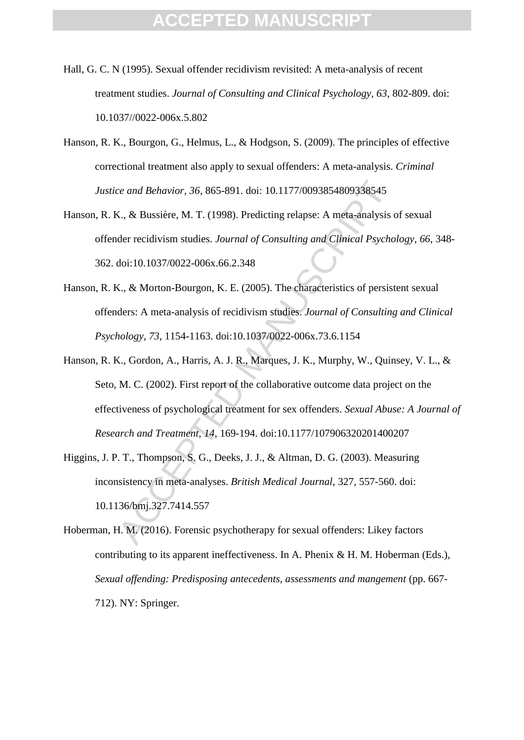Hall, G. C. N (1995). Sexual offender recidivism revisited: A meta-analysis of recent treatment studies. *Journal of Consulting and Clinical Psychology, 63*, 802-809. doi: 10.1037//0022-006x.5.802

Hanson, R. K., Bourgon, G., Helmus, L., & Hodgson, S. (2009). The principles of effective correctional treatment also apply to sexual offenders: A meta-analysis. *Criminal Justice and Behavior, 36*, 865-891. doi: 10.1177/0093854809338545

Hanson, R. K., & Bussière, M. T. (1998). Predicting relapse: A meta-analysis of sexual offender recidivism studies. *Journal of Consulting and Clinical Psychology, 66*, 348-362. doi:10.1037/0022-006x.66.2.348

Hanson, R. K., & Morton-Bourgon, K. E. (2005). The characteristics of persistent sexual offenders: A meta-analysis of recidivism studies. *Journal of Consulting and Clinical Psychology, 73*, 1154-1163. doi:10.1037/0022-006x.73.6.1154

Hanson, R. K., Gordon, A., Harris, A. J. R., Marques, J. K., Murphy, W., Quinsey, V. L., & Seto, M. C. (2002). First report of the collaborative outcome data project on the effectiveness of psychological treatment for sex offenders. *Sexual Abuse: A Journal of Research and Treatment, 14*, 169-194. doi:10.1177/107906320201400207

Higgins, J. P. T., Thompson, S. G., Deeks, J. J., & Altman, D. G. (2003). Measuring inconsistency in meta-analyses. *British Medical Journal,* 327, 557-560. doi: 10.1136/bmj.327.7414.557

Hoberman, H. M. (2016). Forensic psychotherapy for sexual offenders: Likey factors contributing to its apparent ineffectiveness. In A. Phenix & H. M. Hoberman (Eds.), *Sexual offending: Predisposing antecedents, assessments and mangement* (pp. 667-712). NY: Springer.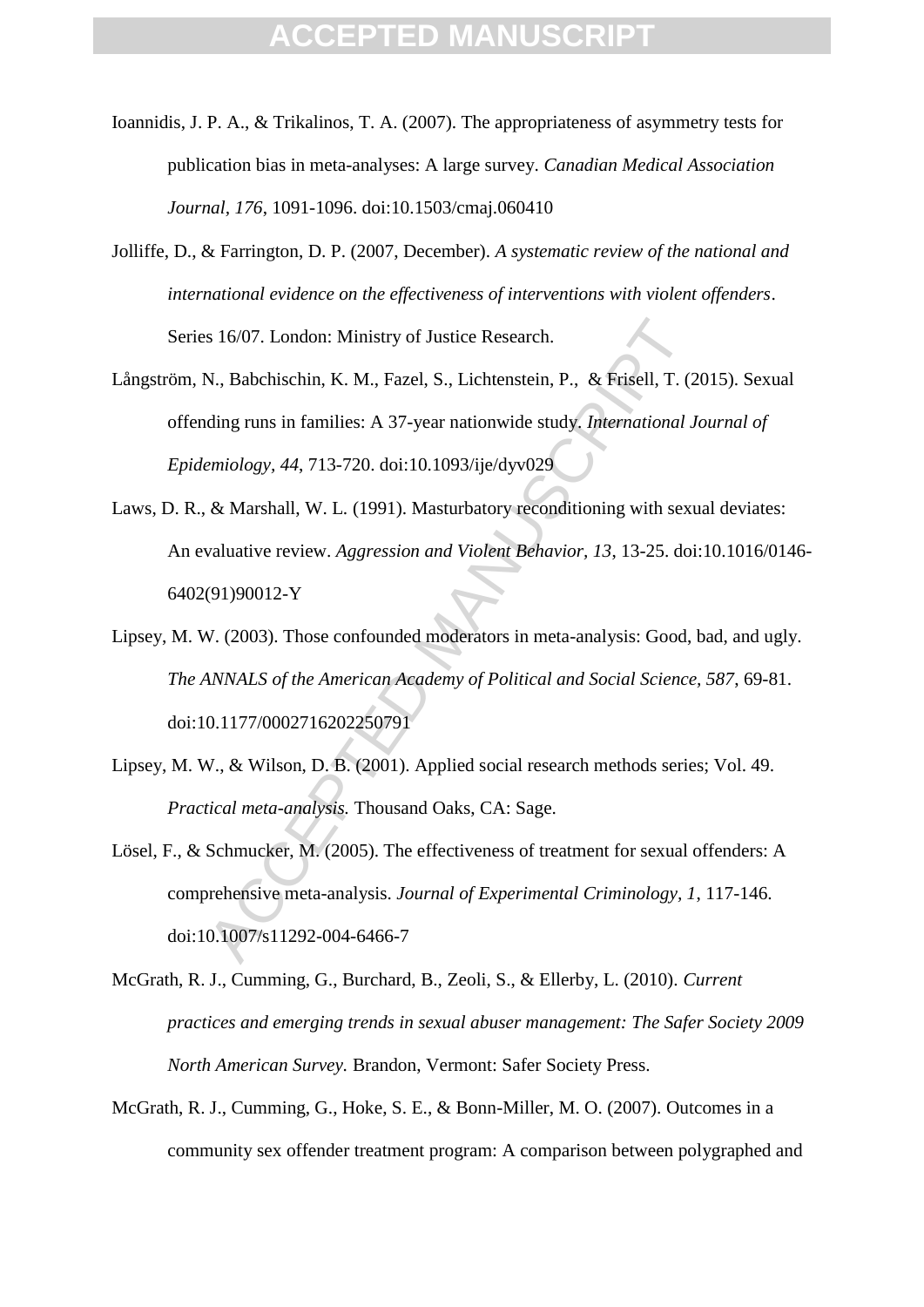Ioannidis, J. P. A., & Trikalinos, T. A. (2007). The appropriateness of asymmetry tests for publication bias in meta-analyses: A large survey. *Canadian Medical Association Journal*, *176*, 1091-1096. doi:10.1503/cmaj.060410

Jolliffe, D., & Farrington, D. P. (2007, December). *A systematic review of the national and international evidence on the effectiveness of interventions with violent offenders*. Series 16/07. London: Ministry of Justice Research.

Långström, N., Babchischin, K. M., Fazel, S., Lichtenstein, P., & Frisell, T. (2015). Sexual offending runs in families: A 37-year nationwide study. *International Journal of Epidemiology*, *44*, 713-720. doi:10.1093/ije/dyv029

Laws, D. R., & Marshall, W. L. (1991). Masturbatory reconditioning with sexual deviates: An evaluative review. *Aggression and Violent Behavior, 13*, 13-25. doi:10.1016/0146-6402(91)90012-Y

Lipsey, M. W. (2003). Those confounded moderators in meta-analysis: Good, bad, and ugly. *The ANNALS of the American Academy of Political and Social Science, 587*, 69-81. doi:10.1177/0002716202250791

Lipsey, M. W., & Wilson, D. B. (2001). Applied social research methods series; Vol. 49. *Practical meta-analysis.* Thousand Oaks, CA: Sage.

Lösel, F., & Schmucker, M. (2005). The effectiveness of treatment for sexual offenders: A comprehensive meta-analysis. *Journal of Experimental Criminology*, *1*, 117-146. doi:10.1007/s11292-004-6466-7

McGrath, R. J., Cumming, G., Burchard, B., Zeoli, S., & Ellerby, L. (2010). *Current practices and emerging trends in sexual abuser management: The Safer Society 2009 North American Survey.* Brandon, Vermont: Safer Society Press.

McGrath, R. J., Cumming, G., Hoke, S. E., & Bonn-Miller, M. O. (2007). Outcomes in a community sex offender treatment program: A comparison between polygraphed and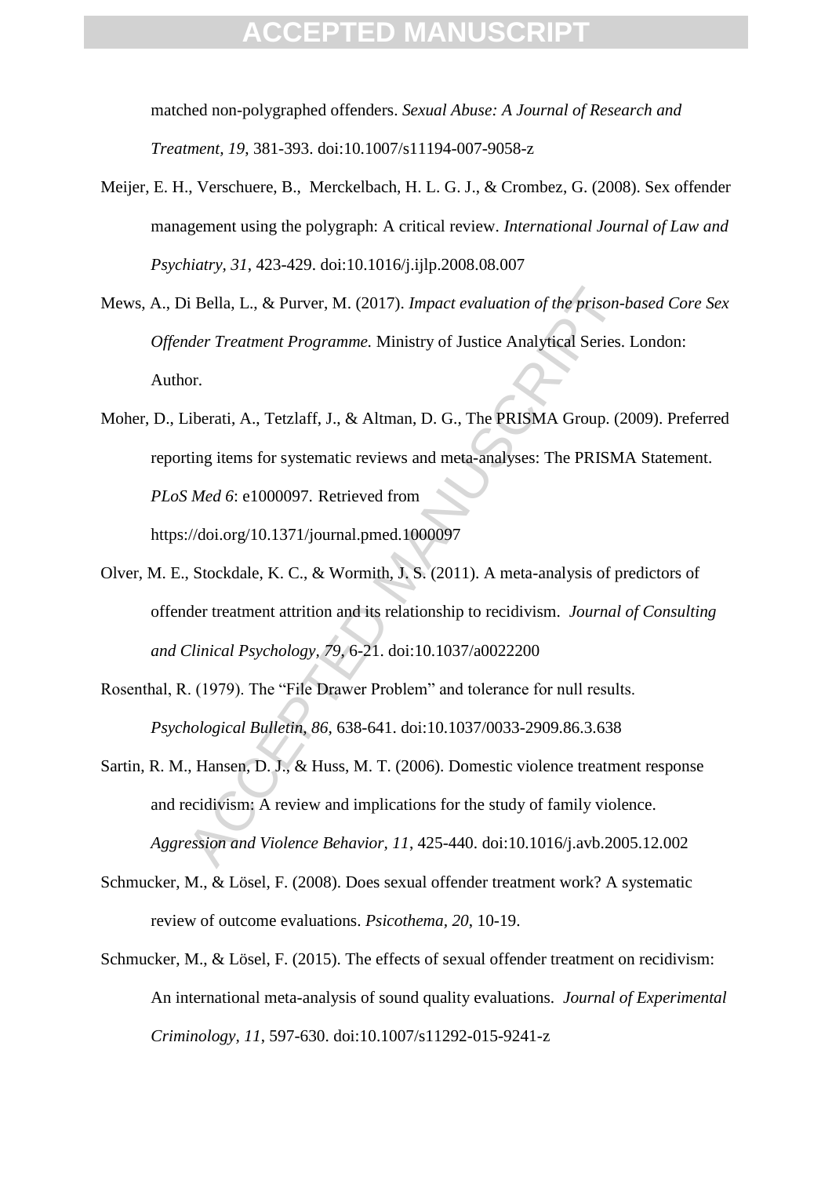matched non-polygraphed offenders. *Sexual Abuse: A Journal of Research and Treatment, 19*, 381-393. doi:10.1007/s11194-007-9058-z

Meijer, E. H., Verschuere, B., Merckelbach, H. L. G. J., & Crombez, G. (2008). Sex offender management using the polygraph: A critical review. *International Journal of Law and Psychiatry, 31*, 423-429. doi:10.1016/j.ijlp.2008.08.007

Mews, A., Di Bella, L., & Purver, M. (2017). *Impact evaluation of the prison-based Core Sex Offender Treatment Programme.* Ministry of Justice Analytical Series. London: Author.

Moher, D., Liberati, A., Tetzlaff, J., & Altman, D. G., The PRISMA Group. (2009). Preferred reporting items for systematic reviews and meta-analyses: The PRISMA Statement. *PLoS Med 6*: e1000097. Retrieved from https://doi.org/10.1371/journal.pmed.1000097

Olver, M. E., Stockdale, K. C., & Wormith, J. S. (2011). A meta-analysis of predictors of offender treatment attrition and its relationship to recidivism. *Journal of Consulting and Clinical Psychology, 79*, 6-21. doi:10.1037/a0022200

Rosenthal, R. (1979). The "File Drawer Problem" and tolerance for null results. *Psychological Bulletin, 86*, 638-641. doi:10.1037/0033-2909.86.3.638

Sartin, R. M., Hansen, D. J., & Huss, M. T. (2006). Domestic violence treatment response and recidivism: A review and implications for the study of family violence. *Aggression and Violence Behavior, 11*, 425-440. doi:10.1016/j.avb.2005.12.002

Schmucker, M., & Lösel, F. (2008). Does sexual offender treatment work? A systematic review of outcome evaluations. *Psicothema, 20*, 10-19.

Schmucker, M., & Lösel, F. (2015). The effects of sexual offender treatment on recidivism: An international meta-analysis of sound quality evaluations. *Journal of Experimental Criminology, 11*, 597-630. doi:10.1007/s11292-015-9241-z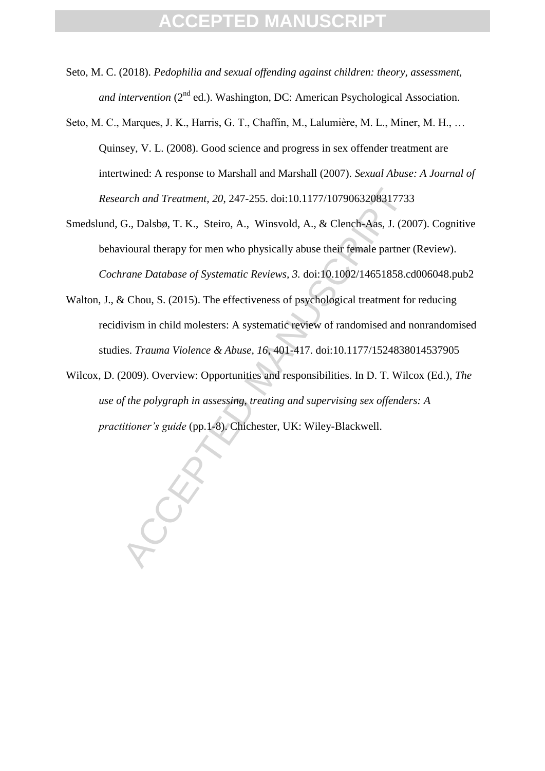Seto, M. C. (2018). *Pedophilia and sexual offending against children: theory, assessment, and intervention* (2nd ed.). Washington, DC: American Psychological Association.

Seto, M. C., Marques, J. K., Harris, G. T., Chaffin, M., Lalumière, M. L., Miner, M. H., … Quinsey, V. L. (2008). Good science and progress in sex offender treatment are intertwined: A response to Marshall and Marshall (2007). *Sexual Abuse: A Journal of Research and Treatment, 20*, 247-255. doi:10.1177/1079063208317733

Smedslund, G., Dalsbø, T. K., Steiro, A., Winsvold, A., & Clench-Aas, J. (2007). Cognitive behavioural therapy for men who physically abuse their female partner (Review). *Cochrane Database of Systematic Reviews, 3.* doi:10.1002/14651858.cd006048.pub2

Walton, J., & Chou, S. (2015). The effectiveness of psychological treatment for reducing recidivism in child molesters: A systematic review of randomised and nonrandomised studies. *Trauma Violence & Abuse, 16*, 401-417. doi:10.1177/1524838014537905

Wilcox, D. (2009). Overview: Opportunities and responsibilities. In D. T. Wilcox (Ed.), *The use of the polygraph in assessing, treating and supervising sex offenders: A practitioner's guide* (pp.1-8). Chichester, UK: Wiley-Blackwell.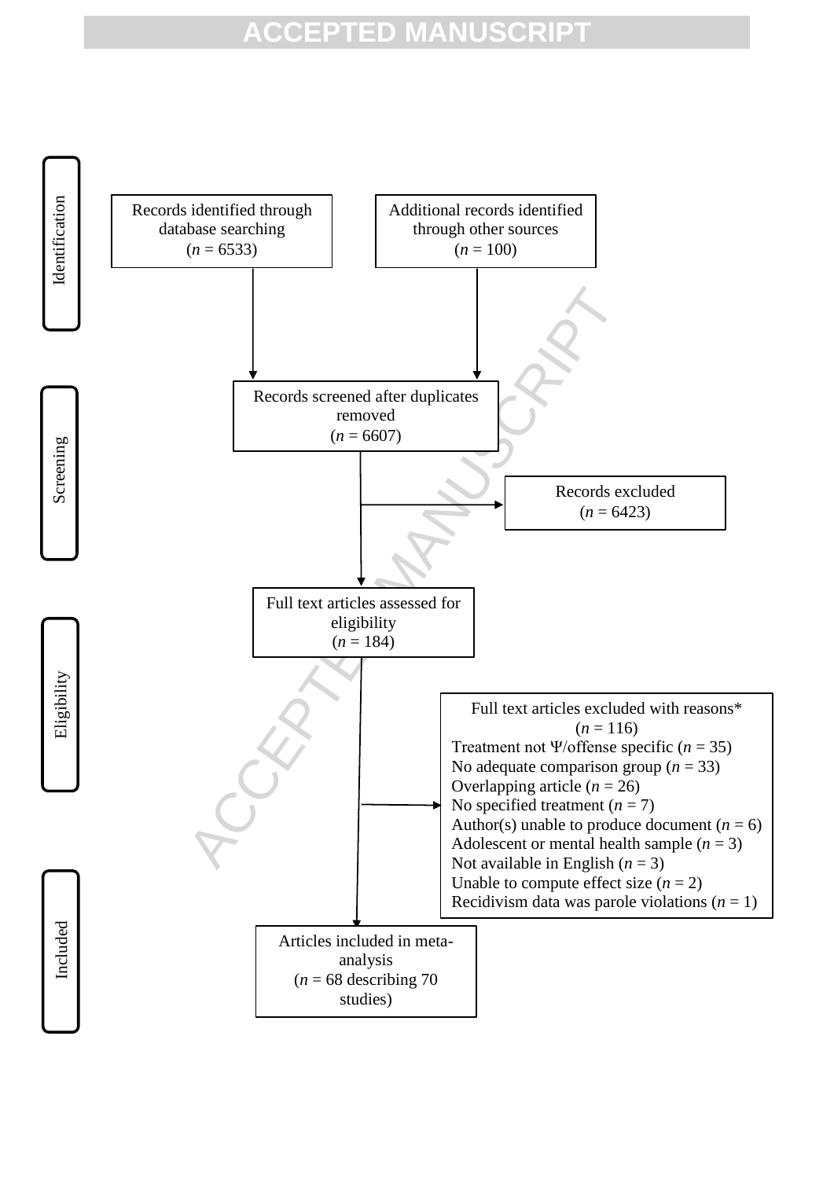Identification

Records identified through database searching
($n$ = 6533)

Additional records identified through other sources
($n$ = 100)

Screening

Records screened after duplicates removed
($n$ = 6607)

Records excluded
($n$ = 6423)

Eligibility

Full text articles assessed for eligibility
($n$ = 184)

Full text articles excluded with reasons*
($n$ = 116)

- Treatment not Ψ/offense specific ($n$ = 35)
- No adequate comparison group ($n$ = 33)
- Overlapping article ($n$ = 26)
- No specified treatment ($n$ = 7)
- Author(s) unable to produce document ($n$ = 6)
- Adolescent or mental health sample ($n$ = 3)
- Not available in English ($n$ = 3)
- Unable to compute effect size ($n$ = 2)
- Recidivism data was parole violations ($n$ = 1)

Included

Articles included in meta-analysis
($n$ = 68 describing 70 studies)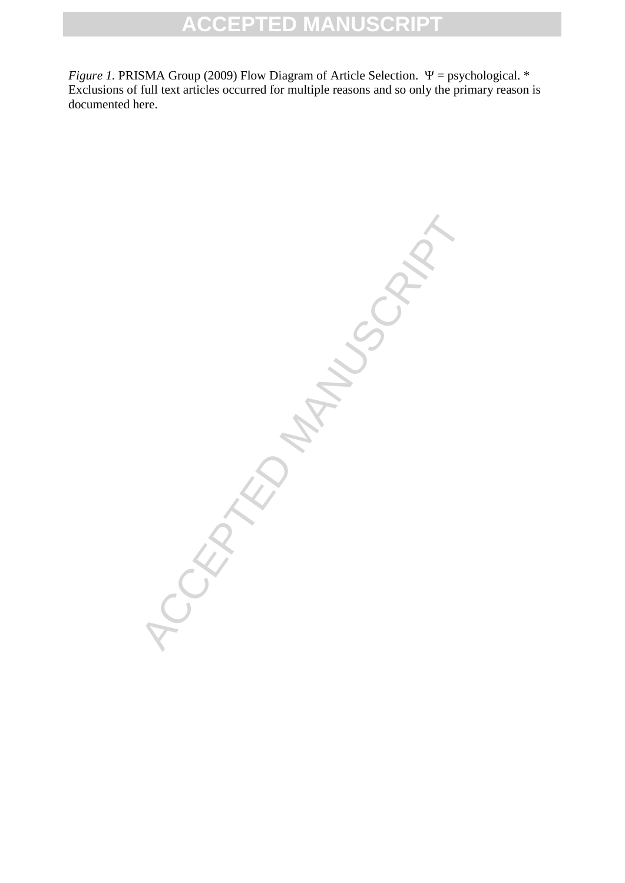*Figure 1.* PRISMA Group (2009) Flow Diagram of Article Selection. Ψ = psychological. * Exclusions of full text articles occurred for multiple reasons and so only the primary reason is documented here.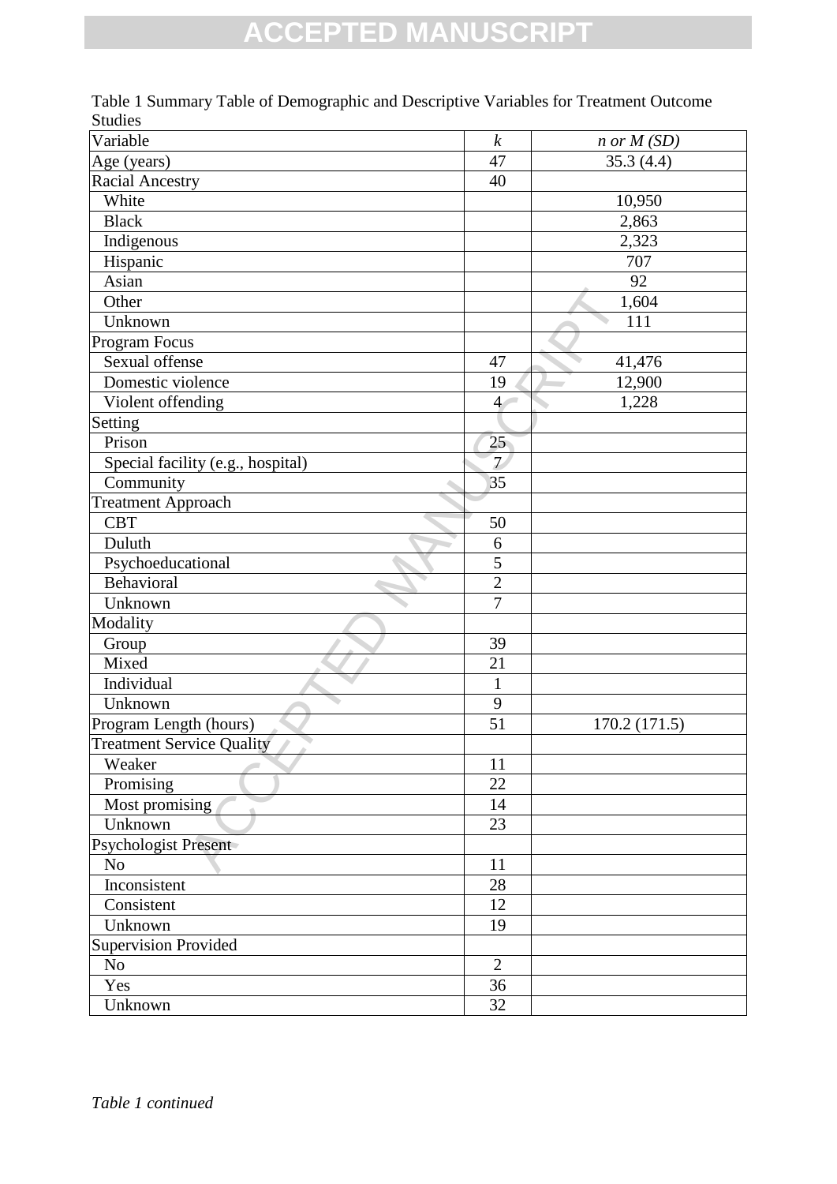Table 1 Summary Table of Demographic and Descriptive Variables for Treatment Outcome Studies

| Variable | *k* | *n or M (SD)* |
|---|---|---|
| Age (years) | 47 | 35.3 (4.4) |
| Racial Ancestry | 40 | |
| White | | 10,950 |
| Black | | 2,863 |
| Indigenous | | 2,323 |
| Hispanic | | 707 |
| Asian | | 92 |
| Other | | 1,604 |
| Unknown | | 111 |
| Program Focus | | |
| Sexual offense | 47 | 41,476 |
| Domestic violence | 19 | 12,900 |
| Violent offending | 4 | 1,228 |
| Setting | | |
| Prison | 25 | |
| Special facility (e.g., hospital) | 7 | |
| Community | 35 | |
| Treatment Approach | | |
| CBT | 50 | |
| Duluth | 6 | |
| Psychoeducational | 5 | |
| Behavioral | 2 | |
| Unknown | 7 | |
| Modality | | |
| Group | 39 | |
| Mixed | 21 | |
| Individual | 1 | |
| Unknown | 9 | |
| Program Length (hours) | 51 | 170.2 (171.5) |
| Treatment Service Quality | | |
| Weaker | 11 | |
| Promising | 22 | |
| Most promising | 14 | |
| Unknown | 23 | |
| Psychologist Present | | |
| No | 11 | |
| Inconsistent | 28 | |
| Consistent | 12 | |
| Unknown | 19 | |
| Supervision Provided | | |
| No | 2 | |
| Yes | 36 | |
| Unknown | 32 | |

*Table 1 continued*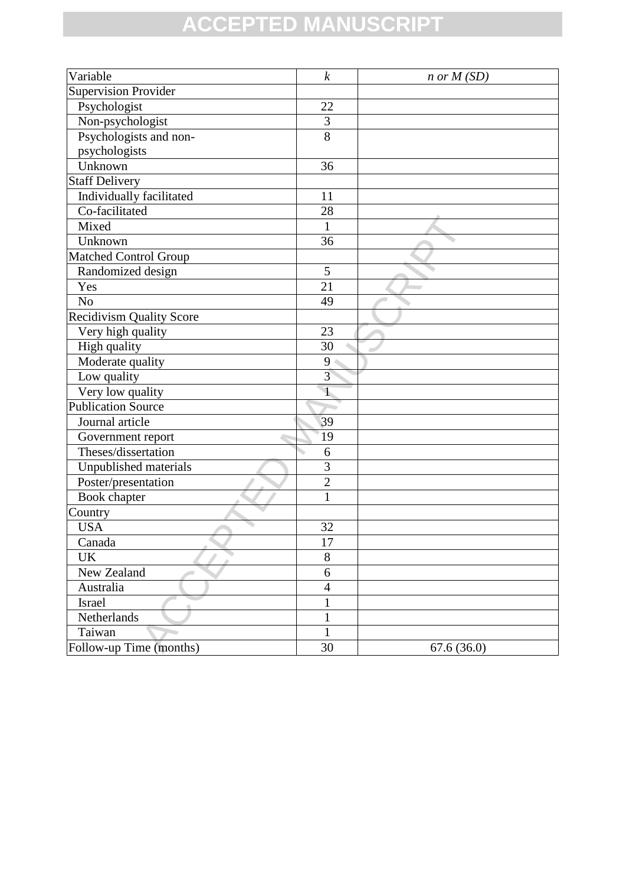| Variable | *k* | *n or M (SD)* |
|---|---|---|
| Supervision Provider | | |
| Psychologist | 22 | |
| Non-psychologist | 3 | |
| Psychologists and non-psychologists | 8 | |
| Unknown | 36 | |
| Staff Delivery | | |
| Individually facilitated | 11 | |
| Co-facilitated | 28 | |
| Mixed | 1 | |
| Unknown | 36 | |
| Matched Control Group | | |
| Randomized design | 5 | |
| Yes | 21 | |
| No | 49 | |
| Recidivism Quality Score | | |
| Very high quality | 23 | |
| High quality | 30 | |
| Moderate quality | 9 | |
| Low quality | 3 | |
| Very low quality | 1 | |
| Publication Source | | |
| Journal article | 39 | |
| Government report | 19 | |
| Theses/dissertation | 6 | |
| Unpublished materials | 3 | |
| Poster/presentation | 2 | |
| Book chapter | 1 | |
| Country | | |
| USA | 32 | |
| Canada | 17 | |
| UK | 8 | |
| New Zealand | 6 | |
| Australia | 4 | |
| Israel | 1 | |
| Netherlands | 1 | |
| Taiwan | 1 | |
| Follow-up Time (months) | 30 | 67.6 (36.0) |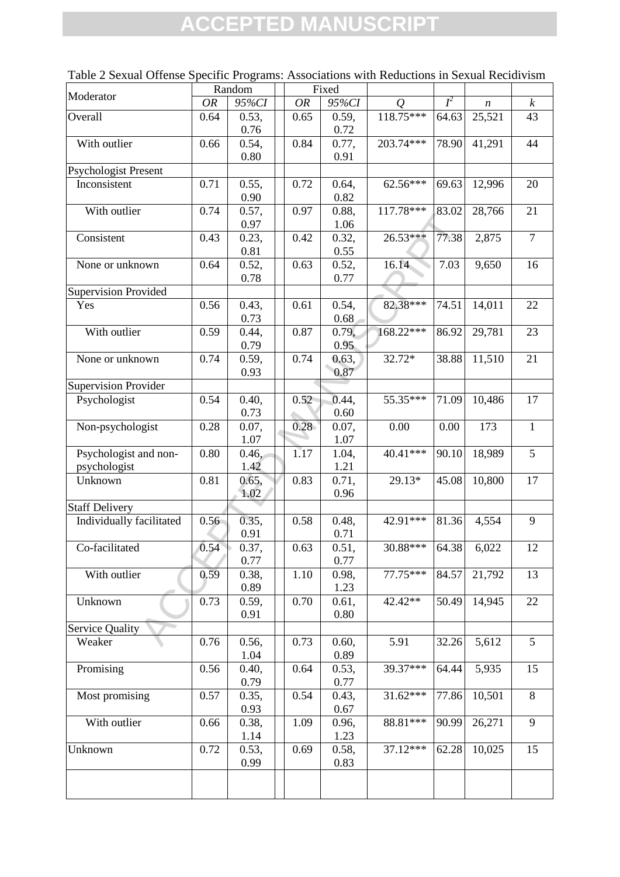Table 2 Sexual Offense Specific Programs: Associations with Reductions in Sexual Recidivism

| Moderator | Random | | Fixed | | | | | |
|---|---|---|---|---|---|---|---|---|
| | *OR* | *95%CI* | *OR* | *95%CI* | *Q* | $I^2$ | *n* | *k* |
| Overall | 0.64 | 0.53, 0.76 | 0.65 | 0.59, 0.72 | 118.75*** | 64.63 | 25,521 | 43 |
| With outlier | 0.66 | 0.54, 0.80 | 0.84 | 0.77, 0.91 | 203.74*** | 78.90 | 41,291 | 44 |
| Psychologist Present | | | | | | | | |
| Inconsistent | 0.71 | 0.55, 0.90 | 0.72 | 0.64, 0.82 | 62.56*** | 69.63 | 12,996 | 20 |
| With outlier | 0.74 | 0.57, 0.97 | 0.97 | 0.88, 1.06 | 117.78*** | 83.02 | 28,766 | 21 |
| Consistent | 0.43 | 0.23, 0.81 | 0.42 | 0.32, 0.55 | 26.53*** | 77.38 | 2,875 | 7 |
| None or unknown | 0.64 | 0.52, 0.78 | 0.63 | 0.52, 0.77 | 16.14 | 7.03 | 9,650 | 16 |
| Supervision Provided | | | | | | | | |
| Yes | 0.56 | 0.43, 0.73 | 0.61 | 0.54, 0.68 | 82.38*** | 74.51 | 14,011 | 22 |
| With outlier | 0.59 | 0.44, 0.79 | 0.87 | 0.79, 0.95 | 168.22*** | 86.92 | 29,781 | 23 |
| None or unknown | 0.74 | 0.59, 0.93 | 0.74 | 0.63, 0.87 | 32.72* | 38.88 | 11,510 | 21 |
| Supervision Provider | | | | | | | | |
| Psychologist | 0.54 | 0.40, 0.73 | 0.52 | 0.44, 0.60 | 55.35*** | 71.09 | 10,486 | 17 |
| Non-psychologist | 0.28 | 0.07, 1.07 | 0.28 | 0.07, 1.07 | 0.00 | 0.00 | 173 | 1 |
| Psychologist and non-psychologist | 0.80 | 0.46, 1.42 | 1.17 | 1.04, 1.21 | 40.41*** | 90.10 | 18,989 | 5 |
| Unknown | 0.81 | 0.65, 1.02 | 0.83 | 0.71, 0.96 | 29.13* | 45.08 | 10,800 | 17 |
| Staff Delivery | | | | | | | | |
| Individually facilitated | 0.56 | 0.35, 0.91 | 0.58 | 0.48, 0.71 | 42.91*** | 81.36 | 4,554 | 9 |
| Co-facilitated | 0.54 | 0.37, 0.77 | 0.63 | 0.51, 0.77 | 30.88*** | 64.38 | 6,022 | 12 |
| With outlier | 0.59 | 0.38, 0.89 | 1.10 | 0.98, 1.23 | 77.75*** | 84.57 | 21,792 | 13 |
| Unknown | 0.73 | 0.59, 0.91 | 0.70 | 0.61, 0.80 | 42.42** | 50.49 | 14,945 | 22 |
| Service Quality | | | | | | | | |
| Weaker | 0.76 | 0.56, 1.04 | 0.73 | 0.60, 0.89 | 5.91 | 32.26 | 5,612 | 5 |
| Promising | 0.56 | 0.40, 0.79 | 0.64 | 0.53, 0.77 | 39.37*** | 64.44 | 5,935 | 15 |
| Most promising | 0.57 | 0.35, 0.93 | 0.54 | 0.43, 0.67 | 31.62*** | 77.86 | 10,501 | 8 |
| With outlier | 0.66 | 0.38, 1.14 | 1.09 | 0.96, 1.23 | 88.81*** | 90.99 | 26,271 | 9 |
| Unknown | 0.72 | 0.53, 0.99 | 0.69 | 0.58, 0.83 | 37.12*** | 62.28 | 10,025 | 15 |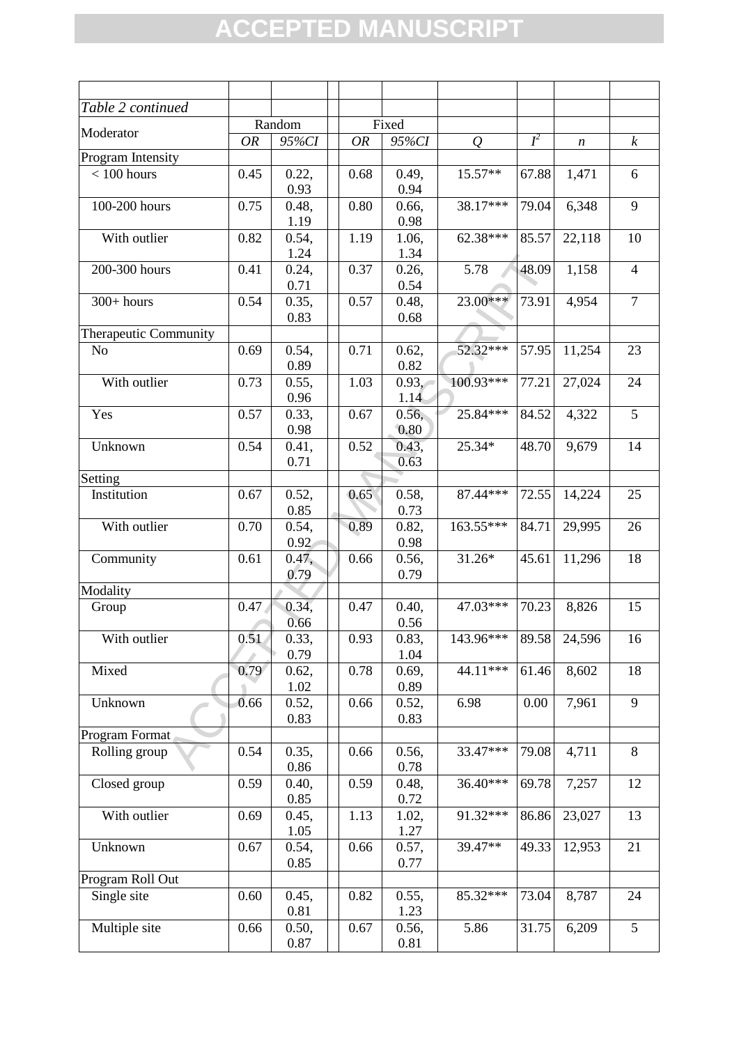*Table 2 continued*

| Moderator | Random | | Fixed | | | | | |
|---|---|---|---|---|---|---|---|---|
| | *OR* | *95%CI* | *OR* | *95%CI* | *Q* | $I^2$ | *n* | *k* |
| Program Intensity | | | | | | | | |
| < 100 hours | 0.45 | 0.22, 0.93 | 0.68 | 0.49, 0.94 | 15.57** | 67.88 | 1,471 | 6 |
| 100-200 hours | 0.75 | 0.48, 1.19 | 0.80 | 0.66, 0.98 | 38.17*** | 79.04 | 6,348 | 9 |
| With outlier | 0.82 | 0.54, 1.24 | 1.19 | 1.06, 1.34 | 62.38*** | 85.57 | 22,118 | 10 |
| 200-300 hours | 0.41 | 0.24, 0.71 | 0.37 | 0.26, 0.54 | 5.78 | 48.09 | 1,158 | 4 |
| 300+ hours | 0.54 | 0.35, 0.83 | 0.57 | 0.48, 0.68 | 23.00*** | 73.91 | 4,954 | 7 |
| Therapeutic Community | | | | | | | | |
| No | 0.69 | 0.54, 0.89 | 0.71 | 0.62, 0.82 | 52.32*** | 57.95 | 11,254 | 23 |
| With outlier | 0.73 | 0.55, 0.96 | 1.03 | 0.93, 1.14 | 100.93*** | 77.21 | 27,024 | 24 |
| Yes | 0.57 | 0.33, 0.98 | 0.67 | 0.56, 0.80 | 25.84*** | 84.52 | 4,322 | 5 |
| Unknown | 0.54 | 0.41, 0.71 | 0.52 | 0.43, 0.63 | 25.34* | 48.70 | 9,679 | 14 |
| Setting | | | | | | | | |
| Institution | 0.67 | 0.52, 0.85 | 0.65 | 0.58, 0.73 | 87.44*** | 72.55 | 14,224 | 25 |
| With outlier | 0.70 | 0.54, 0.92 | 0.89 | 0.82, 0.98 | 163.55*** | 84.71 | 29,995 | 26 |
| Community | 0.61 | 0.47, 0.79 | 0.66 | 0.56, 0.79 | 31.26* | 45.61 | 11,296 | 18 |
| Modality | | | | | | | | |
| Group | 0.47 | 0.34, 0.66 | 0.47 | 0.40, 0.56 | 47.03*** | 70.23 | 8,826 | 15 |
| With outlier | 0.51 | 0.33, 0.79 | 0.93 | 0.83, 1.04 | 143.96*** | 89.58 | 24,596 | 16 |
| Mixed | 0.79 | 0.62, 1.02 | 0.78 | 0.69, 0.89 | 44.11*** | 61.46 | 8,602 | 18 |
| Unknown | 0.66 | 0.52, 0.83 | 0.66 | 0.52, 0.83 | 6.98 | 0.00 | 7,961 | 9 |
| Program Format | | | | | | | | |
| Rolling group | 0.54 | 0.35, 0.86 | 0.66 | 0.56, 0.78 | 33.47*** | 79.08 | 4,711 | 8 |
| Closed group | 0.59 | 0.40, 0.85 | 0.59 | 0.48, 0.72 | 36.40*** | 69.78 | 7,257 | 12 |
| With outlier | 0.69 | 0.45, 1.05 | 1.13 | 1.02, 1.27 | 91.32*** | 86.86 | 23,027 | 13 |
| Unknown | 0.67 | 0.54, 0.85 | 0.66 | 0.57, 0.77 | 39.47** | 49.33 | 12,953 | 21 |
| Program Roll Out | | | | | | | | |
| Single site | 0.60 | 0.45, 0.81 | 0.82 | 0.55, 1.23 | 85.32*** | 73.04 | 8,787 | 24 |
| Multiple site | 0.66 | 0.50, 0.87 | 0.67 | 0.56, 0.81 | 5.86 | 31.75 | 6,209 | 5 |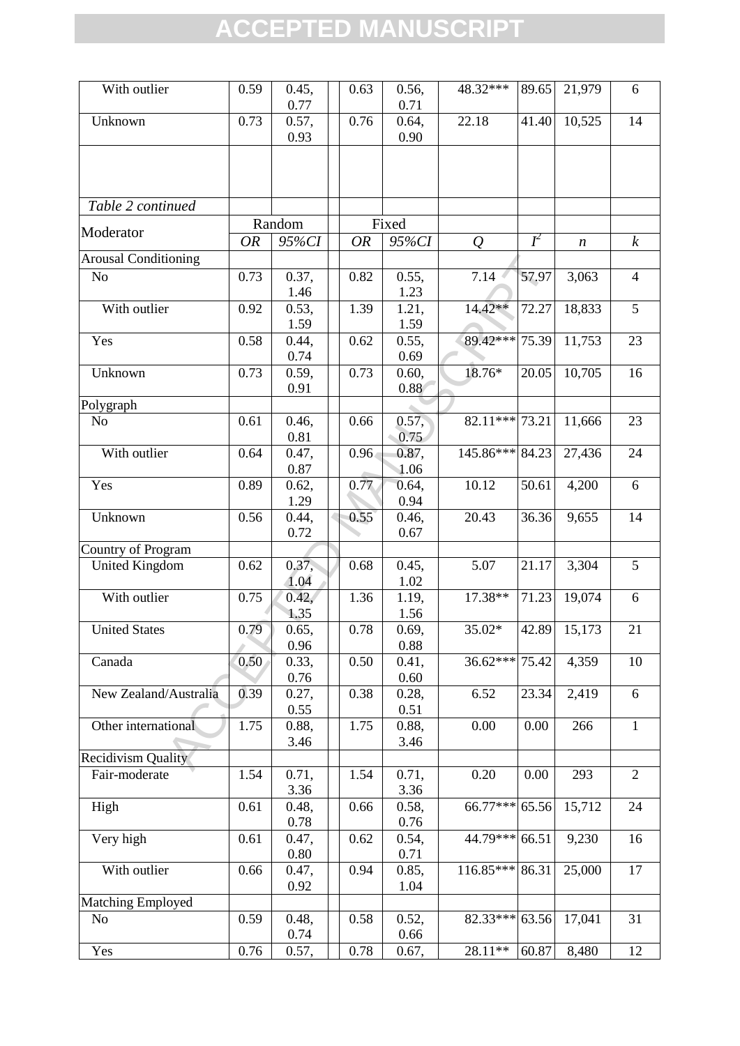| With outlier | 0.59 | 0.45, 0.77 | | 0.63 | 0.56, 0.71 | 48.32*** | 89.65 | 21,979 | 6 |
|---|---|---|---|---|---|---|---|---|---|
| Unknown | 0.73 | 0.57, 0.93 | | 0.76 | 0.64, 0.90 | 22.18 | 41.40 | 10,525 | 14 |
| | | | | | | | | | |
| *Table 2 continued* | | | | | | | | | |
| Moderator | Random | | | Fixed | | | | | |
| | *OR* | *95%CI* | | *OR* | *95%CI* | *Q* | $I^2$ | *n* | *k* |
| Arousal Conditioning | | | | | | | | | |
| No | 0.73 | 0.37, 1.46 | | 0.82 | 0.55, 1.23 | 7.14 | 57.97 | 3,063 | 4 |
| With outlier | 0.92 | 0.53, 1.59 | | 1.39 | 1.21, 1.59 | 14.42** | 72.27 | 18,833 | 5 |
| Yes | 0.58 | 0.44, 0.74 | | 0.62 | 0.55, 0.69 | 89.42*** | 75.39 | 11,753 | 23 |
| Unknown | 0.73 | 0.59, 0.91 | | 0.73 | 0.60, 0.88 | 18.76* | 20.05 | 10,705 | 16 |
| Polygraph | | | | | | | | | |
| No | 0.61 | 0.46, 0.81 | | 0.66 | 0.57, 0.75 | 82.11*** | 73.21 | 11,666 | 23 |
| With outlier | 0.64 | 0.47, 0.87 | | 0.96 | 0.87, 1.06 | 145.86*** | 84.23 | 27,436 | 24 |
| Yes | 0.89 | 0.62, 1.29 | | 0.77 | 0.64, 0.94 | 10.12 | 50.61 | 4,200 | 6 |
| Unknown | 0.56 | 0.44, 0.72 | | 0.55 | 0.46, 0.67 | 20.43 | 36.36 | 9,655 | 14 |
| Country of Program | | | | | | | | | |
| United Kingdom | 0.62 | 0.37, 1.04 | | 0.68 | 0.45, 1.02 | 5.07 | 21.17 | 3,304 | 5 |
| With outlier | 0.75 | 0.42, 1.35 | | 1.36 | 1.19, 1.56 | 17.38** | 71.23 | 19,074 | 6 |
| United States | 0.79 | 0.65, 0.96 | | 0.78 | 0.69, 0.88 | 35.02* | 42.89 | 15,173 | 21 |
| Canada | 0.50 | 0.33, 0.76 | | 0.50 | 0.41, 0.60 | 36.62*** | 75.42 | 4,359 | 10 |
| New Zealand/Australia | 0.39 | 0.27, 0.55 | | 0.38 | 0.28, 0.51 | 6.52 | 23.34 | 2,419 | 6 |
| Other international | 1.75 | 0.88, 3.46 | | 1.75 | 0.88, 3.46 | 0.00 | 0.00 | 266 | 1 |
| Recidivism Quality | | | | | | | | | |
| Fair-moderate | 1.54 | 0.71, 3.36 | | 1.54 | 0.71, 3.36 | 0.20 | 0.00 | 293 | 2 |
| High | 0.61 | 0.48, 0.78 | | 0.66 | 0.58, 0.76 | 66.77*** | 65.56 | 15,712 | 24 |
| Very high | 0.61 | 0.47, 0.80 | | 0.62 | 0.54, 0.71 | 44.79*** | 66.51 | 9,230 | 16 |
| With outlier | 0.66 | 0.47, 0.92 | | 0.94 | 0.85, 1.04 | 116.85*** | 86.31 | 25,000 | 17 |
| Matching Employed | | | | | | | | | |
| No | 0.59 | 0.48, 0.74 | | 0.58 | 0.52, 0.66 | 82.33*** | 63.56 | 17,041 | 31 |
| Yes | 0.76 | 0.57, | | 0.78 | 0.67, | 28.11** | 60.87 | 8,480 | 12 |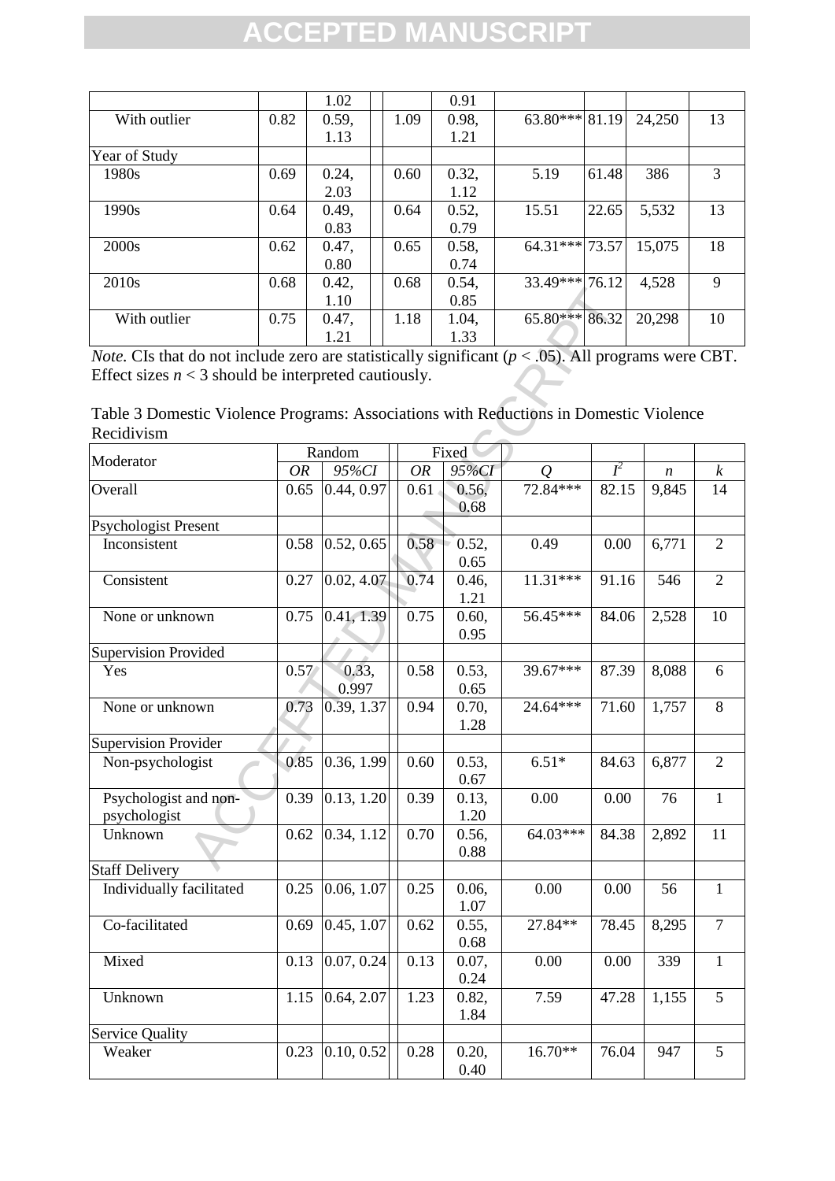| | | 1.02 | | 0.91 | | | | |
|---|---|---|---|---|---|---|---|---|
| With outlier | 0.82 | 0.59, 1.13 | 1.09 | 0.98, 1.21 | 63.80*** | 81.19 | 24,250 | 13 |
| Year of Study | | | | | | | | |
| 1980s | 0.69 | 0.24, 2.03 | 0.60 | 0.32, 1.12 | 5.19 | 61.48 | 386 | 3 |
| 1990s | 0.64 | 0.49, 0.83 | 0.64 | 0.52, 0.79 | 15.51 | 22.65 | 5,532 | 13 |
| 2000s | 0.62 | 0.47, 0.80 | 0.65 | 0.58, 0.74 | 64.31*** | 73.57 | 15,075 | 18 |
| 2010s | 0.68 | 0.42, 1.10 | 0.68 | 0.54, 0.85 | 33.49*** | 76.12 | 4,528 | 9 |
| With outlier | 0.75 | 0.47, 1.21 | 1.18 | 1.04, 1.33 | 65.80*** | 86.32 | 20,298 | 10 |

*Note.* CIs that do not include zero are statistically significant ($p < .05$). All programs were CBT. Effect sizes $n < 3$ should be interpreted cautiously.

Table 3 Domestic Violence Programs: Associations with Reductions in Domestic Violence Recidivism

| Moderator | Random | | Fixed | | | | | |
|---|---|---|---|---|---|---|---|---|
| | *OR* | *95%CI* | *OR* | *95%CI* | *Q* | $I^2$ | *n* | *k* |
| Overall | 0.65 | 0.44, 0.97 | 0.61 | 0.56, 0.68 | 72.84*** | 82.15 | 9,845 | 14 |
| Psychologist Present | | | | | | | | |
| Inconsistent | 0.58 | 0.52, 0.65 | 0.58 | 0.52, 0.65 | 0.49 | 0.00 | 6,771 | 2 |
| Consistent | 0.27 | 0.02, 4.07 | 0.74 | 0.46, 1.21 | 11.31*** | 91.16 | 546 | 2 |
| None or unknown | 0.75 | 0.41, 1.39 | 0.75 | 0.60, 0.95 | 56.45*** | 84.06 | 2,528 | 10 |
| Supervision Provided | | | | | | | | |
| Yes | 0.57 | 0.33, 0.997 | 0.58 | 0.53, 0.65 | 39.67*** | 87.39 | 8,088 | 6 |
| None or unknown | 0.73 | 0.39, 1.37 | 0.94 | 0.70, 1.28 | 24.64*** | 71.60 | 1,757 | 8 |
| Supervision Provider | | | | | | | | |
| Non-psychologist | 0.85 | 0.36, 1.99 | 0.60 | 0.53, 0.67 | 6.51* | 84.63 | 6,877 | 2 |
| Psychologist and non-psychologist | 0.39 | 0.13, 1.20 | 0.39 | 0.13, 1.20 | 0.00 | 0.00 | 76 | 1 |
| Unknown | 0.62 | 0.34, 1.12 | 0.70 | 0.56, 0.88 | 64.03*** | 84.38 | 2,892 | 11 |
| Staff Delivery | | | | | | | | |
| Individually facilitated | 0.25 | 0.06, 1.07 | 0.25 | 0.06, 1.07 | 0.00 | 0.00 | 56 | 1 |
| Co-facilitated | 0.69 | 0.45, 1.07 | 0.62 | 0.55, 0.68 | 27.84** | 78.45 | 8,295 | 7 |
| Mixed | 0.13 | 0.07, 0.24 | 0.13 | 0.07, 0.24 | 0.00 | 0.00 | 339 | 1 |
| Unknown | 1.15 | 0.64, 2.07 | 1.23 | 0.82, 1.84 | 7.59 | 47.28 | 1,155 | 5 |
| Service Quality | | | | | | | | |
| Weaker | 0.23 | 0.10, 0.52 | 0.28 | 0.20, 0.40 | 16.70** | 76.04 | 947 | 5 |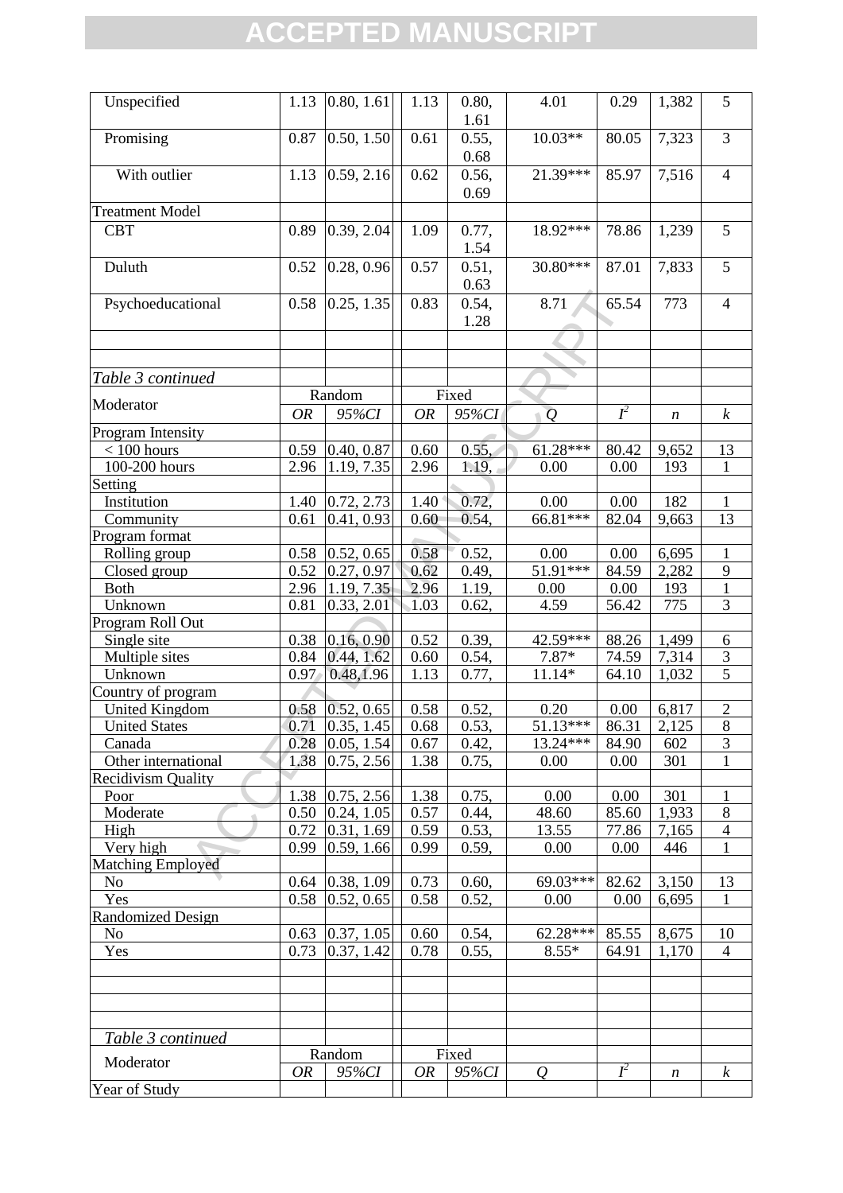| Moderator | Random *OR* | Random *95%CI* | Fixed *OR* | Fixed *95%CI* | *Q* | $I^2$ | *n* | *k* |
|---|---|---|---|---|---|---|---|---|
| Unspecified | 1.13 | 0.80, 1.61 | 1.13 | 0.80, 1.61 | 4.01 | 0.29 | 1,382 | 5 |
| Promising | 0.87 | 0.50, 1.50 | 0.61 | 0.55, 0.68 | 10.03** | 80.05 | 7,323 | 3 |
| With outlier | 1.13 | 0.59, 2.16 | 0.62 | 0.56, 0.69 | 21.39*** | 85.97 | 7,516 | 4 |
| Treatment Model | | | | | | | | |
| CBT | 0.89 | 0.39, 2.04 | 1.09 | 0.77, 1.54 | 18.92*** | 78.86 | 1,239 | 5 |
| Duluth | 0.52 | 0.28, 0.96 | 0.57 | 0.51, 0.63 | 30.80*** | 87.01 | 7,833 | 5 |
| Psychoeducational | 0.58 | 0.25, 1.35 | 0.83 | 0.54, 1.28 | 8.71 | 65.54 | 773 | 4 |

*Table 3 continued*

| Moderator | Random *OR* | Random *95%CI* | Fixed *OR* | Fixed *95%CI* | *Q* | $I^2$ | *n* | *k* |
|---|---|---|---|---|---|---|---|---|
| Program Intensity | | | | | | | | |
| < 100 hours | 0.59 | 0.40, 0.87 | 0.60 | 0.55, | 61.28*** | 80.42 | 9,652 | 13 |
| 100-200 hours | 2.96 | 1.19, 7.35 | 2.96 | 1.19, | 0.00 | 0.00 | 193 | 1 |
| Setting | | | | | | | | |
| Institution | 1.40 | 0.72, 2.73 | 1.40 | 0.72, | 0.00 | 0.00 | 182 | 1 |
| Community | 0.61 | 0.41, 0.93 | 0.60 | 0.54, | 66.81*** | 82.04 | 9,663 | 13 |
| Program format | | | | | | | | |
| Rolling group | 0.58 | 0.52, 0.65 | 0.58 | 0.52, | 0.00 | 0.00 | 6,695 | 1 |
| Closed group | 0.52 | 0.27, 0.97 | 0.62 | 0.49, | 51.91*** | 84.59 | 2,282 | 9 |
| Both | 2.96 | 1.19, 7.35 | 2.96 | 1.19, | 0.00 | 0.00 | 193 | 1 |
| Unknown | 0.81 | 0.33, 2.01 | 1.03 | 0.62, | 4.59 | 56.42 | 775 | 3 |
| Program Roll Out | | | | | | | | |
| Single site | 0.38 | 0.16, 0.90 | 0.52 | 0.39, | 42.59*** | 88.26 | 1,499 | 6 |
| Multiple sites | 0.84 | 0.44, 1.62 | 0.60 | 0.54, | 7.87* | 74.59 | 7,314 | 3 |
| Unknown | 0.97 | 0.48,1.96 | 1.13 | 0.77, | 11.14* | 64.10 | 1,032 | 5 |
| Country of program | | | | | | | | |
| United Kingdom | 0.58 | 0.52, 0.65 | 0.58 | 0.52, | 0.20 | 0.00 | 6,817 | 2 |
| United States | 0.71 | 0.35, 1.45 | 0.68 | 0.53, | 51.13*** | 86.31 | 2,125 | 8 |
| Canada | 0.28 | 0.05, 1.54 | 0.67 | 0.42, | 13.24*** | 84.90 | 602 | 3 |
| Other international | 1.38 | 0.75, 2.56 | 1.38 | 0.75, | 0.00 | 0.00 | 301 | 1 |
| Recidivism Quality | | | | | | | | |
| Poor | 1.38 | 0.75, 2.56 | 1.38 | 0.75, | 0.00 | 0.00 | 301 | 1 |
| Moderate | 0.50 | 0.24, 1.05 | 0.57 | 0.44, | 48.60 | 85.60 | 1,933 | 8 |
| High | 0.72 | 0.31, 1.69 | 0.59 | 0.53, | 13.55 | 77.86 | 7,165 | 4 |
| Very high | 0.99 | 0.59, 1.66 | 0.99 | 0.59, | 0.00 | 0.00 | 446 | 1 |
| Matching Employed | | | | | | | | |
| No | 0.64 | 0.38, 1.09 | 0.73 | 0.60, | 69.03*** | 82.62 | 3,150 | 13 |
| Yes | 0.58 | 0.52, 0.65 | 0.58 | 0.52, | 0.00 | 0.00 | 6,695 | 1 |
| Randomized Design | | | | | | | | |
| No | 0.63 | 0.37, 1.05 | 0.60 | 0.54, | 62.28*** | 85.55 | 8,675 | 10 |
| Yes | 0.73 | 0.37, 1.42 | 0.78 | 0.55, | 8.55* | 64.91 | 1,170 | 4 |

*Table 3 continued*

| Moderator | Random *OR* | Random *95%CI* | Fixed *OR* | Fixed *95%CI* | *Q* | $I^2$ | *n* | *k* |
|---|---|---|---|---|---|---|---|---|
| Year of Study | | | | | | | | |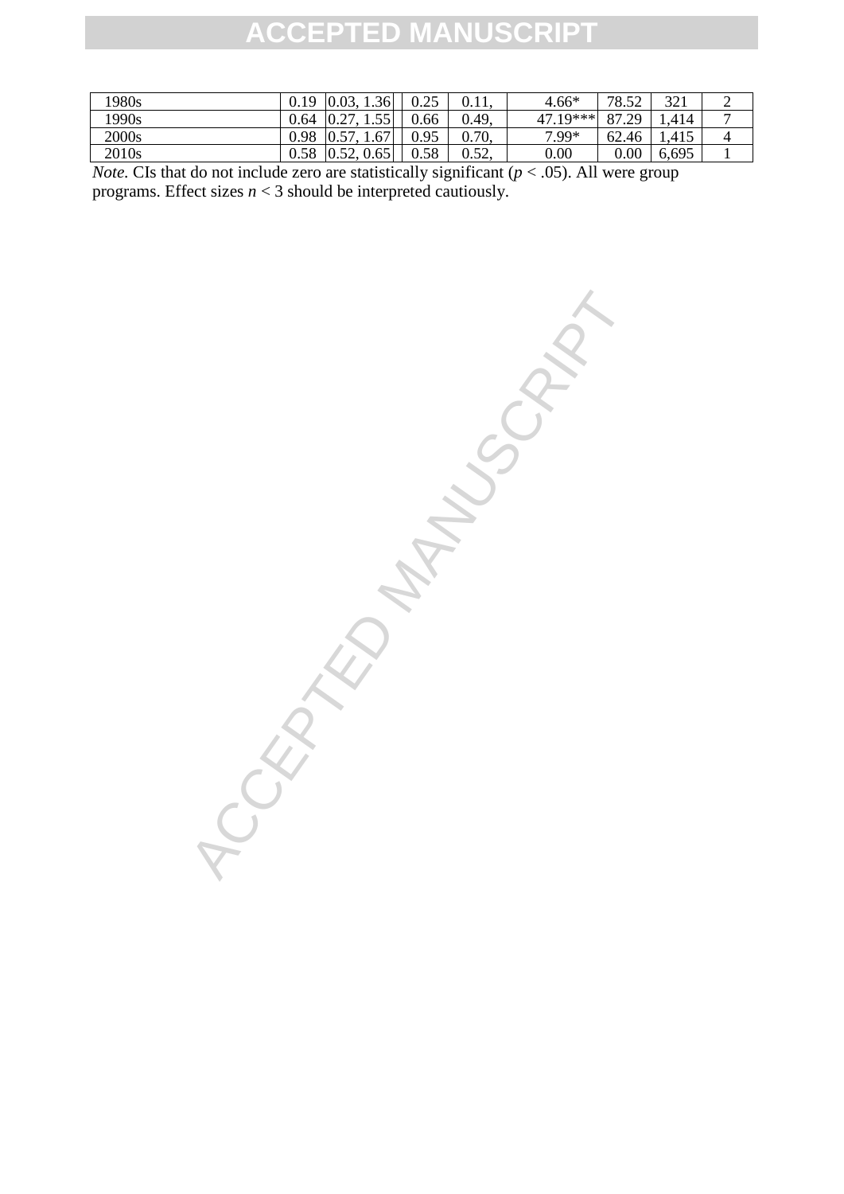| | | | | | | | | |
|---|---|---|---|---|---|---|---|---|
| 1980s | 0.19 | 0.03, 1.36 | 0.25 | 0.11, | 4.66* | 78.52 | 321 | 2 |
| 1990s | 0.64 | 0.27, 1.55 | 0.66 | 0.49, | 47.19*** | 87.29 | 1,414 | 7 |
| 2000s | 0.98 | 0.57, 1.67 | 0.95 | 0.70, | 7.99* | 62.46 | 1,415 | 4 |
| 2010s | 0.58 | 0.52, 0.65 | 0.58 | 0.52, | 0.00 | 0.00 | 6,695 | 1 |

*Note.* CIs that do not include zero are statistically significant ($p < .05$). All were group programs. Effect sizes $n < 3$ should be interpreted cautiously.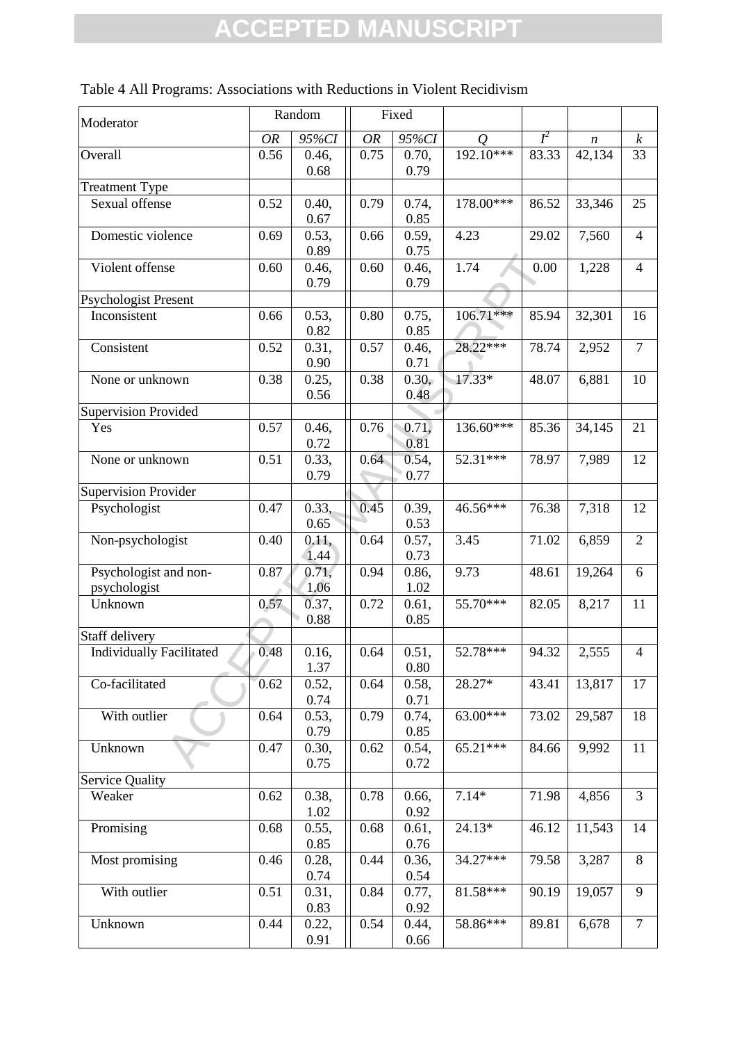Table 4 All Programs: Associations with Reductions in Violent Recidivism

| Moderator | Random | | Fixed | | | | | |
|---|---|---|---|---|---|---|---|---|
| | *OR* | *95%CI* | *OR* | *95%CI* | *Q* | $I^2$ | *n* | *k* |
| Overall | 0.56 | 0.46, 0.68 | 0.75 | 0.70, 0.79 | 192.10*** | 83.33 | 42,134 | 33 |
| Treatment Type | | | | | | | | |
| Sexual offense | 0.52 | 0.40, 0.67 | 0.79 | 0.74, 0.85 | 178.00*** | 86.52 | 33,346 | 25 |
| Domestic violence | 0.69 | 0.53, 0.89 | 0.66 | 0.59, 0.75 | 4.23 | 29.02 | 7,560 | 4 |
| Violent offense | 0.60 | 0.46, 0.79 | 0.60 | 0.46, 0.79 | 1.74 | 0.00 | 1,228 | 4 |
| Psychologist Present | | | | | | | | |
| Inconsistent | 0.66 | 0.53, 0.82 | 0.80 | 0.75, 0.85 | 106.71*** | 85.94 | 32,301 | 16 |
| Consistent | 0.52 | 0.31, 0.90 | 0.57 | 0.46, 0.71 | 28.22*** | 78.74 | 2,952 | 7 |
| None or unknown | 0.38 | 0.25, 0.56 | 0.38 | 0.30, 0.48 | 17.33* | 48.07 | 6,881 | 10 |
| Supervision Provided | | | | | | | | |
| Yes | 0.57 | 0.46, 0.72 | 0.76 | 0.71, 0.81 | 136.60*** | 85.36 | 34,145 | 21 |
| None or unknown | 0.51 | 0.33, 0.79 | 0.64 | 0.54, 0.77 | 52.31*** | 78.97 | 7,989 | 12 |
| Supervision Provider | | | | | | | | |
| Psychologist | 0.47 | 0.33, 0.65 | 0.45 | 0.39, 0.53 | 46.56*** | 76.38 | 7,318 | 12 |
| Non-psychologist | 0.40 | 0.11, 1.44 | 0.64 | 0.57, 0.73 | 3.45 | 71.02 | 6,859 | 2 |
| Psychologist and non-psychologist | 0.87 | 0.71, 1.06 | 0.94 | 0.86, 1.02 | 9.73 | 48.61 | 19,264 | 6 |
| Unknown | 0.57 | 0.37, 0.88 | 0.72 | 0.61, 0.85 | 55.70*** | 82.05 | 8,217 | 11 |
| Staff delivery | | | | | | | | |
| Individually Facilitated | 0.48 | 0.16, 1.37 | 0.64 | 0.51, 0.80 | 52.78*** | 94.32 | 2,555 | 4 |
| Co-facilitated | 0.62 | 0.52, 0.74 | 0.64 | 0.58, 0.71 | 28.27* | 43.41 | 13,817 | 17 |
| With outlier | 0.64 | 0.53, 0.79 | 0.79 | 0.74, 0.85 | 63.00*** | 73.02 | 29,587 | 18 |
| Unknown | 0.47 | 0.30, 0.75 | 0.62 | 0.54, 0.72 | 65.21*** | 84.66 | 9,992 | 11 |
| Service Quality | | | | | | | | |
| Weaker | 0.62 | 0.38, 1.02 | 0.78 | 0.66, 0.92 | 7.14* | 71.98 | 4,856 | 3 |
| Promising | 0.68 | 0.55, 0.85 | 0.68 | 0.61, 0.76 | 24.13* | 46.12 | 11,543 | 14 |
| Most promising | 0.46 | 0.28, 0.74 | 0.44 | 0.36, 0.54 | 34.27*** | 79.58 | 3,287 | 8 |
| With outlier | 0.51 | 0.31, 0.83 | 0.84 | 0.77, 0.92 | 81.58*** | 90.19 | 19,057 | 9 |
| Unknown | 0.44 | 0.22, 0.91 | 0.54 | 0.44, 0.66 | 58.86*** | 89.81 | 6,678 | 7 |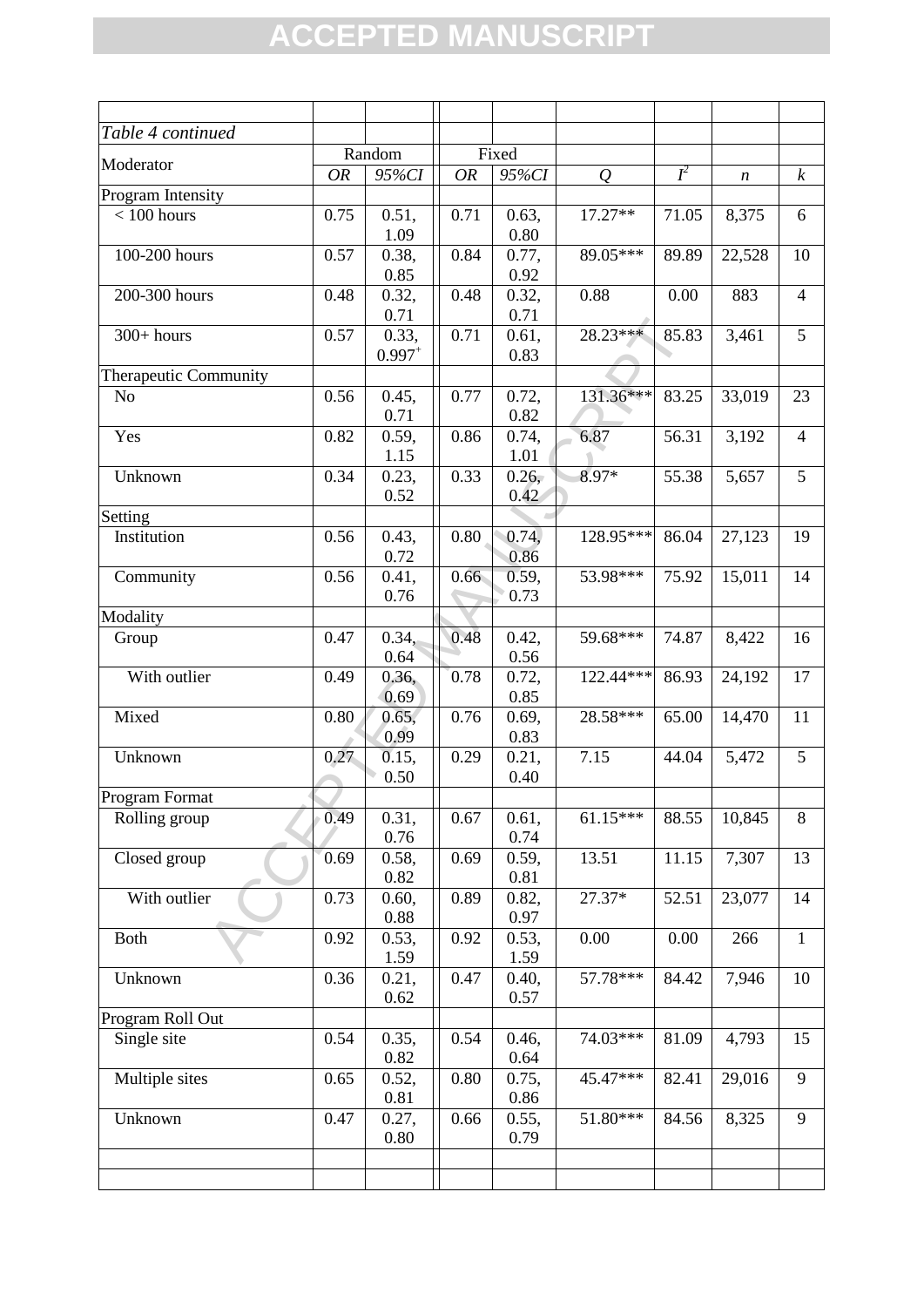| *Table 4 continued* | | | | | | | | |
|---|---|---|---|---|---|---|---|---|
| Moderator | Random | | Fixed | | | | | |
| | *OR* | *95%CI* | *OR* | *95%CI* | *Q* | $I^2$ | *n* | *k* |
| Program Intensity | | | | | | | | |
| < 100 hours | 0.75 | 0.51, 1.09 | 0.71 | 0.63, 0.80 | 17.27** | 71.05 | 8,375 | 6 |
| 100-200 hours | 0.57 | 0.38, 0.85 | 0.84 | 0.77, 0.92 | 89.05*** | 89.89 | 22,528 | 10 |
| 200-300 hours | 0.48 | 0.32, 0.71 | 0.48 | 0.32, 0.71 | 0.88 | 0.00 | 883 | 4 |
| 300+ hours | 0.57 | 0.33, $0.997^+$ | 0.71 | 0.61, 0.83 | 28.23*** | 85.83 | 3,461 | 5 |
| Therapeutic Community | | | | | | | | |
| No | 0.56 | 0.45, 0.71 | 0.77 | 0.72, 0.82 | 131.36*** | 83.25 | 33,019 | 23 |
| Yes | 0.82 | 0.59, 1.15 | 0.86 | 0.74, 1.01 | 6.87 | 56.31 | 3,192 | 4 |
| Unknown | 0.34 | 0.23, 0.52 | 0.33 | 0.26, 0.42 | 8.97* | 55.38 | 5,657 | 5 |
| Setting | | | | | | | | |
| Institution | 0.56 | 0.43, 0.72 | 0.80 | 0.74, 0.86 | 128.95*** | 86.04 | 27,123 | 19 |
| Community | 0.56 | 0.41, 0.76 | 0.66 | 0.59, 0.73 | 53.98*** | 75.92 | 15,011 | 14 |
| Modality | | | | | | | | |
| Group | 0.47 | 0.34, 0.64 | 0.48 | 0.42, 0.56 | 59.68*** | 74.87 | 8,422 | 16 |
| With outlier | 0.49 | 0.36, 0.69 | 0.78 | 0.72, 0.85 | 122.44*** | 86.93 | 24,192 | 17 |
| Mixed | 0.80 | 0.65, 0.99 | 0.76 | 0.69, 0.83 | 28.58*** | 65.00 | 14,470 | 11 |
| Unknown | 0.27 | 0.15, 0.50 | 0.29 | 0.21, 0.40 | 7.15 | 44.04 | 5,472 | 5 |
| Program Format | | | | | | | | |
| Rolling group | 0.49 | 0.31, 0.76 | 0.67 | 0.61, 0.74 | 61.15*** | 88.55 | 10,845 | 8 |
| Closed group | 0.69 | 0.58, 0.82 | 0.69 | 0.59, 0.81 | 13.51 | 11.15 | 7,307 | 13 |
| With outlier | 0.73 | 0.60, 0.88 | 0.89 | 0.82, 0.97 | 27.37* | 52.51 | 23,077 | 14 |
| Both | 0.92 | 0.53, 1.59 | 0.92 | 0.53, 1.59 | 0.00 | 0.00 | 266 | 1 |
| Unknown | 0.36 | 0.21, 0.62 | 0.47 | 0.40, 0.57 | 57.78*** | 84.42 | 7,946 | 10 |
| Program Roll Out | | | | | | | | |
| Single site | 0.54 | 0.35, 0.82 | 0.54 | 0.46, 0.64 | 74.03*** | 81.09 | 4,793 | 15 |
| Multiple sites | 0.65 | 0.52, 0.81 | 0.80 | 0.75, 0.86 | 45.47*** | 82.41 | 29,016 | 9 |
| Unknown | 0.47 | 0.27, 0.80 | 0.66 | 0.55, 0.79 | 51.80*** | 84.56 | 8,325 | 9 |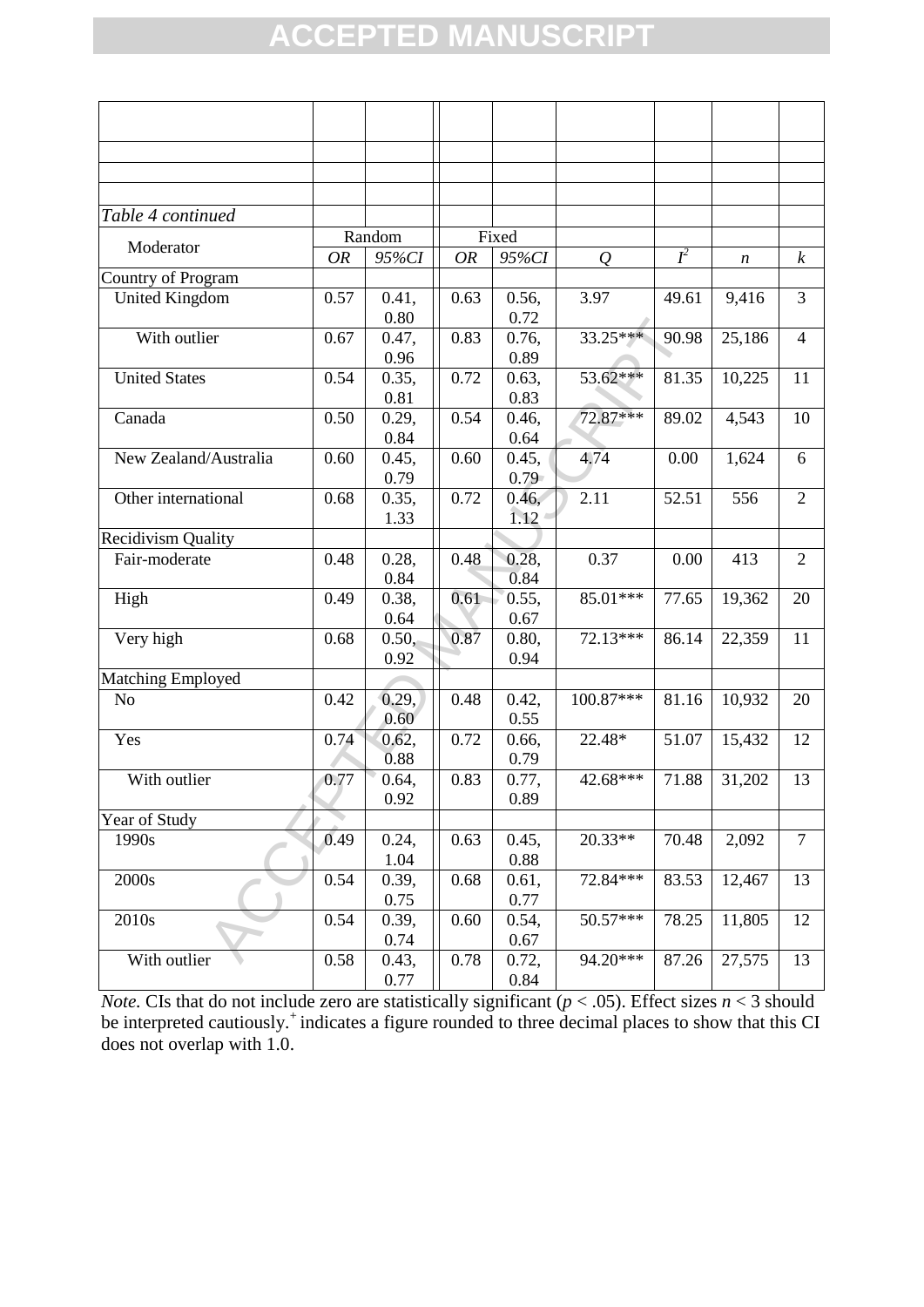*Table 4 continued*

| Moderator | Random | | Fixed | | | | | |
|---|---|---|---|---|---|---|---|---|
| | *OR* | *95%CI* | *OR* | *95%CI* | *Q* | $I^2$ | *n* | *k* |
| Country of Program | | | | | | | | |
| United Kingdom | 0.57 | 0.41, 0.80 | 0.63 | 0.56, 0.72 | 3.97 | 49.61 | 9,416 | 3 |
| With outlier | 0.67 | 0.47, 0.96 | 0.83 | 0.76, 0.89 | 33.25*** | 90.98 | 25,186 | 4 |
| United States | 0.54 | 0.35, 0.81 | 0.72 | 0.63, 0.83 | 53.62*** | 81.35 | 10,225 | 11 |
| Canada | 0.50 | 0.29, 0.84 | 0.54 | 0.46, 0.64 | 72.87*** | 89.02 | 4,543 | 10 |
| New Zealand/Australia | 0.60 | 0.45, 0.79 | 0.60 | 0.45, 0.79 | 4.74 | 0.00 | 1,624 | 6 |
| Other international | 0.68 | 0.35, 1.33 | 0.72 | 0.46, 1.12 | 2.11 | 52.51 | 556 | 2 |
| Recidivism Quality | | | | | | | | |
| Fair-moderate | 0.48 | 0.28, 0.84 | 0.48 | 0.28, 0.84 | 0.37 | 0.00 | 413 | 2 |
| High | 0.49 | 0.38, 0.64 | 0.61 | 0.55, 0.67 | 85.01*** | 77.65 | 19,362 | 20 |
| Very high | 0.68 | 0.50, 0.92 | 0.87 | 0.80, 0.94 | 72.13*** | 86.14 | 22,359 | 11 |
| Matching Employed | | | | | | | | |
| No | 0.42 | 0.29, 0.60 | 0.48 | 0.42, 0.55 | 100.87*** | 81.16 | 10,932 | 20 |
| Yes | 0.74 | 0.62, 0.88 | 0.72 | 0.66, 0.79 | 22.48* | 51.07 | 15,432 | 12 |
| With outlier | 0.77 | 0.64, 0.92 | 0.83 | 0.77, 0.89 | 42.68*** | 71.88 | 31,202 | 13 |
| Year of Study | | | | | | | | |
| 1990s | 0.49 | 0.24, 1.04 | 0.63 | 0.45, 0.88 | 20.33** | 70.48 | 2,092 | 7 |
| 2000s | 0.54 | 0.39, 0.75 | 0.68 | 0.61, 0.77 | 72.84*** | 83.53 | 12,467 | 13 |
| 2010s | 0.54 | 0.39, 0.74 | 0.60 | 0.54, 0.67 | 50.57*** | 78.25 | 11,805 | 12 |
| With outlier | 0.58 | 0.43, 0.77 | 0.78 | 0.72, 0.84 | 94.20*** | 87.26 | 27,575 | 13 |

*Note.* CIs that do not include zero are statistically significant ($p < .05$). Effect sizes $n < 3$ should be interpreted cautiously.[+] indicates a figure rounded to three decimal places to show that this CI does not overlap with 1.0.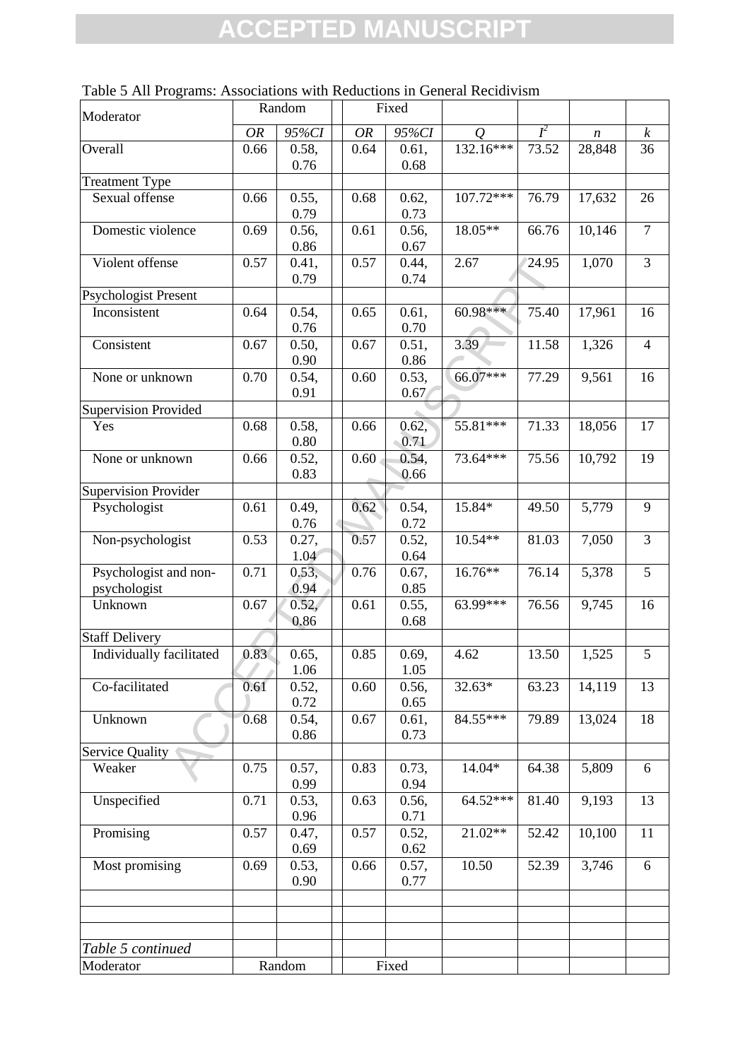Table 5 All Programs: Associations with Reductions in General Recidivism

| Moderator | Random | | Fixed | | | | | |
|---|---|---|---|---|---|---|---|---|
| | *OR* | *95%CI* | *OR* | *95%CI* | *Q* | $I^2$ | *n* | *k* |
| Overall | 0.66 | 0.58, 0.76 | 0.64 | 0.61, 0.68 | 132.16*** | 73.52 | 28,848 | 36 |
| Treatment Type | | | | | | | | |
| Sexual offense | 0.66 | 0.55, 0.79 | 0.68 | 0.62, 0.73 | 107.72*** | 76.79 | 17,632 | 26 |
| Domestic violence | 0.69 | 0.56, 0.86 | 0.61 | 0.56, 0.67 | 18.05** | 66.76 | 10,146 | 7 |
| Violent offense | 0.57 | 0.41, 0.79 | 0.57 | 0.44, 0.74 | 2.67 | 24.95 | 1,070 | 3 |
| Psychologist Present | | | | | | | | |
| Inconsistent | 0.64 | 0.54, 0.76 | 0.65 | 0.61, 0.70 | 60.98*** | 75.40 | 17,961 | 16 |
| Consistent | 0.67 | 0.50, 0.90 | 0.67 | 0.51, 0.86 | 3.39 | 11.58 | 1,326 | 4 |
| None or unknown | 0.70 | 0.54, 0.91 | 0.60 | 0.53, 0.67 | 66.07*** | 77.29 | 9,561 | 16 |
| Supervision Provided | | | | | | | | |
| Yes | 0.68 | 0.58, 0.80 | 0.66 | 0.62, 0.71 | 55.81*** | 71.33 | 18,056 | 17 |
| None or unknown | 0.66 | 0.52, 0.83 | 0.60 | 0.54, 0.66 | 73.64*** | 75.56 | 10,792 | 19 |
| Supervision Provider | | | | | | | | |
| Psychologist | 0.61 | 0.49, 0.76 | 0.62 | 0.54, 0.72 | 15.84* | 49.50 | 5,779 | 9 |
| Non-psychologist | 0.53 | 0.27, 1.04 | 0.57 | 0.52, 0.64 | 10.54** | 81.03 | 7,050 | 3 |
| Psychologist and non-psychologist | 0.71 | 0.53, 0.94 | 0.76 | 0.67, 0.85 | 16.76** | 76.14 | 5,378 | 5 |
| Unknown | 0.67 | 0.52, 0.86 | 0.61 | 0.55, 0.68 | 63.99*** | 76.56 | 9,745 | 16 |
| Staff Delivery | | | | | | | | |
| Individually facilitated | 0.83 | 0.65, 1.06 | 0.85 | 0.69, 1.05 | 4.62 | 13.50 | 1,525 | 5 |
| Co-facilitated | 0.61 | 0.52, 0.72 | 0.60 | 0.56, 0.65 | 32.63* | 63.23 | 14,119 | 13 |
| Unknown | 0.68 | 0.54, 0.86 | 0.67 | 0.61, 0.73 | 84.55*** | 79.89 | 13,024 | 18 |
| Service Quality | | | | | | | | |
| Weaker | 0.75 | 0.57, 0.99 | 0.83 | 0.73, 0.94 | 14.04* | 64.38 | 5,809 | 6 |
| Unspecified | 0.71 | 0.53, 0.96 | 0.63 | 0.56, 0.71 | 64.52*** | 81.40 | 9,193 | 13 |
| Promising | 0.57 | 0.47, 0.69 | 0.57 | 0.52, 0.62 | 21.02** | 52.42 | 10,100 | 11 |
| Most promising | 0.69 | 0.53, 0.90 | 0.66 | 0.57, 0.77 | 10.50 | 52.39 | 3,746 | 6 |

*Table 5 continued*

| Moderator | Random | | Fixed | | | | | |
|---|---|---|---|---|---|---|---|---|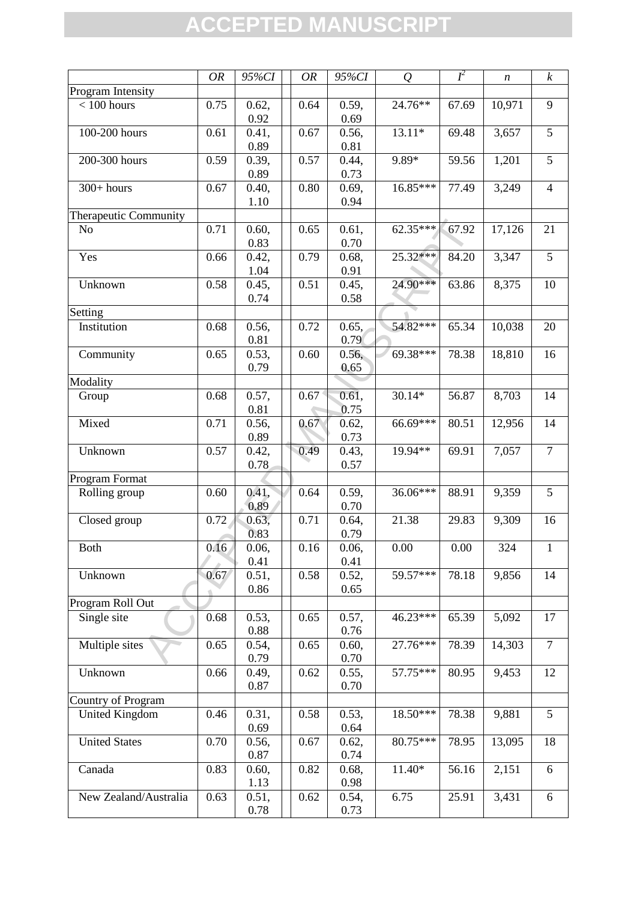|  | *OR* | *95%CI* |  | *OR* | *95%CI* | *Q* | $I^2$ | *n* | *k* |
|---|---|---|---|---|---|---|---|---|---|
| Program Intensity |  |  |  |  |  |  |  |  |  |
| < 100 hours | 0.75 | 0.62, 0.92 |  | 0.64 | 0.59, 0.69 | 24.76** | 67.69 | 10,971 | 9 |
| 100-200 hours | 0.61 | 0.41, 0.89 |  | 0.67 | 0.56, 0.81 | 13.11* | 69.48 | 3,657 | 5 |
| 200-300 hours | 0.59 | 0.39, 0.89 |  | 0.57 | 0.44, 0.73 | 9.89* | 59.56 | 1,201 | 5 |
| 300+ hours | 0.67 | 0.40, 1.10 |  | 0.80 | 0.69, 0.94 | 16.85*** | 77.49 | 3,249 | 4 |
| Therapeutic Community |  |  |  |  |  |  |  |  |  |
| No | 0.71 | 0.60, 0.83 |  | 0.65 | 0.61, 0.70 | 62.35*** | 67.92 | 17,126 | 21 |
| Yes | 0.66 | 0.42, 1.04 |  | 0.79 | 0.68, 0.91 | 25.32*** | 84.20 | 3,347 | 5 |
| Unknown | 0.58 | 0.45, 0.74 |  | 0.51 | 0.45, 0.58 | 24.90*** | 63.86 | 8,375 | 10 |
| Setting |  |  |  |  |  |  |  |  |  |
| Institution | 0.68 | 0.56, 0.81 |  | 0.72 | 0.65, 0.79 | 54.82*** | 65.34 | 10,038 | 20 |
| Community | 0.65 | 0.53, 0.79 |  | 0.60 | 0.56, 0.65 | 69.38*** | 78.38 | 18,810 | 16 |
| Modality |  |  |  |  |  |  |  |  |  |
| Group | 0.68 | 0.57, 0.81 |  | 0.67 | 0.61, 0.75 | 30.14* | 56.87 | 8,703 | 14 |
| Mixed | 0.71 | 0.56, 0.89 |  | 0.67 | 0.62, 0.73 | 66.69*** | 80.51 | 12,956 | 14 |
| Unknown | 0.57 | 0.42, 0.78 |  | 0.49 | 0.43, 0.57 | 19.94** | 69.91 | 7,057 | 7 |
| Program Format |  |  |  |  |  |  |  |  |  |
| Rolling group | 0.60 | 0.41, 0.89 |  | 0.64 | 0.59, 0.70 | 36.06*** | 88.91 | 9,359 | 5 |
| Closed group | 0.72 | 0.63, 0.83 |  | 0.71 | 0.64, 0.79 | 21.38 | 29.83 | 9,309 | 16 |
| Both | 0.16 | 0.06, 0.41 |  | 0.16 | 0.06, 0.41 | 0.00 | 0.00 | 324 | 1 |
| Unknown | 0.67 | 0.51, 0.86 |  | 0.58 | 0.52, 0.65 | 59.57*** | 78.18 | 9,856 | 14 |
| Program Roll Out |  |  |  |  |  |  |  |  |  |
| Single site | 0.68 | 0.53, 0.88 |  | 0.65 | 0.57, 0.76 | 46.23*** | 65.39 | 5,092 | 17 |
| Multiple sites | 0.65 | 0.54, 0.79 |  | 0.65 | 0.60, 0.70 | 27.76*** | 78.39 | 14,303 | 7 |
| Unknown | 0.66 | 0.49, 0.87 |  | 0.62 | 0.55, 0.70 | 57.75*** | 80.95 | 9,453 | 12 |
| Country of Program |  |  |  |  |  |  |  |  |  |
| United Kingdom | 0.46 | 0.31, 0.69 |  | 0.58 | 0.53, 0.64 | 18.50*** | 78.38 | 9,881 | 5 |
| United States | 0.70 | 0.56, 0.87 |  | 0.67 | 0.62, 0.74 | 80.75*** | 78.95 | 13,095 | 18 |
| Canada | 0.83 | 0.60, 1.13 |  | 0.82 | 0.68, 0.98 | 11.40* | 56.16 | 2,151 | 6 |
| New Zealand/Australia | 0.63 | 0.51, 0.78 |  | 0.62 | 0.54, 0.73 | 6.75 | 25.91 | 3,431 | 6 |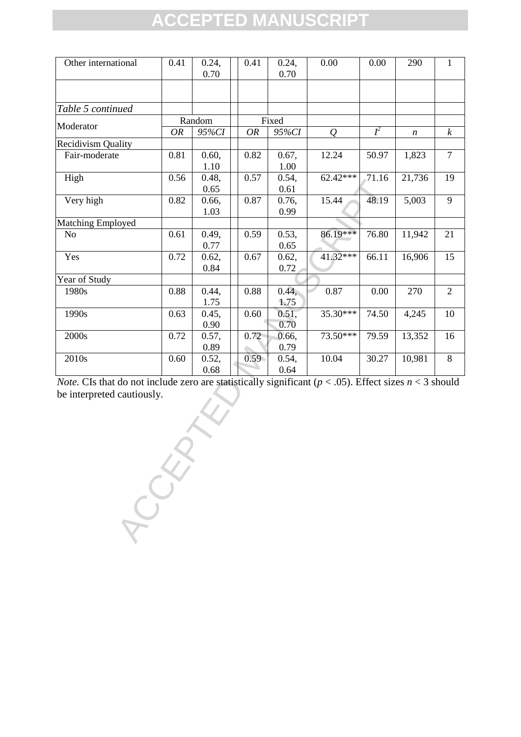| Other international | 0.41 | 0.24, 0.70 | | 0.41 | 0.24, 0.70 | 0.00 | 0.00 | 290 | 1 |
|---|---|---|---|---|---|---|---|---|---|
| | | | | | | | | | |

*Table 5 continued*

| Moderator | Random | | | Fixed | | | | | |
|---|---|---|---|---|---|---|---|---|---|
| | *OR* | *95%CI* | | *OR* | *95%CI* | *Q* | $I^2$ | *n* | *k* |
| Recidivism Quality | | | | | | | | | |
| Fair-moderate | 0.81 | 0.60, 1.10 | | 0.82 | 0.67, 1.00 | 12.24 | 50.97 | 1,823 | 7 |
| High | 0.56 | 0.48, 0.65 | | 0.57 | 0.54, 0.61 | 62.42*** | 71.16 | 21,736 | 19 |
| Very high | 0.82 | 0.66, 1.03 | | 0.87 | 0.76, 0.99 | 15.44 | 48.19 | 5,003 | 9 |
| Matching Employed | | | | | | | | | |
| No | 0.61 | 0.49, 0.77 | | 0.59 | 0.53, 0.65 | 86.19*** | 76.80 | 11,942 | 21 |
| Yes | 0.72 | 0.62, 0.84 | | 0.67 | 0.62, 0.72 | 41.32*** | 66.11 | 16,906 | 15 |
| Year of Study | | | | | | | | | |
| 1980s | 0.88 | 0.44, 1.75 | | 0.88 | 0.44, 1.75 | 0.87 | 0.00 | 270 | 2 |
| 1990s | 0.63 | 0.45, 0.90 | | 0.60 | 0.51, 0.70 | 35.30*** | 74.50 | 4,245 | 10 |
| 2000s | 0.72 | 0.57, 0.89 | | 0.72 | 0.66, 0.79 | 73.50*** | 79.59 | 13,352 | 16 |
| 2010s | 0.60 | 0.52, 0.68 | | 0.59 | 0.54, 0.64 | 10.04 | 30.27 | 10,981 | 8 |

*Note.* CIs that do not include zero are statistically significant ($p < .05$). Effect sizes $n < 3$ should be interpreted cautiously.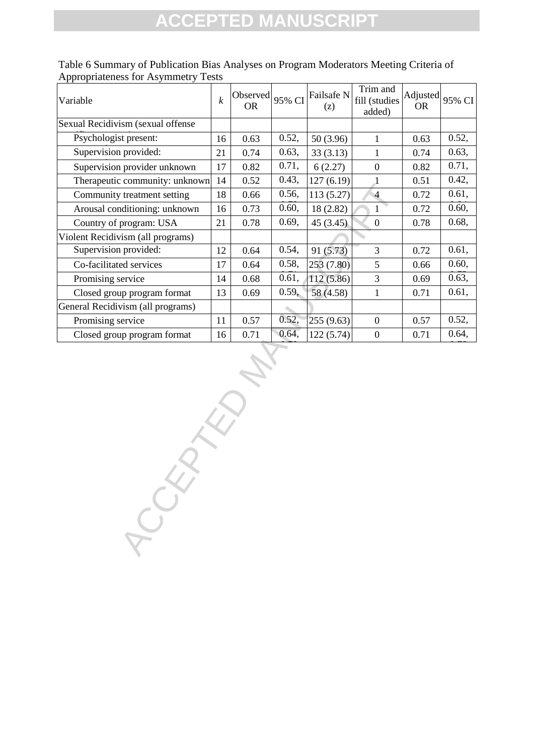Table 6 Summary of Publication Bias Analyses on Program Moderators Meeting Criteria of Appropriateness for Asymmetry Tests

| Variable | *k* | Observed OR | 95% CI | Failsafe N (z) | Trim and fill (studies added) | Adjusted OR | 95% CI |
|---|---|---|---|---|---|---|---|
| Sexual Recidivism (sexual offense | | | | | | | |
| Psychologist present: | 16 | 0.63 | 0.52, | 50 (3.96) | 1 | 0.63 | 0.52, |
| Supervision provided: | 21 | 0.74 | 0.63, | 33 (3.13) | 1 | 0.74 | 0.63, |
| Supervision provider unknown | 17 | 0.82 | 0.71, | 6 (2.27) | 0 | 0.82 | 0.71, |
| Therapeutic community: unknown | 14 | 0.52 | 0.43, | 127 (6.19) | 1 | 0.51 | 0.42, |
| Community treatment setting | 18 | 0.66 | 0.56, | 113 (5.27) | 4 | 0.72 | 0.61, |
| Arousal conditioning: unknown | 16 | 0.73 | 0.60, | 18 (2.82) | 1 | 0.72 | 0.60, |
| Country of program: USA | 21 | 0.78 | 0.69, | 45 (3.45) | 0 | 0.78 | 0.68, |
| Violent Recidivism (all programs) | | | | | | | |
| Supervision provided: | 12 | 0.64 | 0.54, | 91 (5.73) | 3 | 0.72 | 0.61, |
| Co-facilitated services | 17 | 0.64 | 0.58, | 253 (7.80) | 5 | 0.66 | 0.60, |
| Promising service | 14 | 0.68 | 0.61, | 112 (5.86) | 3 | 0.69 | 0.63, |
| Closed group program format | 13 | 0.69 | 0.59, | 58 (4.58) | 1 | 0.71 | 0.61, |
| General Recidivism (all programs) | | | | | | | |
| Promising service | 11 | 0.57 | 0.52, | 255 (9.63) | 0 | 0.57 | 0.52, |
| Closed group program format | 16 | 0.71 | 0.64, | 122 (5.74) | 0 | 0.71 | 0.64, |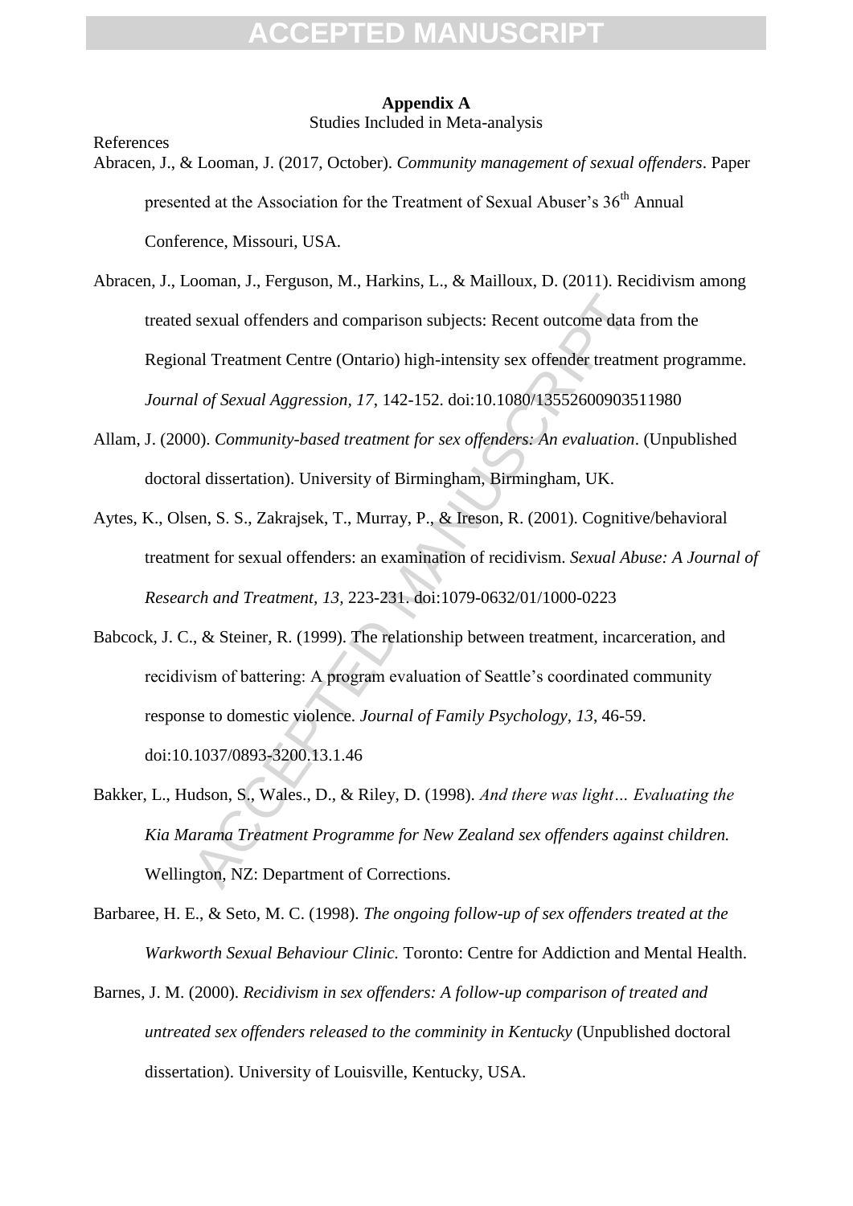**Appendix A**

Studies Included in Meta-analysis

References

Abracen, J., & Looman, J. (2017, October). *Community management of sexual offenders*. Paper presented at the Association for the Treatment of Sexual Abuser's 36th Annual Conference, Missouri, USA.

Abracen, J., Looman, J., Ferguson, M., Harkins, L., & Mailloux, D. (2011). Recidivism among treated sexual offenders and comparison subjects: Recent outcome data from the Regional Treatment Centre (Ontario) high-intensity sex offender treatment programme. *Journal of Sexual Aggression, 17*, 142-152. doi:10.1080/13552600903511980

Allam, J. (2000). *Community-based treatment for sex offenders: An evaluation*. (Unpublished doctoral dissertation). University of Birmingham, Birmingham, UK.

Aytes, K., Olsen, S. S., Zakrajsek, T., Murray, P., & Ireson, R. (2001). Cognitive/behavioral treatment for sexual offenders: an examination of recidivism. *Sexual Abuse: A Journal of Research and Treatment, 13,* 223-231. doi:1079-0632/01/1000-0223

Babcock, J. C., & Steiner, R. (1999). The relationship between treatment, incarceration, and recidivism of battering: A program evaluation of Seattle's coordinated community response to domestic violence. *Journal of Family Psychology, 13*, 46-59. doi:10.1037/0893-3200.13.1.46

Bakker, L., Hudson, S., Wales., D., & Riley, D. (1998). *And there was light… Evaluating the Kia Marama Treatment Programme for New Zealand sex offenders against children.* Wellington, NZ: Department of Corrections.

Barbaree, H. E., & Seto, M. C. (1998). *The ongoing follow-up of sex offenders treated at the Warkworth Sexual Behaviour Clinic.* Toronto: Centre for Addiction and Mental Health.

Barnes, J. M. (2000). *Recidivism in sex offenders: A follow-up comparison of treated and untreated sex offenders released to the comminity in Kentucky* (Unpublished doctoral dissertation). University of Louisville, Kentucky, USA.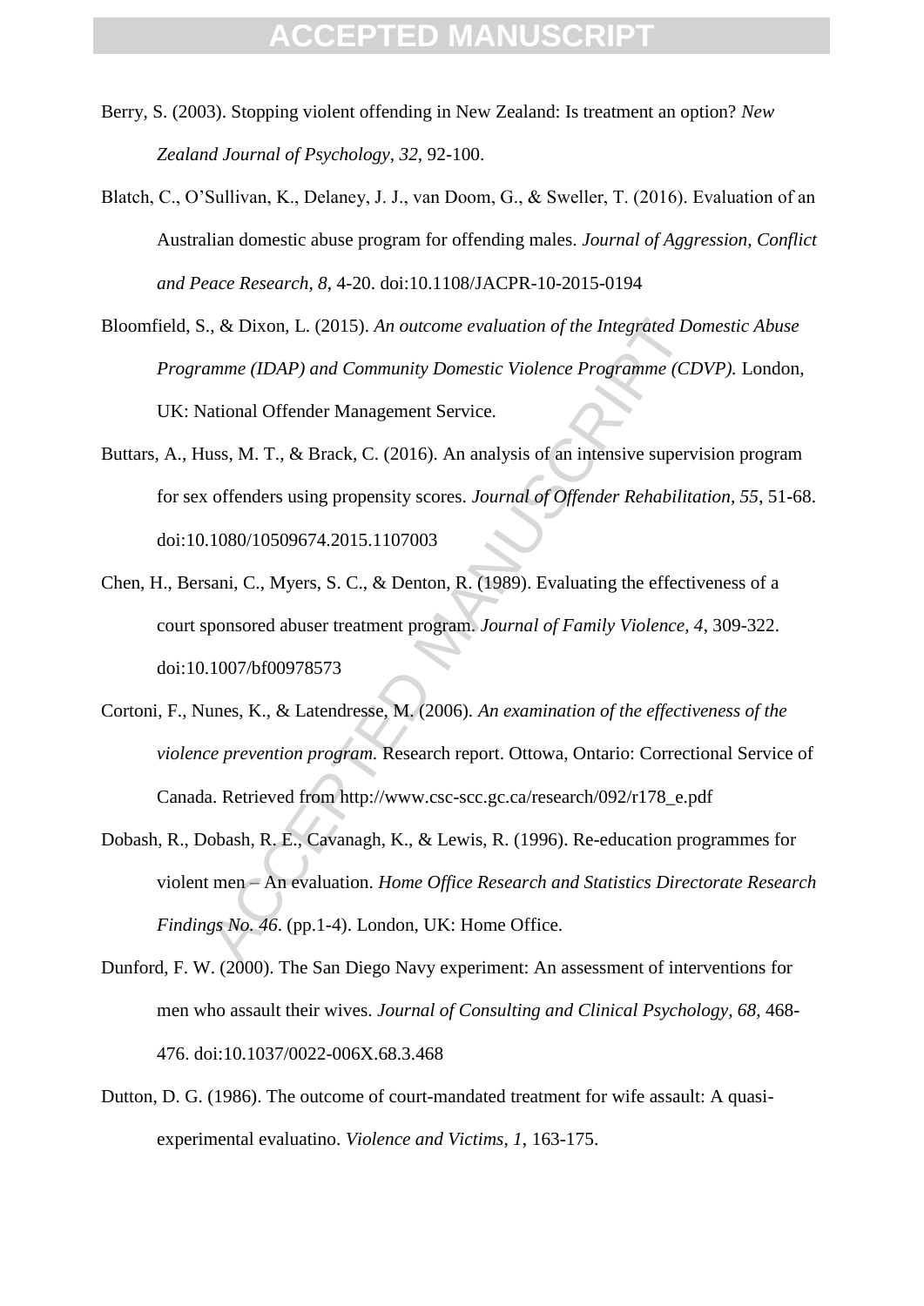Berry, S. (2003). Stopping violent offending in New Zealand: Is treatment an option? *New Zealand Journal of Psychology, 32*, 92-100.

Blatch, C., O'Sullivan, K., Delaney, J. J., van Doom, G., & Sweller, T. (2016). Evaluation of an Australian domestic abuse program for offending males. *Journal of Aggression, Conflict and Peace Research, 8*, 4-20. doi:10.1108/JACPR-10-2015-0194

Bloomfield, S., & Dixon, L. (2015). *An outcome evaluation of the Integrated Domestic Abuse Programme (IDAP) and Community Domestic Violence Programme (CDVP).* London, UK: National Offender Management Service.

Buttars, A., Huss, M. T., & Brack, C. (2016). An analysis of an intensive supervision program for sex offenders using propensity scores. *Journal of Offender Rehabilitation, 55*, 51-68. doi:10.1080/10509674.2015.1107003

Chen, H., Bersani, C., Myers, S. C., & Denton, R. (1989). Evaluating the effectiveness of a court sponsored abuser treatment program. *Journal of Family Violence, 4*, 309-322. doi:10.1007/bf00978573

Cortoni, F., Nunes, K., & Latendresse, M. (2006). *An examination of the effectiveness of the violence prevention program.* Research report. Ottowa, Ontario: Correctional Service of Canada. Retrieved from http://www.csc-scc.gc.ca/research/092/r178_e.pdf

Dobash, R., Dobash, R. E., Cavanagh, K., & Lewis, R. (1996). Re-education programmes for violent men – An evaluation. *Home Office Research and Statistics Directorate Research Findings No. 46*. (pp.1-4). London, UK: Home Office.

Dunford, F. W. (2000). The San Diego Navy experiment: An assessment of interventions for men who assault their wives. *Journal of Consulting and Clinical Psychology, 68*, 468-476. doi:10.1037/0022-006X.68.3.468

Dutton, D. G. (1986). The outcome of court-mandated treatment for wife assault: A quasi-experimental evaluatino. *Violence and Victims, 1*, 163-175.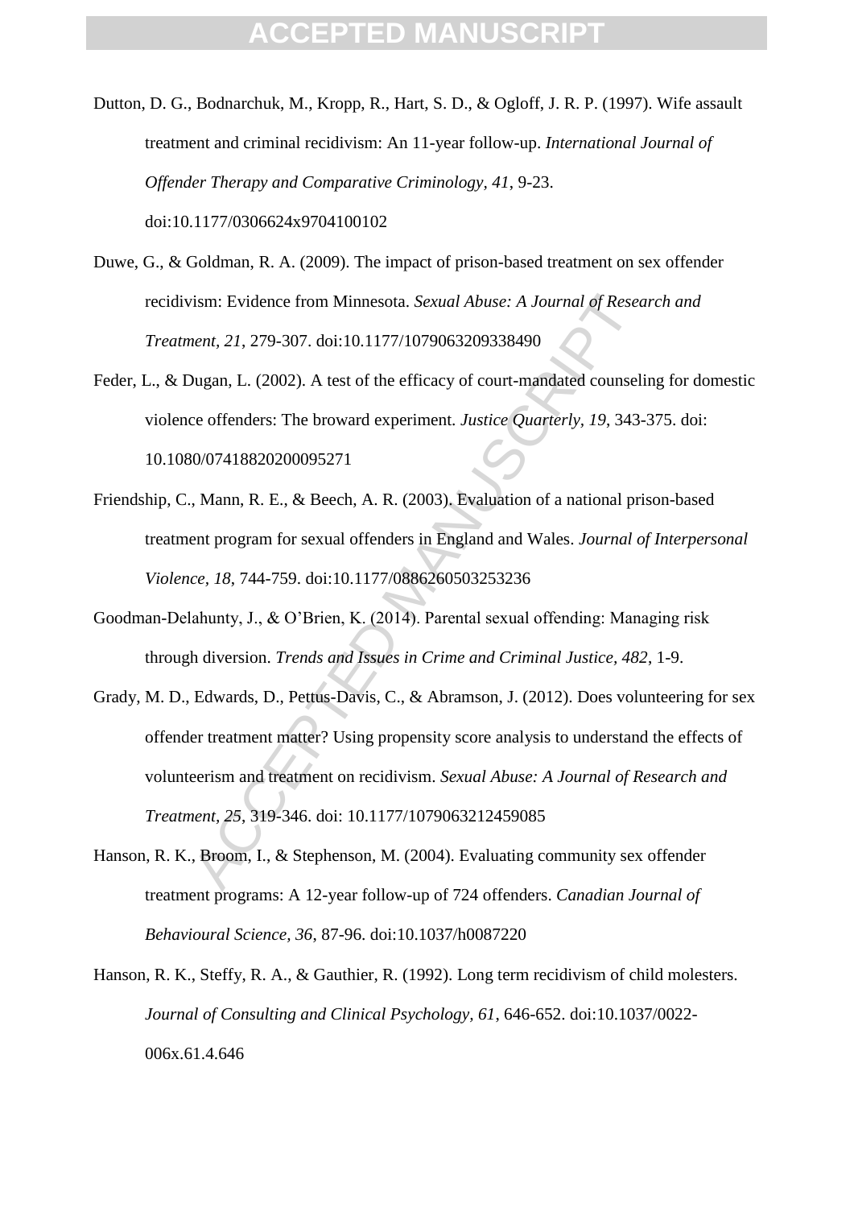Dutton, D. G., Bodnarchuk, M., Kropp, R., Hart, S. D., & Ogloff, J. R. P. (1997). Wife assault treatment and criminal recidivism: An 11-year follow-up. *International Journal of Offender Therapy and Comparative Criminology, 41*, 9-23. doi:10.1177/0306624x9704100102

Duwe, G., & Goldman, R. A. (2009). The impact of prison-based treatment on sex offender recidivism: Evidence from Minnesota. *Sexual Abuse: A Journal of Research and Treatment, 21*, 279-307. doi:10.1177/1079063209338490

Feder, L., & Dugan, L. (2002). A test of the efficacy of court-mandated counseling for domestic violence offenders: The broward experiment. *Justice Quarterly, 19*, 343-375. doi: 10.1080/07418820200095271

Friendship, C., Mann, R. E., & Beech, A. R. (2003). Evaluation of a national prison-based treatment program for sexual offenders in England and Wales. *Journal of Interpersonal Violence, 18*, 744-759. doi:10.1177/0886260503253236

Goodman-Delahunty, J., & O'Brien, K. (2014). Parental sexual offending: Managing risk through diversion. *Trends and Issues in Crime and Criminal Justice, 482*, 1-9.

Grady, M. D., Edwards, D., Pettus-Davis, C., & Abramson, J. (2012). Does volunteering for sex offender treatment matter? Using propensity score analysis to understand the effects of volunteerism and treatment on recidivism. *Sexual Abuse: A Journal of Research and Treatment, 25*, 319-346. doi: 10.1177/1079063212459085

Hanson, R. K., Broom, I., & Stephenson, M. (2004). Evaluating community sex offender treatment programs: A 12-year follow-up of 724 offenders. *Canadian Journal of Behavioural Science, 36*, 87-96. doi:10.1037/h0087220

Hanson, R. K., Steffy, R. A., & Gauthier, R. (1992). Long term recidivism of child molesters. *Journal of Consulting and Clinical Psychology, 61*, 646-652. doi:10.1037/0022-006x.61.4.646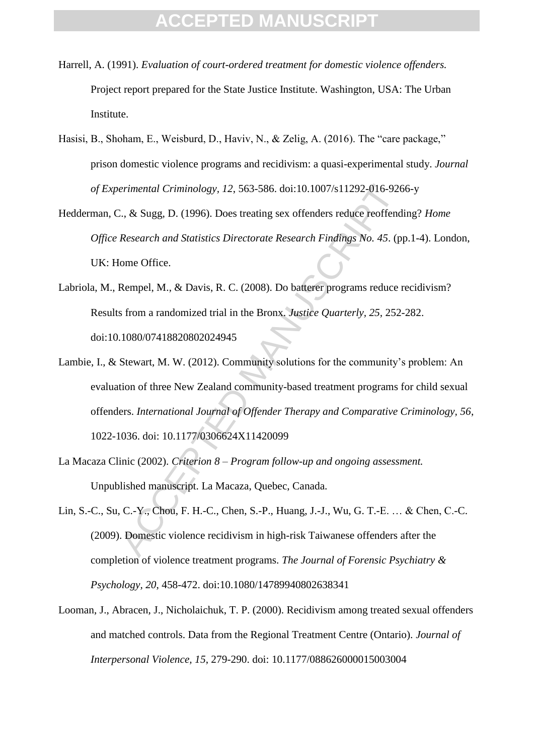Harrell, A. (1991). *Evaluation of court-ordered treatment for domestic violence offenders.* Project report prepared for the State Justice Institute. Washington, USA: The Urban Institute.

Hasisi, B., Shoham, E., Weisburd, D., Haviv, N., & Zelig, A. (2016). The "care package," prison domestic violence programs and recidivism: a quasi-experimental study. *Journal of Experimental Criminology, 12*, 563-586. doi:10.1007/s11292-016-9266-y

Hedderman, C., & Sugg, D. (1996). Does treating sex offenders reduce reoffending? *Home Office Research and Statistics Directorate Research Findings No. 45*. (pp.1-4). London, UK: Home Office.

Labriola, M., Rempel, M., & Davis, R. C. (2008). Do batterer programs reduce recidivism? Results from a randomized trial in the Bronx. *Justice Quarterly, 25*, 252-282. doi:10.1080/07418820802024945

Lambie, I., & Stewart, M. W. (2012). Community solutions for the community's problem: An evaluation of three New Zealand community-based treatment programs for child sexual offenders. *International Journal of Offender Therapy and Comparative Criminology, 56*, 1022-1036. doi: 10.1177/0306624X11420099

La Macaza Clinic (2002). *Criterion 8 – Program follow-up and ongoing assessment.* Unpublished manuscript. La Macaza, Quebec, Canada.

Lin, S.-C., Su, C.-Y., Chou, F. H.-C., Chen, S.-P., Huang, J.-J., Wu, G. T.-E. … & Chen, C.-C. (2009). Domestic violence recidivism in high-risk Taiwanese offenders after the completion of violence treatment programs. *The Journal of Forensic Psychiatry & Psychology, 20*, 458-472. doi:10.1080/14789940802638341

Looman, J., Abracen, J., Nicholaichuk, T. P. (2000). Recidivism among treated sexual offenders and matched controls. Data from the Regional Treatment Centre (Ontario). *Journal of Interpersonal Violence, 15*, 279-290. doi: 10.1177/088626000015003004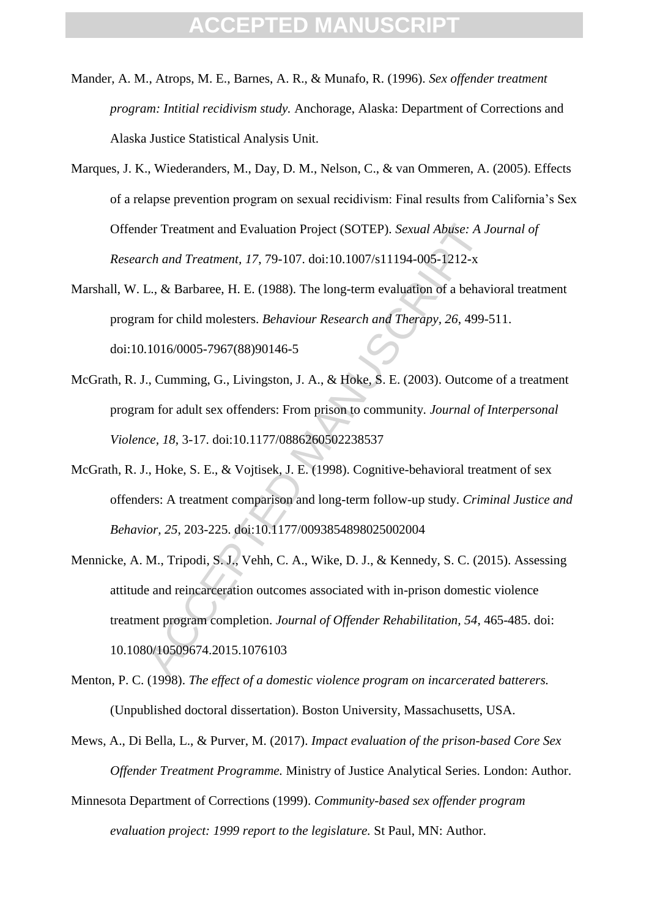Mander, A. M., Atrops, M. E., Barnes, A. R., & Munafo, R. (1996). *Sex offender treatment program: Intitial recidivism study.* Anchorage, Alaska: Department of Corrections and Alaska Justice Statistical Analysis Unit.

Marques, J. K., Wiederanders, M., Day, D. M., Nelson, C., & van Ommeren, A. (2005). Effects of a relapse prevention program on sexual recidivism: Final results from California's Sex Offender Treatment and Evaluation Project (SOTEP). *Sexual Abuse: A Journal of Research and Treatment, 17*, 79-107. doi:10.1007/s11194-005-1212-x

Marshall, W. L., & Barbaree, H. E. (1988). The long-term evaluation of a behavioral treatment program for child molesters. *Behaviour Research and Therapy, 26*, 499-511. doi:10.1016/0005-7967(88)90146-5

McGrath, R. J., Cumming, G., Livingston, J. A., & Hoke, S. E. (2003). Outcome of a treatment program for adult sex offenders: From prison to community. *Journal of Interpersonal Violence, 18*, 3-17. doi:10.1177/0886260502238537

McGrath, R. J., Hoke, S. E., & Vojtisek, J. E. (1998). Cognitive-behavioral treatment of sex offenders: A treatment comparison and long-term follow-up study. *Criminal Justice and Behavior, 25*, 203-225. doi:10.1177/0093854898025002004

Mennicke, A. M., Tripodi, S. J., Vehh, C. A., Wike, D. J., & Kennedy, S. C. (2015). Assessing attitude and reincarceration outcomes associated with in-prison domestic violence treatment program completion. *Journal of Offender Rehabilitation, 54*, 465-485. doi: 10.1080/10509674.2015.1076103

Menton, P. C. (1998). *The effect of a domestic violence program on incarcerated batterers.* (Unpublished doctoral dissertation). Boston University, Massachusetts, USA.

Mews, A., Di Bella, L., & Purver, M. (2017). *Impact evaluation of the prison-based Core Sex Offender Treatment Programme.* Ministry of Justice Analytical Series. London: Author.

Minnesota Department of Corrections (1999). *Community-based sex offender program evaluation project: 1999 report to the legislature.* St Paul, MN: Author.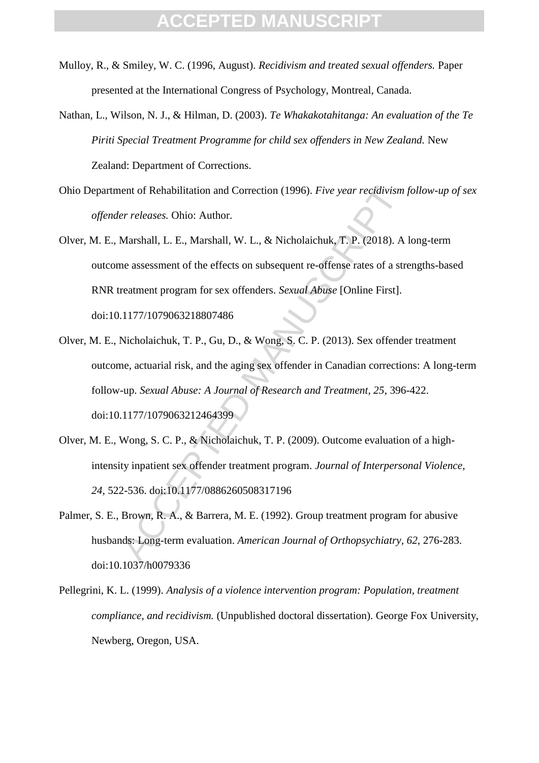Mulloy, R., & Smiley, W. C. (1996, August). *Recidivism and treated sexual offenders.* Paper presented at the International Congress of Psychology, Montreal, Canada.

Nathan, L., Wilson, N. J., & Hilman, D. (2003). *Te Whakakotahitanga: An evaluation of the Te Piriti Special Treatment Programme for child sex offenders in New Zealand.* New Zealand: Department of Corrections.

Ohio Department of Rehabilitation and Correction (1996). *Five year recidivism follow-up of sex offender releases.* Ohio: Author.

Olver, M. E., Marshall, L. E., Marshall, W. L., & Nicholaichuk, T. P. (2018). A long-term outcome assessment of the effects on subsequent re-offense rates of a strengths-based RNR treatment program for sex offenders. *Sexual Abuse* [Online First]. doi:10.1177/1079063218807486

Olver, M. E., Nicholaichuk, T. P., Gu, D., & Wong, S. C. P. (2013). Sex offender treatment outcome, actuarial risk, and the aging sex offender in Canadian corrections: A long-term follow-up. *Sexual Abuse: A Journal of Research and Treatment, 25*, 396-422. doi:10.1177/1079063212464399

Olver, M. E., Wong, S. C. P., & Nicholaichuk, T. P. (2009). Outcome evaluation of a high-intensity inpatient sex offender treatment program. *Journal of Interpersonal Violence, 24*, 522-536. doi:10.1177/0886260508317196

Palmer, S. E., Brown, R. A., & Barrera, M. E. (1992). Group treatment program for abusive husbands: Long-term evaluation. *American Journal of Orthopsychiatry, 62*, 276-283. doi:10.1037/h0079336

Pellegrini, K. L. (1999). *Analysis of a violence intervention program: Population, treatment compliance, and recidivism.* (Unpublished doctoral dissertation). George Fox University, Newberg, Oregon, USA.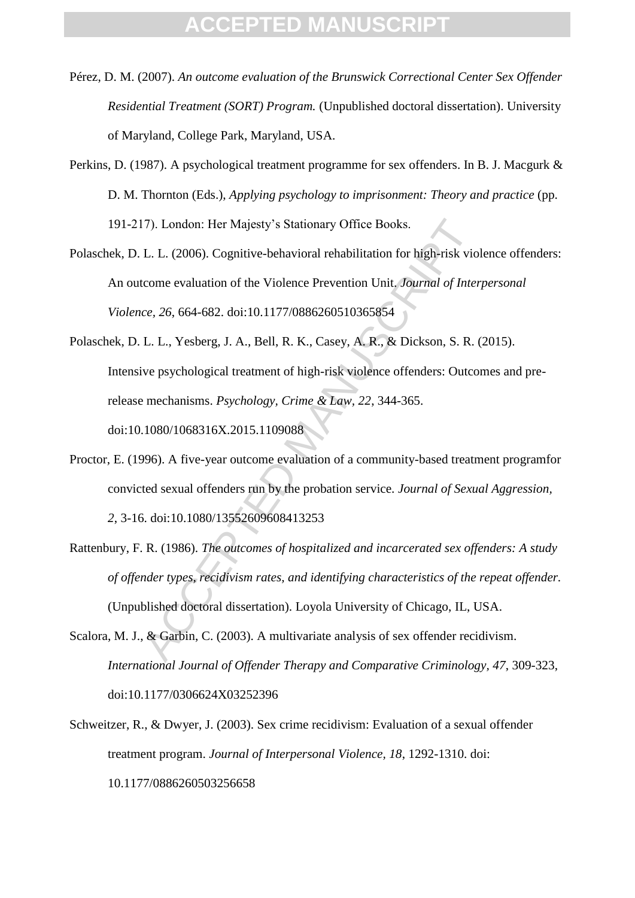Pérez, D. M. (2007). *An outcome evaluation of the Brunswick Correctional Center Sex Offender Residential Treatment (SORT) Program.* (Unpublished doctoral dissertation). University of Maryland, College Park, Maryland, USA.

Perkins, D. (1987). A psychological treatment programme for sex offenders. In B. J. Macgurk & D. M. Thornton (Eds.), *Applying psychology to imprisonment: Theory and practice* (pp. 191-217). London: Her Majesty's Stationary Office Books.

Polaschek, D. L. L. (2006). Cognitive-behavioral rehabilitation for high-risk violence offenders: An outcome evaluation of the Violence Prevention Unit. *Journal of Interpersonal Violence, 26*, 664-682. doi:10.1177/0886260510365854

Polaschek, D. L. L., Yesberg, J. A., Bell, R. K., Casey, A. R., & Dickson, S. R. (2015). Intensive psychological treatment of high-risk violence offenders: Outcomes and pre-release mechanisms. *Psychology, Crime & Law, 22*, 344-365. doi:10.1080/1068316X.2015.1109088

Proctor, E. (1996). A five-year outcome evaluation of a community-based treatment programfor convicted sexual offenders run by the probation service. *Journal of Sexual Aggression, 2*, 3-16. doi:10.1080/13552609608413253

Rattenbury, F. R. (1986). *The outcomes of hospitalized and incarcerated sex offenders: A study of offender types, recidivism rates, and identifying characteristics of the repeat offender.* (Unpublished doctoral dissertation). Loyola University of Chicago, IL, USA.

Scalora, M. J., & Garbin, C. (2003). A multivariate analysis of sex offender recidivism. *International Journal of Offender Therapy and Comparative Criminology, 47*, 309-323, doi:10.1177/0306624X03252396

Schweitzer, R., & Dwyer, J. (2003). Sex crime recidivism: Evaluation of a sexual offender treatment program. *Journal of Interpersonal Violence, 18*, 1292-1310. doi: 10.1177/0886260503256658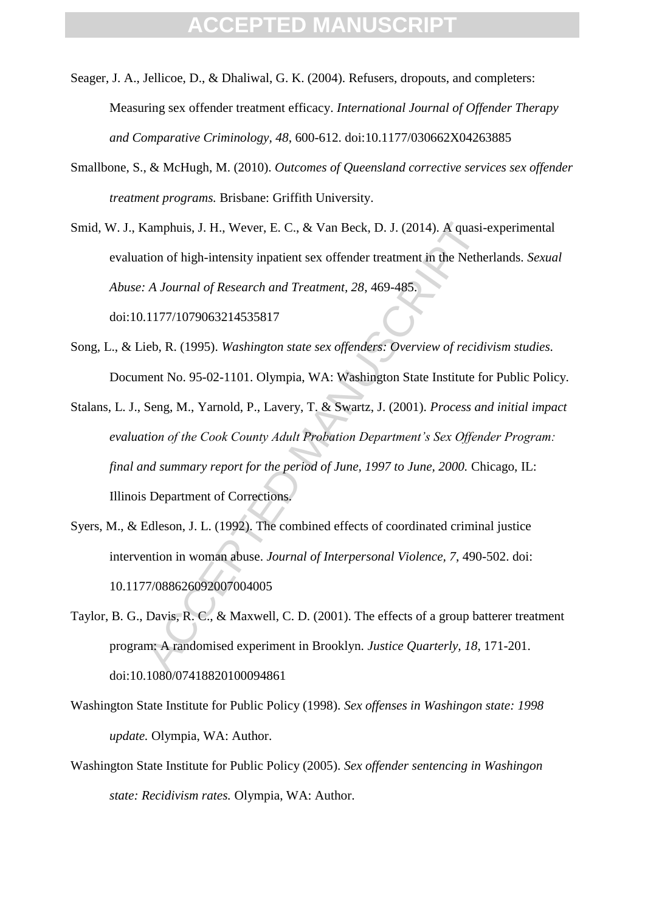Seager, J. A., Jellicoe, D., & Dhaliwal, G. K. (2004). Refusers, dropouts, and completers: Measuring sex offender treatment efficacy. *International Journal of Offender Therapy and Comparative Criminology, 48*, 600-612. doi:10.1177/030662X04263885

Smallbone, S., & McHugh, M. (2010). *Outcomes of Queensland corrective services sex offender treatment programs.* Brisbane: Griffith University.

Smid, W. J., Kamphuis, J. H., Wever, E. C., & Van Beck, D. J. (2014). A quasi-experimental evaluation of high-intensity inpatient sex offender treatment in the Netherlands. *Sexual Abuse: A Journal of Research and Treatment, 28*, 469-485. doi:10.1177/1079063214535817

Song, L., & Lieb, R. (1995). *Washington state sex offenders: Overview of recidivism studies.* Document No. 95-02-1101. Olympia, WA: Washington State Institute for Public Policy.

Stalans, L. J., Seng, M., Yarnold, P., Lavery, T. & Swartz, J. (2001). *Process and initial impact evaluation of the Cook County Adult Probation Department's Sex Offender Program: final and summary report for the period of June, 1997 to June, 2000.* Chicago, IL: Illinois Department of Corrections.

Syers, M., & Edleson, J. L. (1992). The combined effects of coordinated criminal justice intervention in woman abuse. *Journal of Interpersonal Violence, 7*, 490-502. doi: 10.1177/088626092007004005

Taylor, B. G., Davis, R. C., & Maxwell, C. D. (2001). The effects of a group batterer treatment program: A randomised experiment in Brooklyn. *Justice Quarterly, 18*, 171-201. doi:10.1080/07418820100094861

Washington State Institute for Public Policy (1998). *Sex offenses in Washingon state: 1998 update.* Olympia, WA: Author.

Washington State Institute for Public Policy (2005). *Sex offender sentencing in Washingon state: Recidivism rates.* Olympia, WA: Author.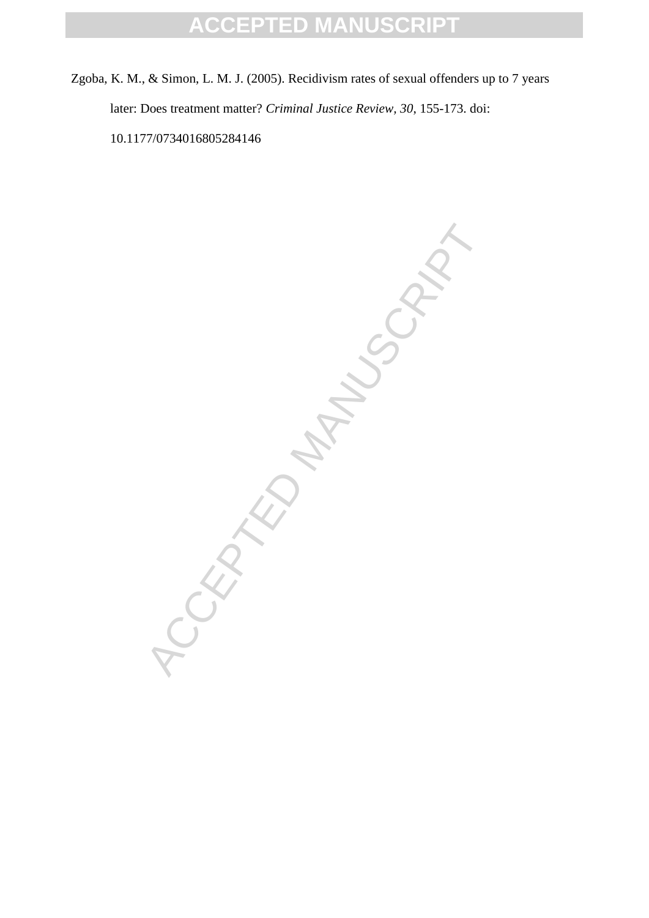Zgoba, K. M., & Simon, L. M. J. (2005). Recidivism rates of sexual offenders up to 7 years later: Does treatment matter? *Criminal Justice Review, 30*, 155-173. doi: 10.1177/0734016805284146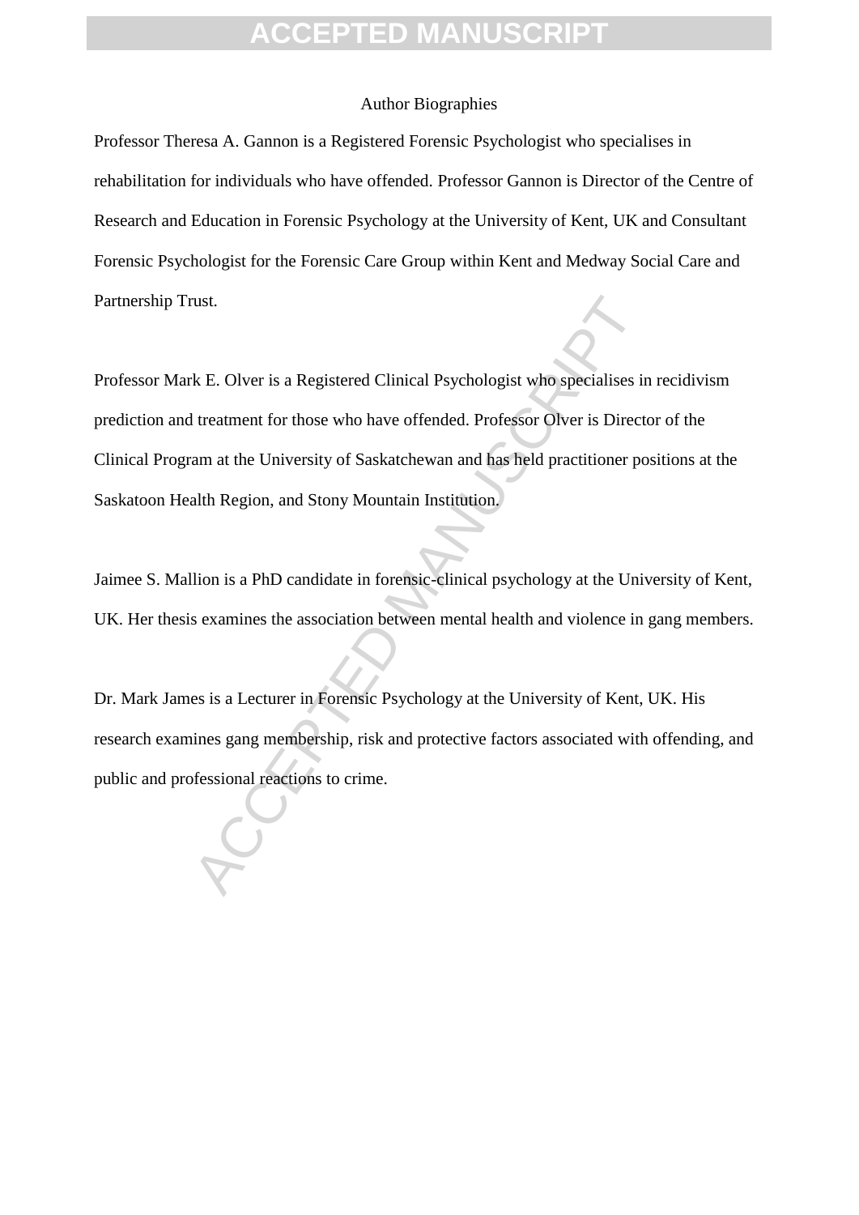# Author Biographies

Professor Theresa A. Gannon is a Registered Forensic Psychologist who specialises in rehabilitation for individuals who have offended. Professor Gannon is Director of the Centre of Research and Education in Forensic Psychology at the University of Kent, UK and Consultant Forensic Psychologist for the Forensic Care Group within Kent and Medway Social Care and Partnership Trust.

Professor Mark E. Olver is a Registered Clinical Psychologist who specialises in recidivism prediction and treatment for those who have offended. Professor Olver is Director of the Clinical Program at the University of Saskatchewan and has held practitioner positions at the Saskatoon Health Region, and Stony Mountain Institution.

Jaimee S. Mallion is a PhD candidate in forensic-clinical psychology at the University of Kent, UK. Her thesis examines the association between mental health and violence in gang members.

Dr. Mark James is a Lecturer in Forensic Psychology at the University of Kent, UK. His research examines gang membership, risk and protective factors associated with offending, and public and professional reactions to crime.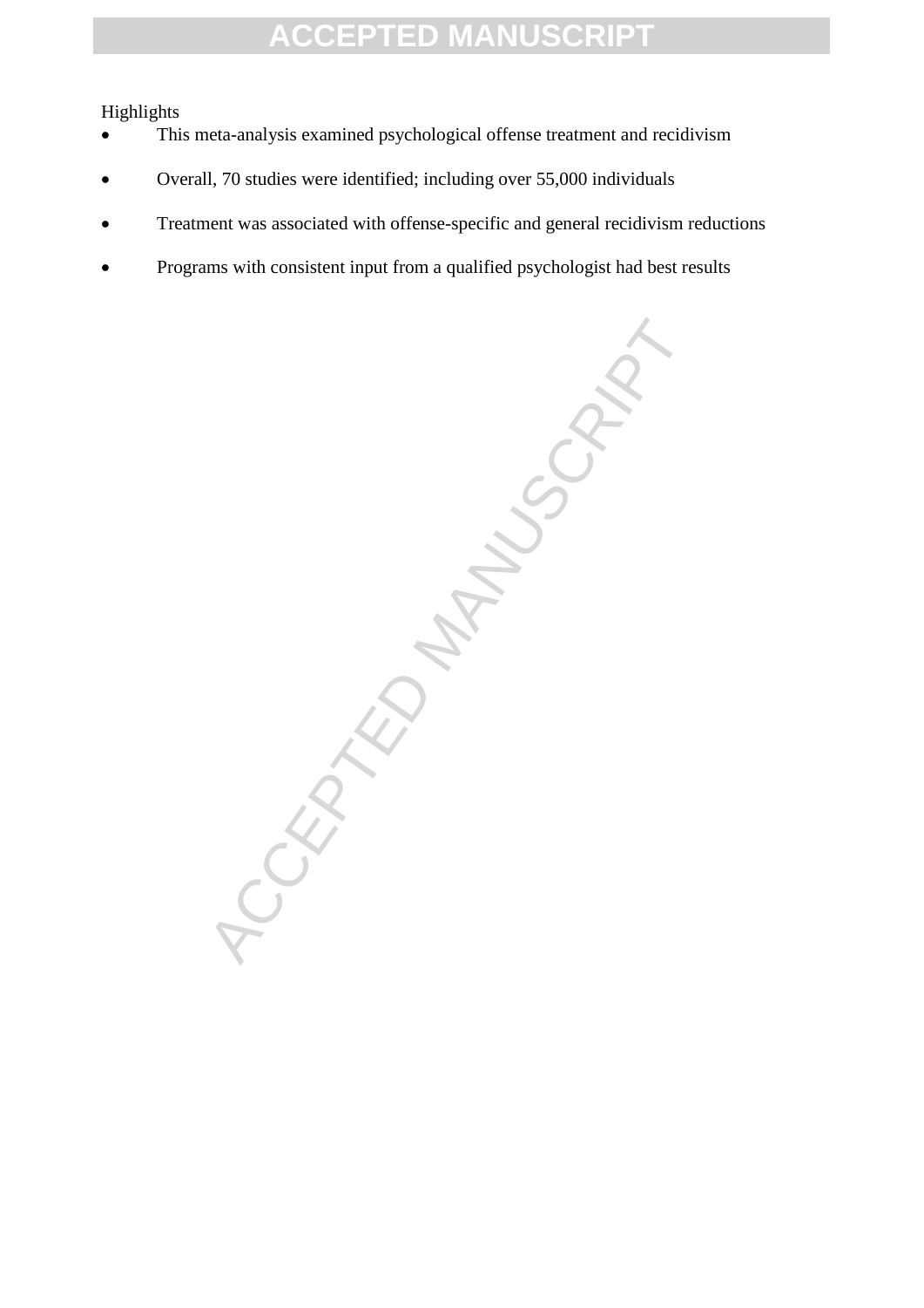Highlights

- This meta-analysis examined psychological offense treatment and recidivism
- Overall, 70 studies were identified; including over 55,000 individuals
- Treatment was associated with offense-specific and general recidivism reductions
- Programs with consistent input from a qualified psychologist had best results